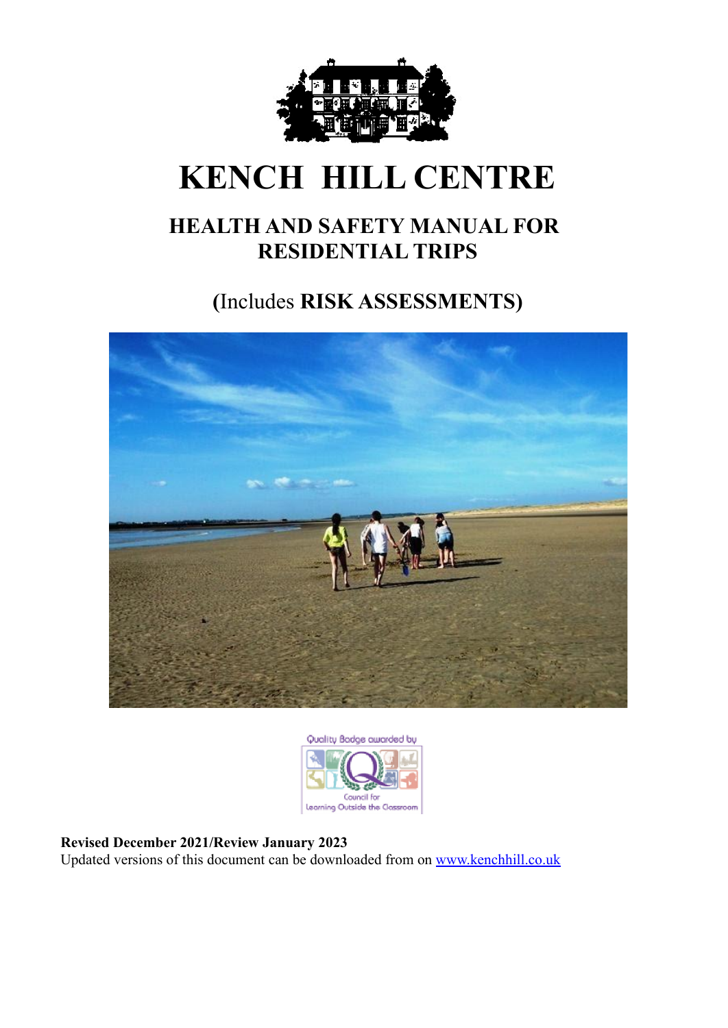# KENCH HILL CENTRE

## HEALTH AND SAFETY MANUAL FOR RESIDENTIAL TRIPS

(Includes **RISK ASSESSMENTS**)

Quality Badge awarded by Council for Learning Outside the Classroom

**Revised December 2021/Review January 2023**
Updated versions of this document can be downloaded from on [www.kenchhill.co.uk](http://www.kenchhill.co.uk)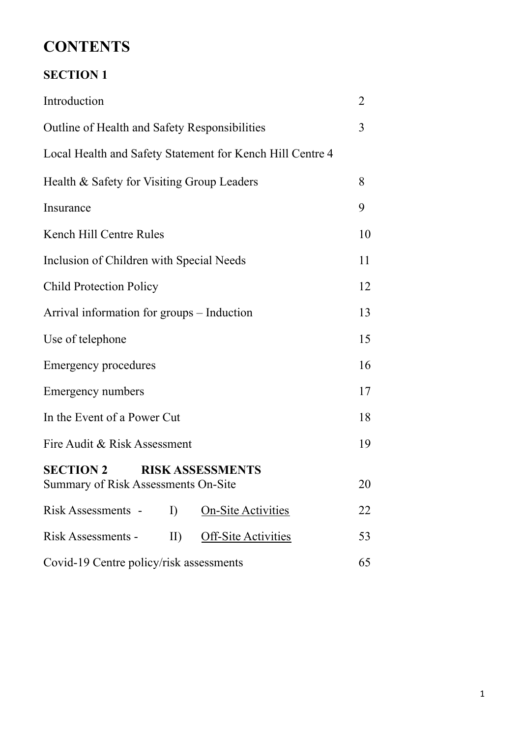# CONTENTS

## SECTION 1

| | |
|---|---|
| Introduction | 2 |
| Outline of Health and Safety Responsibilities | 3 |
| Local Health and Safety Statement for Kench Hill Centre | 4 |
| Health & Safety for Visiting Group Leaders | 8 |
| Insurance | 9 |
| Kench Hill Centre Rules | 10 |
| Inclusion of Children with Special Needs | 11 |
| Child Protection Policy | 12 |
| Arrival information for groups – Induction | 13 |
| Use of telephone | 15 |
| Emergency procedures | 16 |
| Emergency numbers | 17 |
| In the Event of a Power Cut | 18 |
| Fire Audit & Risk Assessment | 19 |

## SECTION 2 RISK ASSESSMENTS

| | |
|---|---|
| Summary of Risk Assessments On-Site | 20 |
| Risk Assessments - I) On-Site Activities | 22 |
| Risk Assessments - II) Off-Site Activities | 53 |
| Covid-19 Centre policy/risk assessments | 65 |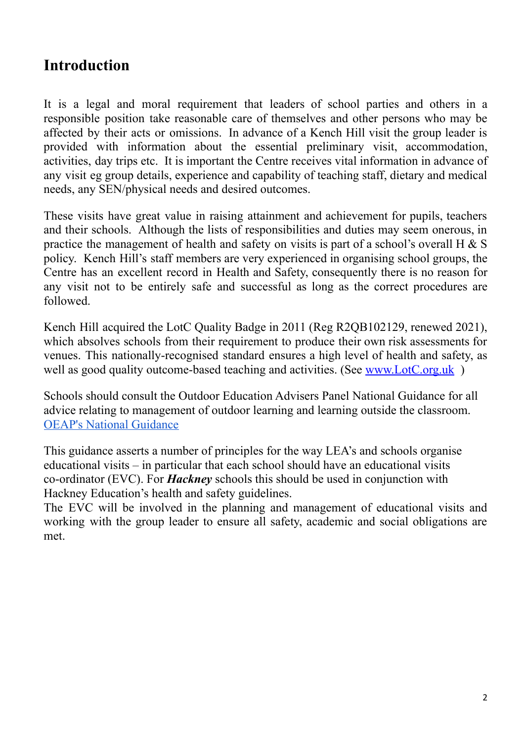# Introduction

It is a legal and moral requirement that leaders of school parties and others in a responsible position take reasonable care of themselves and other persons who may be affected by their acts or omissions. In advance of a Kench Hill visit the group leader is provided with information about the essential preliminary visit, accommodation, activities, day trips etc. It is important the Centre receives vital information in advance of any visit eg group details, experience and capability of teaching staff, dietary and medical needs, any SEN/physical needs and desired outcomes.

These visits have great value in raising attainment and achievement for pupils, teachers and their schools. Although the lists of responsibilities and duties may seem onerous, in practice the management of health and safety on visits is part of a school's overall H & S policy. Kench Hill's staff members are very experienced in organising school groups, the Centre has an excellent record in Health and Safety, consequently there is no reason for any visit not to be entirely safe and successful as long as the correct procedures are followed.

Kench Hill acquired the LotC Quality Badge in 2011 (Reg R2QB102129, renewed 2021), which absolves schools from their requirement to produce their own risk assessments for venues. This nationally-recognised standard ensures a high level of health and safety, as well as good quality outcome-based teaching and activities. (See [www.LotC.org.uk](http://www.LotC.org.uk) )

Schools should consult the Outdoor Education Advisers Panel National Guidance for all advice relating to management of outdoor learning and learning outside the classroom. [OEAP's National Guidance]()

This guidance asserts a number of principles for the way LEA's and schools organise educational visits – in particular that each school should have an educational visits co-ordinator (EVC). For ***Hackney*** schools this should be used in conjunction with Hackney Education's health and safety guidelines.

The EVC will be involved in the planning and management of educational visits and working with the group leader to ensure all safety, academic and social obligations are met.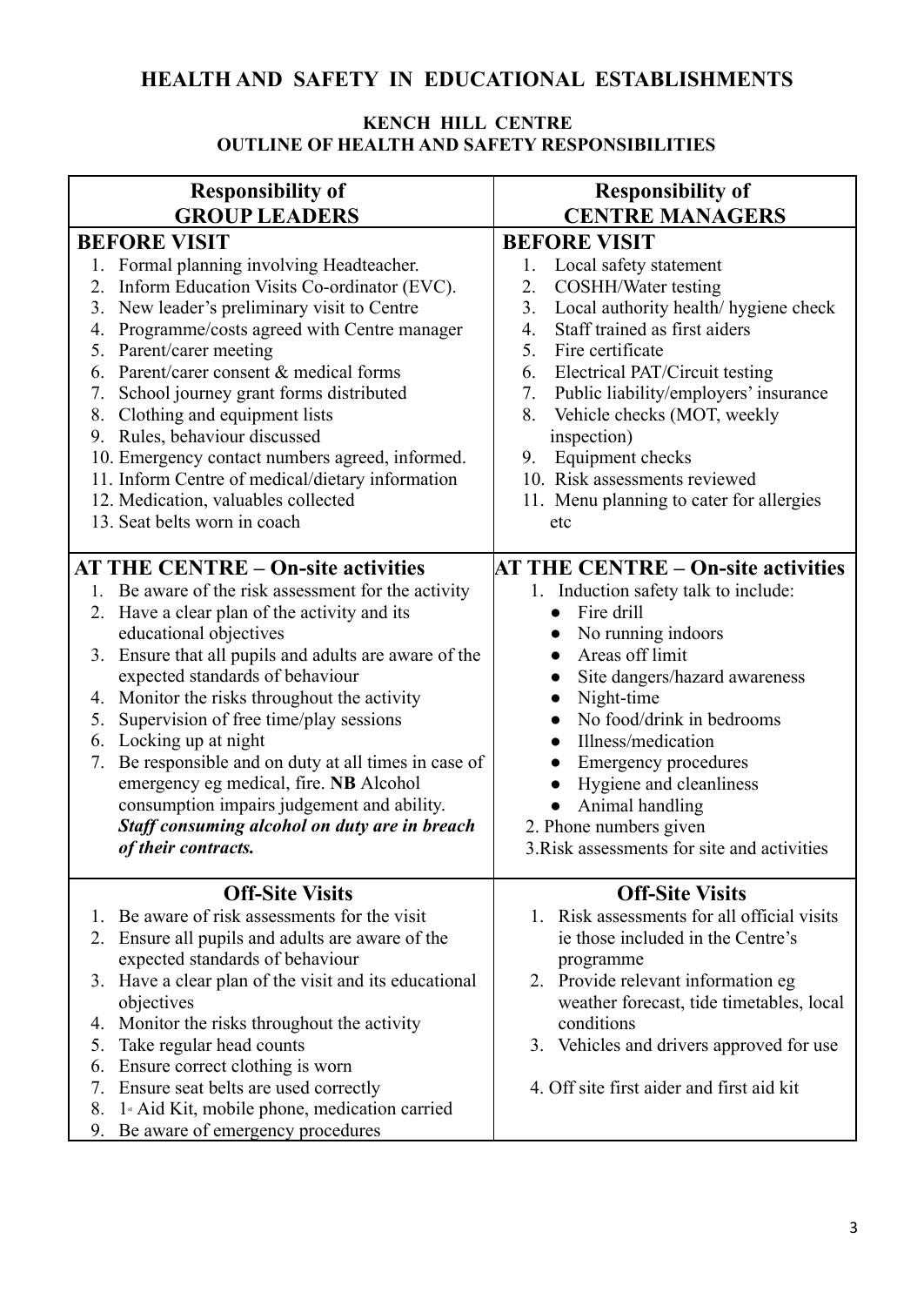# HEALTH AND SAFETY IN EDUCATIONAL ESTABLISHMENTS

## KENCH HILL CENTRE
## OUTLINE OF HEALTH AND SAFETY RESPONSIBILITIES

| Responsibility of GROUP LEADERS | Responsibility of CENTRE MANAGERS |
|---|---|
| **BEFORE VISIT**<br>1. Formal planning involving Headteacher.<br>2. Inform Education Visits Co-ordinator (EVC).<br>3. New leader's preliminary visit to Centre<br>4. Programme/costs agreed with Centre manager<br>5. Parent/carer meeting<br>6. Parent/carer consent & medical forms<br>7. School journey grant forms distributed<br>8. Clothing and equipment lists<br>9. Rules, behaviour discussed<br>10. Emergency contact numbers agreed, informed.<br>11. Inform Centre of medical/dietary information<br>12. Medication, valuables collected<br>13. Seat belts worn in coach | **BEFORE VISIT**<br>1. Local safety statement<br>2. COSHH/Water testing<br>3. Local authority health/ hygiene check<br>4. Staff trained as first aiders<br>5. Fire certificate<br>6. Electrical PAT/Circuit testing<br>7. Public liability/employers' insurance<br>8. Vehicle checks (MOT, weekly inspection)<br>9. Equipment checks<br>10. Risk assessments reviewed<br>11. Menu planning to cater for allergies etc |
| **AT THE CENTRE – On-site activities**<br>1. Be aware of the risk assessment for the activity<br>2. Have a clear plan of the activity and its educational objectives<br>3. Ensure that all pupils and adults are aware of the expected standards of behaviour<br>4. Monitor the risks throughout the activity<br>5. Supervision of free time/play sessions<br>6. Locking up at night<br>7. Be responsible and on duty at all times in case of emergency eg medical, fire. **NB** Alcohol consumption impairs judgement and ability. ***Staff consuming alcohol on duty are in breach of their contracts.*** | **AT THE CENTRE – On-site activities**<br>1. Induction safety talk to include:<br>● Fire drill<br>● No running indoors<br>● Areas off limit<br>● Site dangers/hazard awareness<br>● Night-time<br>● No food/drink in bedrooms<br>● Illness/medication<br>● Emergency procedures<br>● Hygiene and cleanliness<br>● Animal handling<br>2. Phone numbers given<br>3. Risk assessments for site and activities |
| **Off-Site Visits**<br>1. Be aware of risk assessments for the visit<br>2. Ensure all pupils and adults are aware of the expected standards of behaviour<br>3. Have a clear plan of the visit and its educational objectives<br>4. Monitor the risks throughout the activity<br>5. Take regular head counts<br>6. Ensure correct clothing is worn<br>7. Ensure seat belts are used correctly<br>8. 1st Aid Kit, mobile phone, medication carried<br>9. Be aware of emergency procedures | **Off-Site Visits**<br>1. Risk assessments for all official visits ie those included in the Centre's programme<br>2. Provide relevant information eg weather forecast, tide timetables, local conditions<br>3. Vehicles and drivers approved for use<br>4. Off site first aider and first aid kit |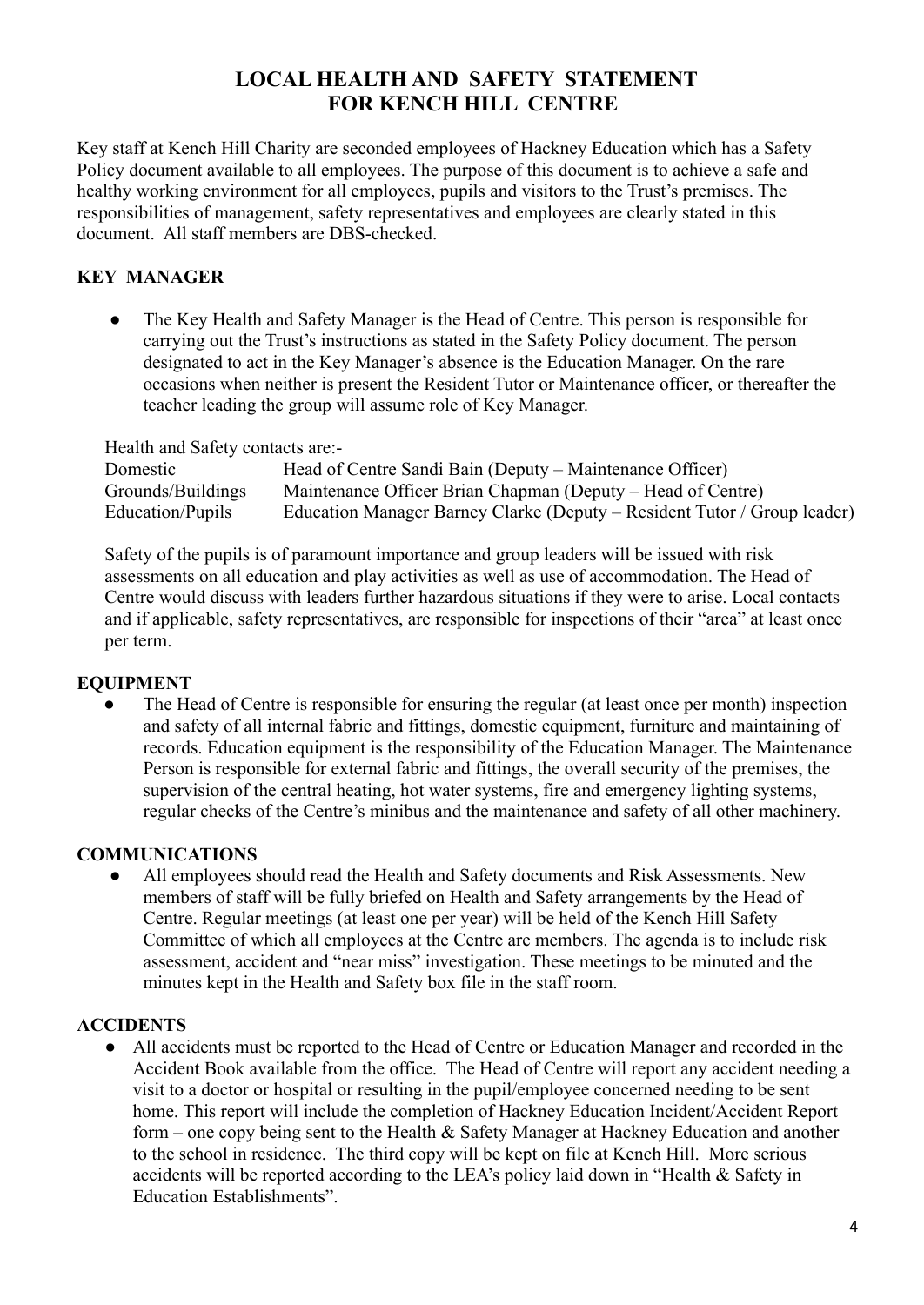# LOCAL HEALTH AND SAFETY STATEMENT FOR KENCH HILL CENTRE

Key staff at Kench Hill Charity are seconded employees of Hackney Education which has a Safety Policy document available to all employees. The purpose of this document is to achieve a safe and healthy working environment for all employees, pupils and visitors to the Trust's premises. The responsibilities of management, safety representatives and employees are clearly stated in this document. All staff members are DBS-checked.

## KEY MANAGER

- The Key Health and Safety Manager is the Head of Centre. This person is responsible for carrying out the Trust's instructions as stated in the Safety Policy document. The person designated to act in the Key Manager's absence is the Education Manager. On the rare occasions when neither is present the Resident Tutor or Maintenance officer, or thereafter the teacher leading the group will assume role of Key Manager.

Health and Safety contacts are:-

| | |
|---|---|
| Domestic | Head of Centre Sandi Bain (Deputy – Maintenance Officer) |
| Grounds/Buildings | Maintenance Officer Brian Chapman (Deputy – Head of Centre) |
| Education/Pupils | Education Manager Barney Clarke (Deputy – Resident Tutor / Group leader) |

Safety of the pupils is of paramount importance and group leaders will be issued with risk assessments on all education and play activities as well as use of accommodation. The Head of Centre would discuss with leaders further hazardous situations if they were to arise. Local contacts and if applicable, safety representatives, are responsible for inspections of their "area" at least once per term.

## EQUIPMENT

- The Head of Centre is responsible for ensuring the regular (at least once per month) inspection and safety of all internal fabric and fittings, domestic equipment, furniture and maintaining of records. Education equipment is the responsibility of the Education Manager. The Maintenance Person is responsible for external fabric and fittings, the overall security of the premises, the supervision of the central heating, hot water systems, fire and emergency lighting systems, regular checks of the Centre's minibus and the maintenance and safety of all other machinery.

## COMMUNICATIONS

- All employees should read the Health and Safety documents and Risk Assessments. New members of staff will be fully briefed on Health and Safety arrangements by the Head of Centre. Regular meetings (at least one per year) will be held of the Kench Hill Safety Committee of which all employees at the Centre are members. The agenda is to include risk assessment, accident and "near miss" investigation. These meetings to be minuted and the minutes kept in the Health and Safety box file in the staff room.

## ACCIDENTS

- All accidents must be reported to the Head of Centre or Education Manager and recorded in the Accident Book available from the office. The Head of Centre will report any accident needing a visit to a doctor or hospital or resulting in the pupil/employee concerned needing to be sent home. This report will include the completion of Hackney Education Incident/Accident Report form – one copy being sent to the Health & Safety Manager at Hackney Education and another to the school in residence. The third copy will be kept on file at Kench Hill. More serious accidents will be reported according to the LEA's policy laid down in "Health & Safety in Education Establishments".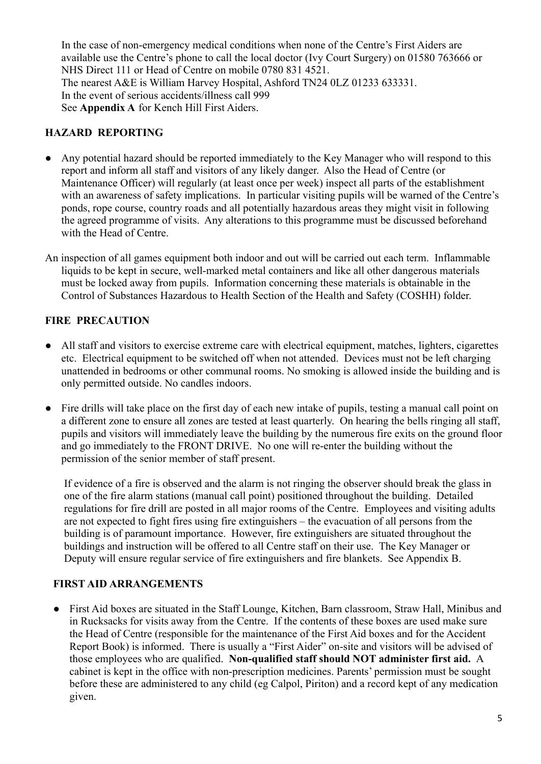In the case of non-emergency medical conditions when none of the Centre's First Aiders are available use the Centre's phone to call the local doctor (Ivy Court Surgery) on 01580 763666 or NHS Direct 111 or Head of Centre on mobile 0780 831 4521.
The nearest A&E is William Harvey Hospital, Ashford TN24 0LZ 01233 633331.
In the event of serious accidents/illness call 999
See **Appendix A** for Kench Hill First Aiders.

## HAZARD REPORTING

- Any potential hazard should be reported immediately to the Key Manager who will respond to this report and inform all staff and visitors of any likely danger. Also the Head of Centre (or Maintenance Officer) will regularly (at least once per week) inspect all parts of the establishment with an awareness of safety implications. In particular visiting pupils will be warned of the Centre's ponds, rope course, country roads and all potentially hazardous areas they might visit in following the agreed programme of visits. Any alterations to this programme must be discussed beforehand with the Head of Centre.

An inspection of all games equipment both indoor and out will be carried out each term. Inflammable liquids to be kept in secure, well-marked metal containers and like all other dangerous materials must be locked away from pupils. Information concerning these materials is obtainable in the Control of Substances Hazardous to Health Section of the Health and Safety (COSHH) folder.

## FIRE PRECAUTION

- All staff and visitors to exercise extreme care with electrical equipment, matches, lighters, cigarettes etc. Electrical equipment to be switched off when not attended. Devices must not be left charging unattended in bedrooms or other communal rooms. No smoking is allowed inside the building and is only permitted outside. No candles indoors.

- Fire drills will take place on the first day of each new intake of pupils, testing a manual call point on a different zone to ensure all zones are tested at least quarterly. On hearing the bells ringing all staff, pupils and visitors will immediately leave the building by the numerous fire exits on the ground floor and go immediately to the FRONT DRIVE. No one will re-enter the building without the permission of the senior member of staff present.

  If evidence of a fire is observed and the alarm is not ringing the observer should break the glass in one of the fire alarm stations (manual call point) positioned throughout the building. Detailed regulations for fire drill are posted in all major rooms of the Centre. Employees and visiting adults are not expected to fight fires using fire extinguishers – the evacuation of all persons from the building is of paramount importance. However, fire extinguishers are situated throughout the buildings and instruction will be offered to all Centre staff on their use. The Key Manager or Deputy will ensure regular service of fire extinguishers and fire blankets. See Appendix B.

## FIRST AID ARRANGEMENTS

- First Aid boxes are situated in the Staff Lounge, Kitchen, Barn classroom, Straw Hall, Minibus and in Rucksacks for visits away from the Centre. If the contents of these boxes are used make sure the Head of Centre (responsible for the maintenance of the First Aid boxes and for the Accident Report Book) is informed. There is usually a "First Aider" on-site and visitors will be advised of those employees who are qualified. **Non-qualified staff should NOT administer first aid.** A cabinet is kept in the office with non-prescription medicines. Parents' permission must be sought before these are administered to any child (eg Calpol, Piriton) and a record kept of any medication given.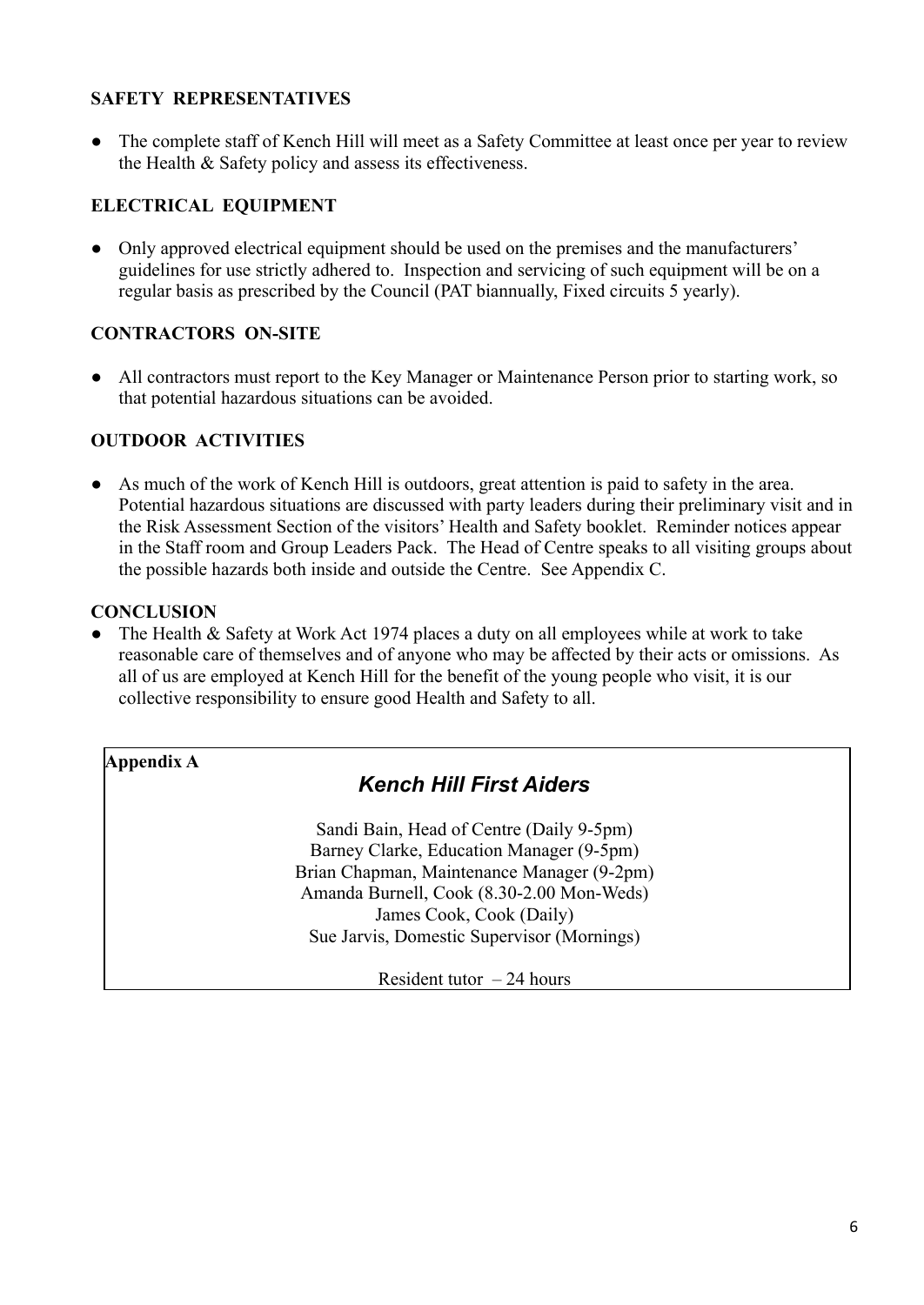**SAFETY REPRESENTATIVES**

- The complete staff of Kench Hill will meet as a Safety Committee at least once per year to review the Health & Safety policy and assess its effectiveness.

**ELECTRICAL EQUIPMENT**

- Only approved electrical equipment should be used on the premises and the manufacturers' guidelines for use strictly adhered to. Inspection and servicing of such equipment will be on a regular basis as prescribed by the Council (PAT biannually, Fixed circuits 5 yearly).

**CONTRACTORS ON-SITE**

- All contractors must report to the Key Manager or Maintenance Person prior to starting work, so that potential hazardous situations can be avoided.

**OUTDOOR ACTIVITIES**

- As much of the work of Kench Hill is outdoors, great attention is paid to safety in the area. Potential hazardous situations are discussed with party leaders during their preliminary visit and in the Risk Assessment Section of the visitors' Health and Safety booklet. Reminder notices appear in the Staff room and Group Leaders Pack. The Head of Centre speaks to all visiting groups about the possible hazards both inside and outside the Centre. See Appendix C.

**CONCLUSION**

- The Health & Safety at Work Act 1974 places a duty on all employees while at work to take reasonable care of themselves and of anyone who may be affected by their acts or omissions. As all of us are employed at Kench Hill for the benefit of the young people who visit, it is our collective responsibility to ensure good Health and Safety to all.

**Appendix A**

***Kench Hill First Aiders***

Sandi Bain, Head of Centre (Daily 9-5pm)
Barney Clarke, Education Manager (9-5pm)
Brian Chapman, Maintenance Manager (9-2pm)
Amanda Burnell, Cook (8.30-2.00 Mon-Weds)
James Cook, Cook (Daily)
Sue Jarvis, Domestic Supervisor (Mornings)

Resident tutor – 24 hours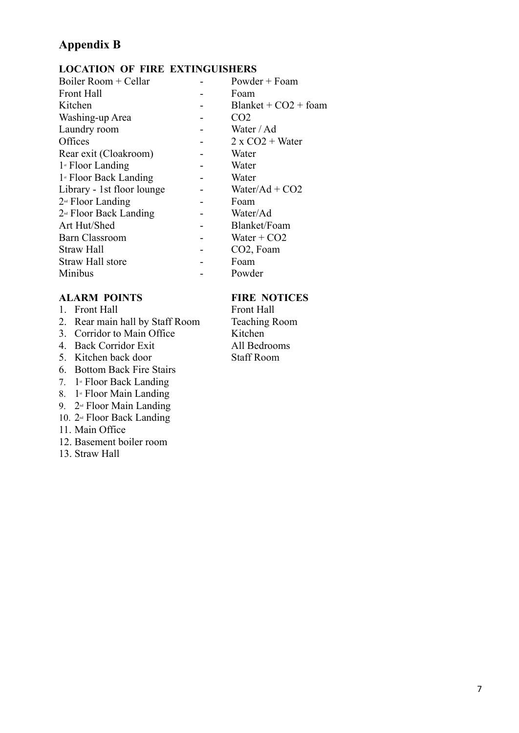## Appendix B

### LOCATION OF FIRE EXTINGUISHERS

| Location | | Type |
|---|---|---|
| Boiler Room + Cellar | - | Powder + Foam |
| Front Hall | - | Foam |
| Kitchen | - | Blanket + $CO_2$ + foam |
| Washing-up Area | - | $CO_2$ |
| Laundry room | - | Water / Ad |
| Offices | - | 2 x $CO_2$ + Water |
| Rear exit (Cloakroom) | - | Water |
| 1st Floor Landing | - | Water |
| 1st Floor Back Landing | - | Water |
| Library - 1st floor lounge | - | Water/Ad + $CO_2$ |
| 2nd Floor Landing | - | Foam |
| 2nd Floor Back Landing | - | Water/Ad |
| Art Hut/Shed | - | Blanket/Foam |
| Barn Classroom | - | Water + $CO_2$ |
| Straw Hall | - | $CO_2$, Foam |
| Straw Hall store | - | Foam |
| Minibus | - | Powder |

### ALARM POINTS

1. Front Hall
2. Rear main hall by Staff Room
3. Corridor to Main Office
4. Back Corridor Exit
5. Kitchen back door
6. Bottom Back Fire Stairs
7. 1st Floor Back Landing
8. 1st Floor Main Landing
9. 2nd Floor Main Landing
10. 2nd Floor Back Landing
11. Main Office
12. Basement boiler room
13. Straw Hall

### FIRE NOTICES

- Front Hall
- Teaching Room
- Kitchen
- All Bedrooms
- Staff Room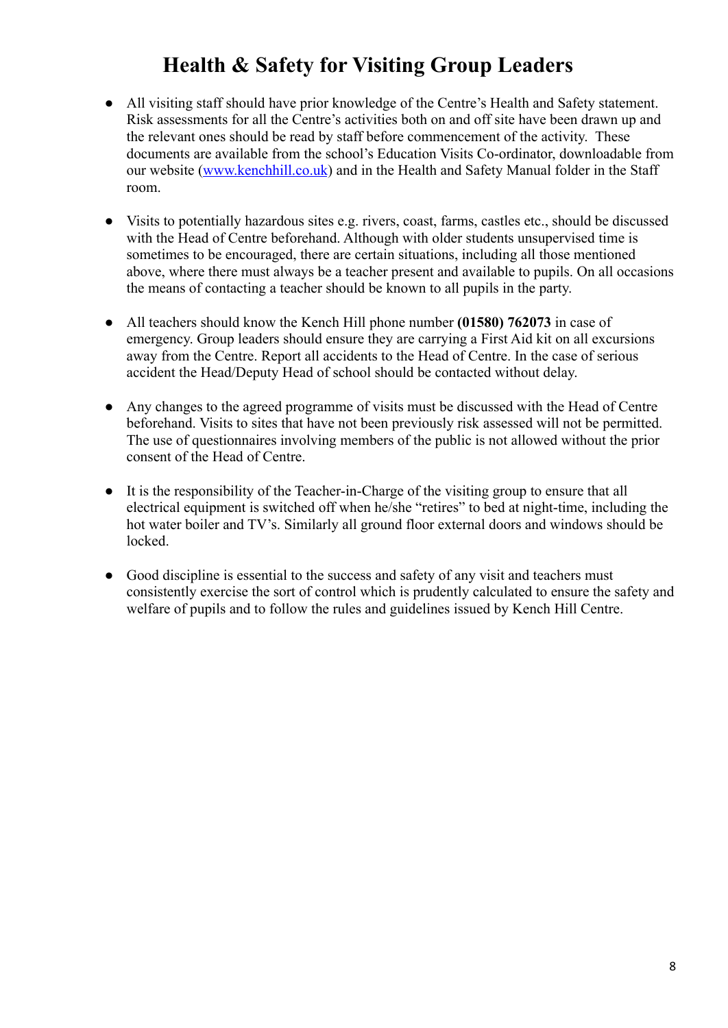# Health & Safety for Visiting Group Leaders

- All visiting staff should have prior knowledge of the Centre's Health and Safety statement. Risk assessments for all the Centre's activities both on and off site have been drawn up and the relevant ones should be read by staff before commencement of the activity. These documents are available from the school's Education Visits Co-ordinator, downloadable from our website ([www.kenchhill.co.uk](http://www.kenchhill.co.uk)) and in the Health and Safety Manual folder in the Staff room.

- Visits to potentially hazardous sites e.g. rivers, coast, farms, castles etc., should be discussed with the Head of Centre beforehand. Although with older students unsupervised time is sometimes to be encouraged, there are certain situations, including all those mentioned above, where there must always be a teacher present and available to pupils. On all occasions the means of contacting a teacher should be known to all pupils in the party.

- All teachers should know the Kench Hill phone number **(01580) 762073** in case of emergency. Group leaders should ensure they are carrying a First Aid kit on all excursions away from the Centre. Report all accidents to the Head of Centre. In the case of serious accident the Head/Deputy Head of school should be contacted without delay.

- Any changes to the agreed programme of visits must be discussed with the Head of Centre beforehand. Visits to sites that have not been previously risk assessed will not be permitted. The use of questionnaires involving members of the public is not allowed without the prior consent of the Head of Centre.

- It is the responsibility of the Teacher-in-Charge of the visiting group to ensure that all electrical equipment is switched off when he/she "retires" to bed at night-time, including the hot water boiler and TV's. Similarly all ground floor external doors and windows should be locked.

- Good discipline is essential to the success and safety of any visit and teachers must consistently exercise the sort of control which is prudently calculated to ensure the safety and welfare of pupils and to follow the rules and guidelines issued by Kench Hill Centre.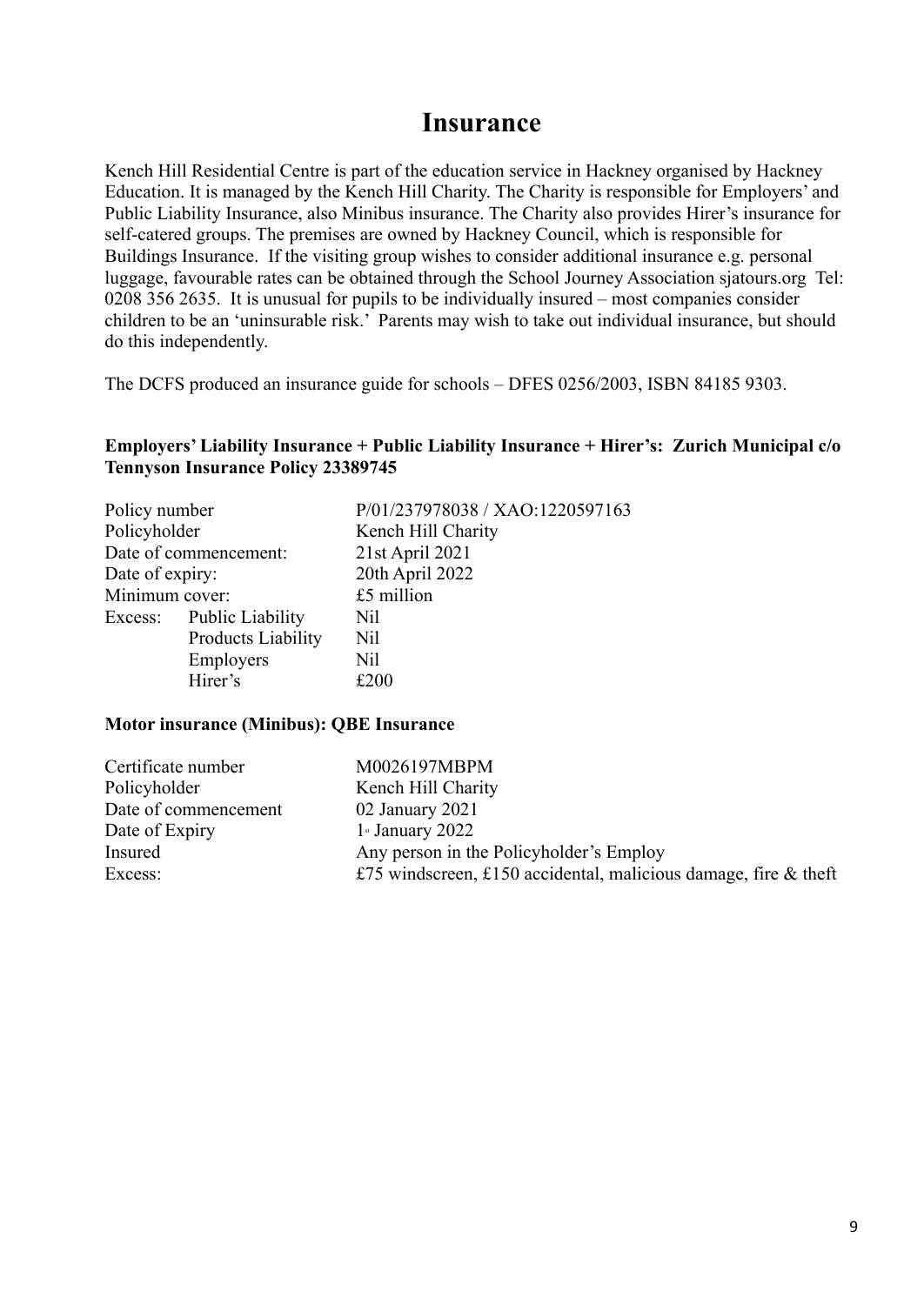# Insurance

Kench Hill Residential Centre is part of the education service in Hackney organised by Hackney Education. It is managed by the Kench Hill Charity. The Charity is responsible for Employers' and Public Liability Insurance, also Minibus insurance. The Charity also provides Hirer's insurance for self-catered groups. The premises are owned by Hackney Council, which is responsible for Buildings Insurance. If the visiting group wishes to consider additional insurance e.g. personal luggage, favourable rates can be obtained through the School Journey Association sjatours.org Tel: 0208 356 2635. It is unusual for pupils to be individually insured – most companies consider children to be an 'uninsurable risk.' Parents may wish to take out individual insurance, but should do this independently.

The DCFS produced an insurance guide for schools – DFES 0256/2003, ISBN 84185 9303.

**Employers' Liability Insurance + Public Liability Insurance + Hirer's: Zurich Municipal c/o Tennyson Insurance Policy 23389745**

| | | |
|---|---|---|
| Policy number | | P/01/237978038 / XAO:1220597163 |
| Policyholder | | Kench Hill Charity |
| Date of commencement: | | 21st April 2021 |
| Date of expiry: | | 20th April 2022 |
| Minimum cover: | | £5 million |
| Excess: | Public Liability | Nil |
| | Products Liability | Nil |
| | Employers | Nil |
| | Hirer's | £200 |

**Motor insurance (Minibus): QBE Insurance**

| | |
|---|---|
| Certificate number | M0026197MBPM |
| Policyholder | Kench Hill Charity |
| Date of commencement | 02 January 2021 |
| Date of Expiry | 1st January 2022 |
| Insured | Any person in the Policyholder's Employ |
| Excess: | £75 windscreen, £150 accidental, malicious damage, fire & theft |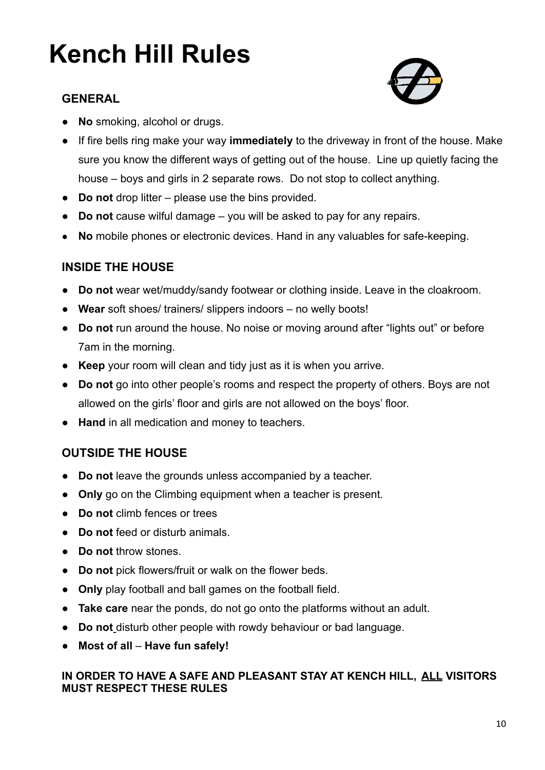# Kench Hill Rules

### GENERAL

- **No** smoking, alcohol or drugs.
- If fire bells ring make your way **immediately** to the driveway in front of the house. Make sure you know the different ways of getting out of the house. Line up quietly facing the house – boys and girls in 2 separate rows. Do not stop to collect anything.
- **Do not** drop litter – please use the bins provided.
- **Do not** cause wilful damage – you will be asked to pay for any repairs.
- **No** mobile phones or electronic devices. Hand in any valuables for safe-keeping.

### INSIDE THE HOUSE

- **Do not** wear wet/muddy/sandy footwear or clothing inside. Leave in the cloakroom.
- **Wear** soft shoes/ trainers/ slippers indoors – no welly boots!
- **Do not** run around the house. No noise or moving around after "lights out" or before 7am in the morning.
- **Keep** your room will clean and tidy just as it is when you arrive.
- **Do not** go into other people's rooms and respect the property of others. Boys are not allowed on the girls' floor and girls are not allowed on the boys' floor.
- **Hand** in all medication and money to teachers.

### OUTSIDE THE HOUSE

- **Do not** leave the grounds unless accompanied by a teacher.
- **Only** go on the Climbing equipment when a teacher is present.
- **Do not** climb fences or trees
- **Do not** feed or disturb animals.
- **Do not** throw stones.
- **Do not** pick flowers/fruit or walk on the flower beds.
- **Only** play football and ball games on the football field.
- **Take care** near the ponds, do not go onto the platforms without an adult.
- **Do not** disturb other people with rowdy behaviour or bad language.
- **Most of all** – **Have fun safely!**

**IN ORDER TO HAVE A SAFE AND PLEASANT STAY AT KENCH HILL, <u>ALL</u> VISITORS MUST RESPECT THESE RULES**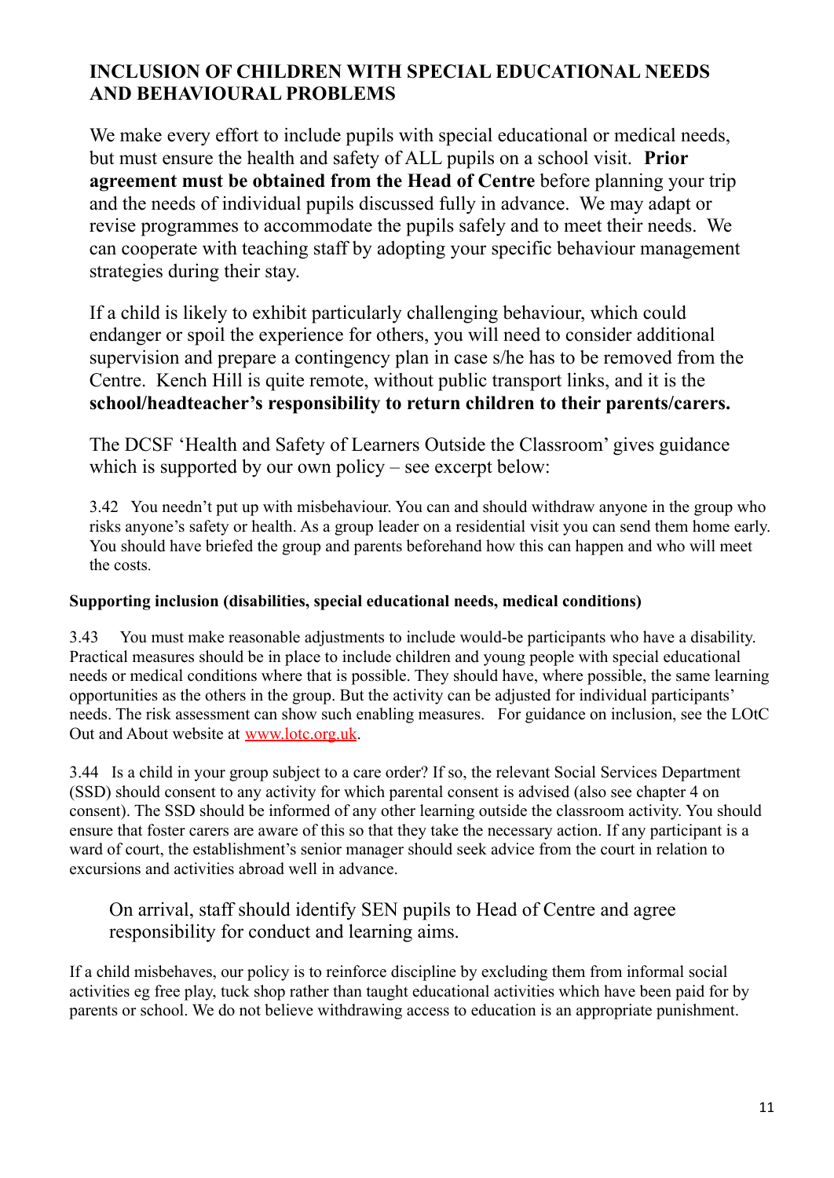## INCLUSION OF CHILDREN WITH SPECIAL EDUCATIONAL NEEDS AND BEHAVIOURAL PROBLEMS

We make every effort to include pupils with special educational or medical needs, but must ensure the health and safety of ALL pupils on a school visit. **Prior agreement must be obtained from the Head of Centre** before planning your trip and the needs of individual pupils discussed fully in advance. We may adapt or revise programmes to accommodate the pupils safely and to meet their needs. We can cooperate with teaching staff by adopting your specific behaviour management strategies during their stay.

If a child is likely to exhibit particularly challenging behaviour, which could endanger or spoil the experience for others, you will need to consider additional supervision and prepare a contingency plan in case s/he has to be removed from the Centre. Kench Hill is quite remote, without public transport links, and it is the **school/headteacher's responsibility to return children to their parents/carers.**

The DCSF 'Health and Safety of Learners Outside the Classroom' gives guidance which is supported by our own policy – see excerpt below:

3.42 You needn't put up with misbehaviour. You can and should withdraw anyone in the group who risks anyone's safety or health. As a group leader on a residential visit you can send them home early. You should have briefed the group and parents beforehand how this can happen and who will meet the costs.

**Supporting inclusion (disabilities, special educational needs, medical conditions)**

3.43 You must make reasonable adjustments to include would-be participants who have a disability. Practical measures should be in place to include children and young people with special educational needs or medical conditions where that is possible. They should have, where possible, the same learning opportunities as the others in the group. But the activity can be adjusted for individual participants' needs. The risk assessment can show such enabling measures. For guidance on inclusion, see the LOtC Out and About website at www.lotc.org.uk.

3.44 Is a child in your group subject to a care order? If so, the relevant Social Services Department (SSD) should consent to any activity for which parental consent is advised (also see chapter 4 on consent). The SSD should be informed of any other learning outside the classroom activity. You should ensure that foster carers are aware of this so that they take the necessary action. If any participant is a ward of court, the establishment's senior manager should seek advice from the court in relation to excursions and activities abroad well in advance.

On arrival, staff should identify SEN pupils to Head of Centre and agree responsibility for conduct and learning aims.

If a child misbehaves, our policy is to reinforce discipline by excluding them from informal social activities eg free play, tuck shop rather than taught educational activities which have been paid for by parents or school. We do not believe withdrawing access to education is an appropriate punishment.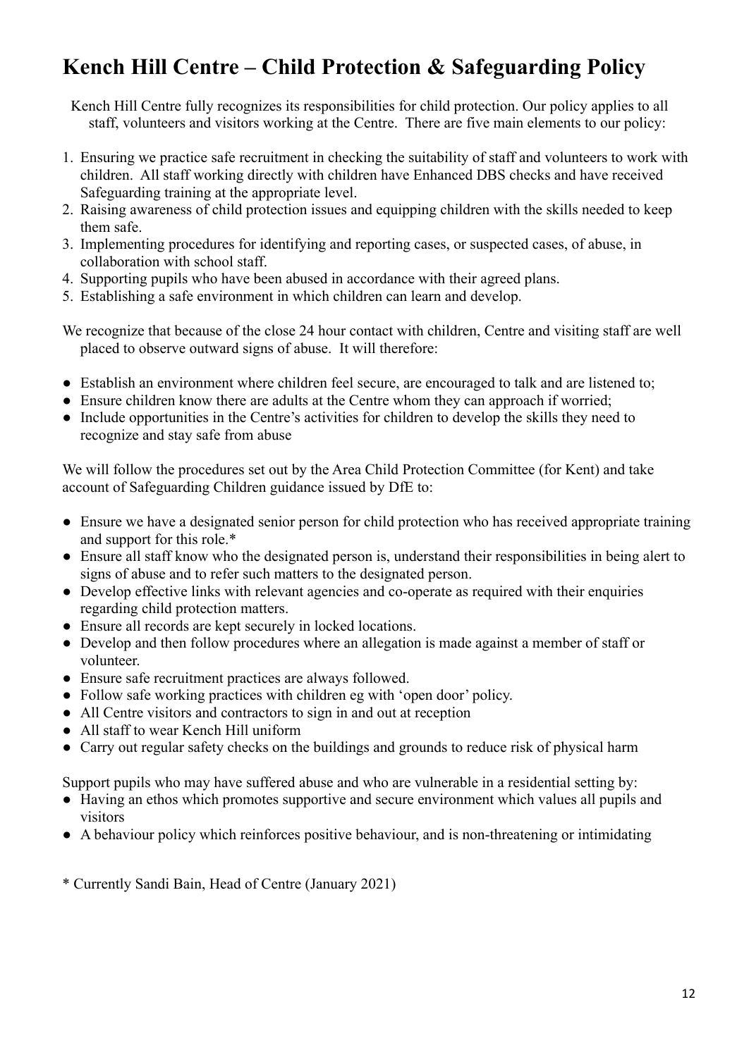# Kench Hill Centre – Child Protection & Safeguarding Policy

Kench Hill Centre fully recognizes its responsibilities for child protection. Our policy applies to all staff, volunteers and visitors working at the Centre. There are five main elements to our policy:

1. Ensuring we practice safe recruitment in checking the suitability of staff and volunteers to work with children. All staff working directly with children have Enhanced DBS checks and have received Safeguarding training at the appropriate level.
2. Raising awareness of child protection issues and equipping children with the skills needed to keep them safe.
3. Implementing procedures for identifying and reporting cases, or suspected cases, of abuse, in collaboration with school staff.
4. Supporting pupils who have been abused in accordance with their agreed plans.
5. Establishing a safe environment in which children can learn and develop.

We recognize that because of the close 24 hour contact with children, Centre and visiting staff are well placed to observe outward signs of abuse. It will therefore:

- Establish an environment where children feel secure, are encouraged to talk and are listened to;
- Ensure children know there are adults at the Centre whom they can approach if worried;
- Include opportunities in the Centre's activities for children to develop the skills they need to recognize and stay safe from abuse

We will follow the procedures set out by the Area Child Protection Committee (for Kent) and take account of Safeguarding Children guidance issued by DfE to:

- Ensure we have a designated senior person for child protection who has received appropriate training and support for this role.*
- Ensure all staff know who the designated person is, understand their responsibilities in being alert to signs of abuse and to refer such matters to the designated person.
- Develop effective links with relevant agencies and co-operate as required with their enquiries regarding child protection matters.
- Ensure all records are kept securely in locked locations.
- Develop and then follow procedures where an allegation is made against a member of staff or volunteer.
- Ensure safe recruitment practices are always followed.
- Follow safe working practices with children eg with 'open door' policy.
- All Centre visitors and contractors to sign in and out at reception
- All staff to wear Kench Hill uniform
- Carry out regular safety checks on the buildings and grounds to reduce risk of physical harm

Support pupils who may have suffered abuse and who are vulnerable in a residential setting by:

- Having an ethos which promotes supportive and secure environment which values all pupils and visitors
- A behaviour policy which reinforces positive behaviour, and is non-threatening or intimidating

\* Currently Sandi Bain, Head of Centre (January 2021)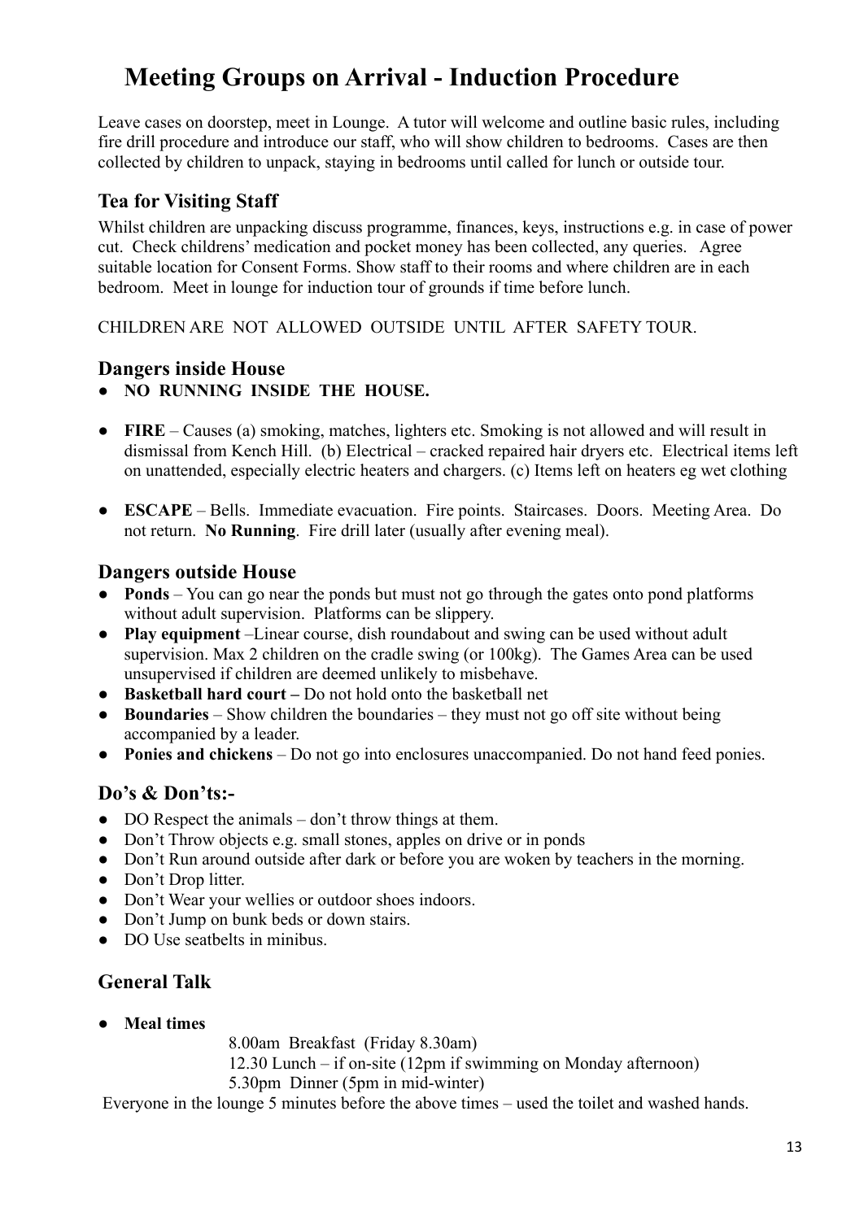# Meeting Groups on Arrival - Induction Procedure

Leave cases on doorstep, meet in Lounge. A tutor will welcome and outline basic rules, including fire drill procedure and introduce our staff, who will show children to bedrooms. Cases are then collected by children to unpack, staying in bedrooms until called for lunch or outside tour.

## Tea for Visiting Staff

Whilst children are unpacking discuss programme, finances, keys, instructions e.g. in case of power cut. Check childrens' medication and pocket money has been collected, any queries. Agree suitable location for Consent Forms. Show staff to their rooms and where children are in each bedroom. Meet in lounge for induction tour of grounds if time before lunch.

CHILDREN ARE NOT ALLOWED OUTSIDE UNTIL AFTER SAFETY TOUR.

## Dangers inside House

- **NO RUNNING INSIDE THE HOUSE.**

- **FIRE** – Causes (a) smoking, matches, lighters etc. Smoking is not allowed and will result in dismissal from Kench Hill. (b) Electrical – cracked repaired hair dryers etc. Electrical items left on unattended, especially electric heaters and chargers. (c) Items left on heaters eg wet clothing

- **ESCAPE** – Bells. Immediate evacuation. Fire points. Staircases. Doors. Meeting Area. Do not return. **No Running**. Fire drill later (usually after evening meal).

## Dangers outside House

- **Ponds** – You can go near the ponds but must not go through the gates onto pond platforms without adult supervision. Platforms can be slippery.
- **Play equipment** –Linear course, dish roundabout and swing can be used without adult supervision. Max 2 children on the cradle swing (or 100kg). The Games Area can be used unsupervised if children are deemed unlikely to misbehave.
- **Basketball hard court –** Do not hold onto the basketball net
- **Boundaries** – Show children the boundaries – they must not go off site without being accompanied by a leader.
- **Ponies and chickens** – Do not go into enclosures unaccompanied. Do not hand feed ponies.

## Do's & Don'ts:-

- DO Respect the animals – don't throw things at them.
- Don't Throw objects e.g. small stones, apples on drive or in ponds
- Don't Run around outside after dark or before you are woken by teachers in the morning.
- Don't Drop litter.
- Don't Wear your wellies or outdoor shoes indoors.
- Don't Jump on bunk beds or down stairs.
- DO Use seatbelts in minibus.

## General Talk

- **Meal times**

  8.00am Breakfast (Friday 8.30am)
  12.30 Lunch – if on-site (12pm if swimming on Monday afternoon)
  5.30pm Dinner (5pm in mid-winter)

Everyone in the lounge 5 minutes before the above times – used the toilet and washed hands.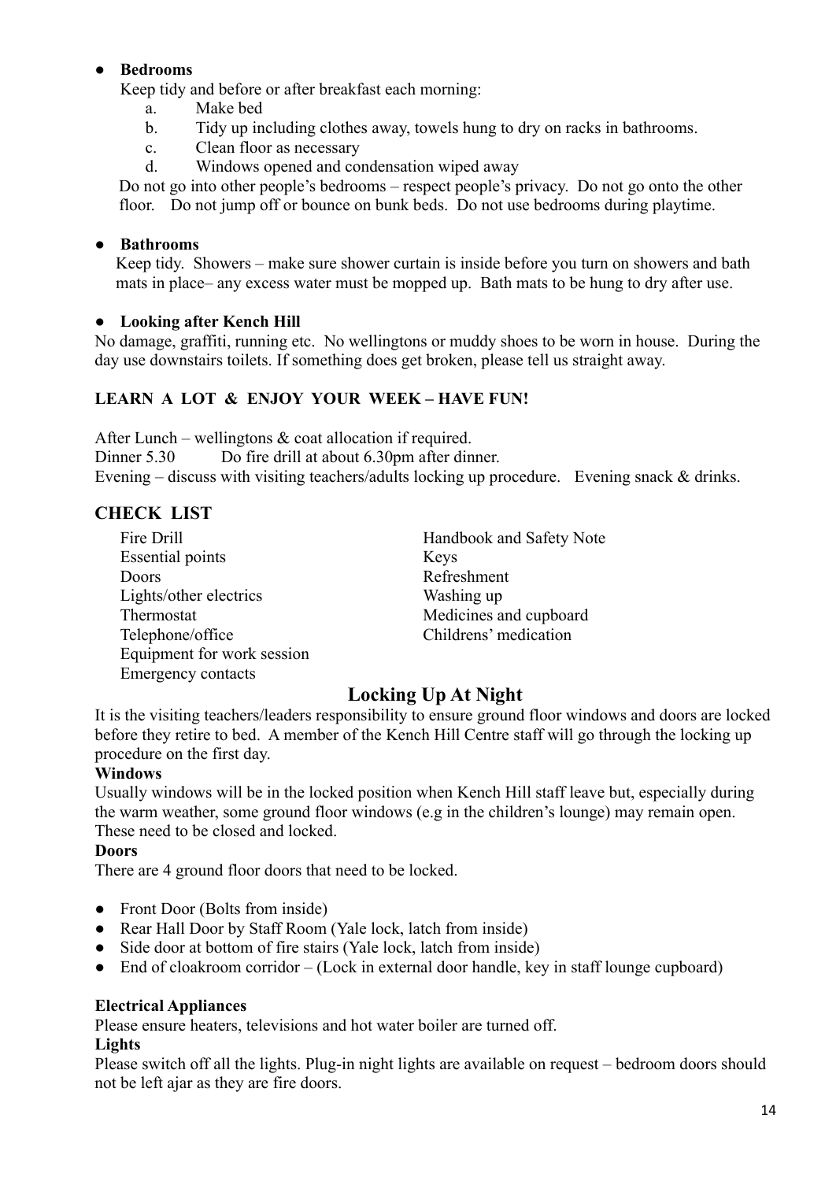- **Bedrooms**

  Keep tidy and before or after breakfast each morning:

  a. Make bed
  b. Tidy up including clothes away, towels hung to dry on racks in bathrooms.
  c. Clean floor as necessary
  d. Windows opened and condensation wiped away

  Do not go into other people's bedrooms – respect people's privacy. Do not go onto the other floor. Do not jump off or bounce on bunk beds. Do not use bedrooms during playtime.

- **Bathrooms**

  Keep tidy. Showers – make sure shower curtain is inside before you turn on showers and bath mats in place– any excess water must be mopped up. Bath mats to be hung to dry after use.

- **Looking after Kench Hill**

  No damage, graffiti, running etc. No wellingtons or muddy shoes to be worn in house. During the day use downstairs toilets. If something does get broken, please tell us straight away.

**LEARN A LOT & ENJOY YOUR WEEK – HAVE FUN!**

After Lunch – wellingtons & coat allocation if required.

Dinner 5.30 Do fire drill at about 6.30pm after dinner.

Evening – discuss with visiting teachers/adults locking up procedure. Evening snack & drinks.

## CHECK LIST

- Fire Drill
- Essential points
- Doors
- Lights/other electrics
- Thermostat
- Telephone/office
- Equipment for work session
- Emergency contacts
- Handbook and Safety Note
- Keys
- Refreshment
- Washing up
- Medicines and cupboard
- Childrens' medication

## Locking Up At Night

It is the visiting teachers/leaders responsibility to ensure ground floor windows and doors are locked before they retire to bed. A member of the Kench Hill Centre staff will go through the locking up procedure on the first day.

**Windows**

Usually windows will be in the locked position when Kench Hill staff leave but, especially during the warm weather, some ground floor windows (e.g in the children's lounge) may remain open. These need to be closed and locked.

**Doors**

There are 4 ground floor doors that need to be locked.

- Front Door (Bolts from inside)
- Rear Hall Door by Staff Room (Yale lock, latch from inside)
- Side door at bottom of fire stairs (Yale lock, latch from inside)
- End of cloakroom corridor – (Lock in external door handle, key in staff lounge cupboard)

**Electrical Appliances**

Please ensure heaters, televisions and hot water boiler are turned off.

**Lights**

Please switch off all the lights. Plug-in night lights are available on request – bedroom doors should not be left ajar as they are fire doors.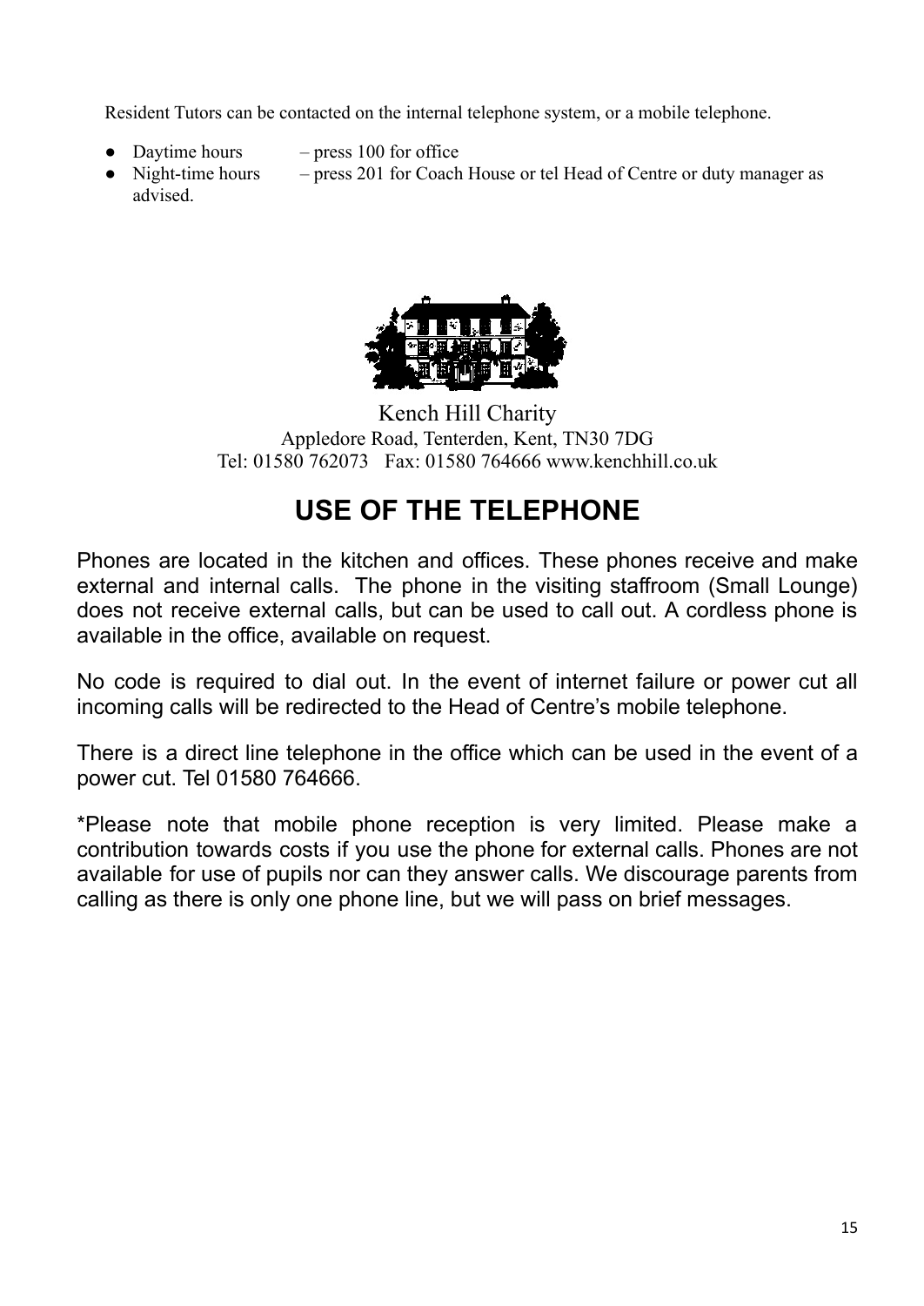Resident Tutors can be contacted on the internal telephone system, or a mobile telephone.

- Daytime hours – press 100 for office
- Night-time hours – press 201 for Coach House or tel Head of Centre or duty manager as advised.

Kench Hill Charity
Appledore Road, Tenterden, Kent, TN30 7DG
Tel: 01580 762073 Fax: 01580 764666 www.kenchhill.co.uk

# USE OF THE TELEPHONE

Phones are located in the kitchen and offices. These phones receive and make external and internal calls. The phone in the visiting staffroom (Small Lounge) does not receive external calls, but can be used to call out. A cordless phone is available in the office, available on request.

No code is required to dial out. In the event of internet failure or power cut all incoming calls will be redirected to the Head of Centre's mobile telephone.

There is a direct line telephone in the office which can be used in the event of a power cut. Tel 01580 764666.

*Please note that mobile phone reception is very limited. Please make a contribution towards costs if you use the phone for external calls. Phones are not available for use of pupils nor can they answer calls. We discourage parents from calling as there is only one phone line, but we will pass on brief messages.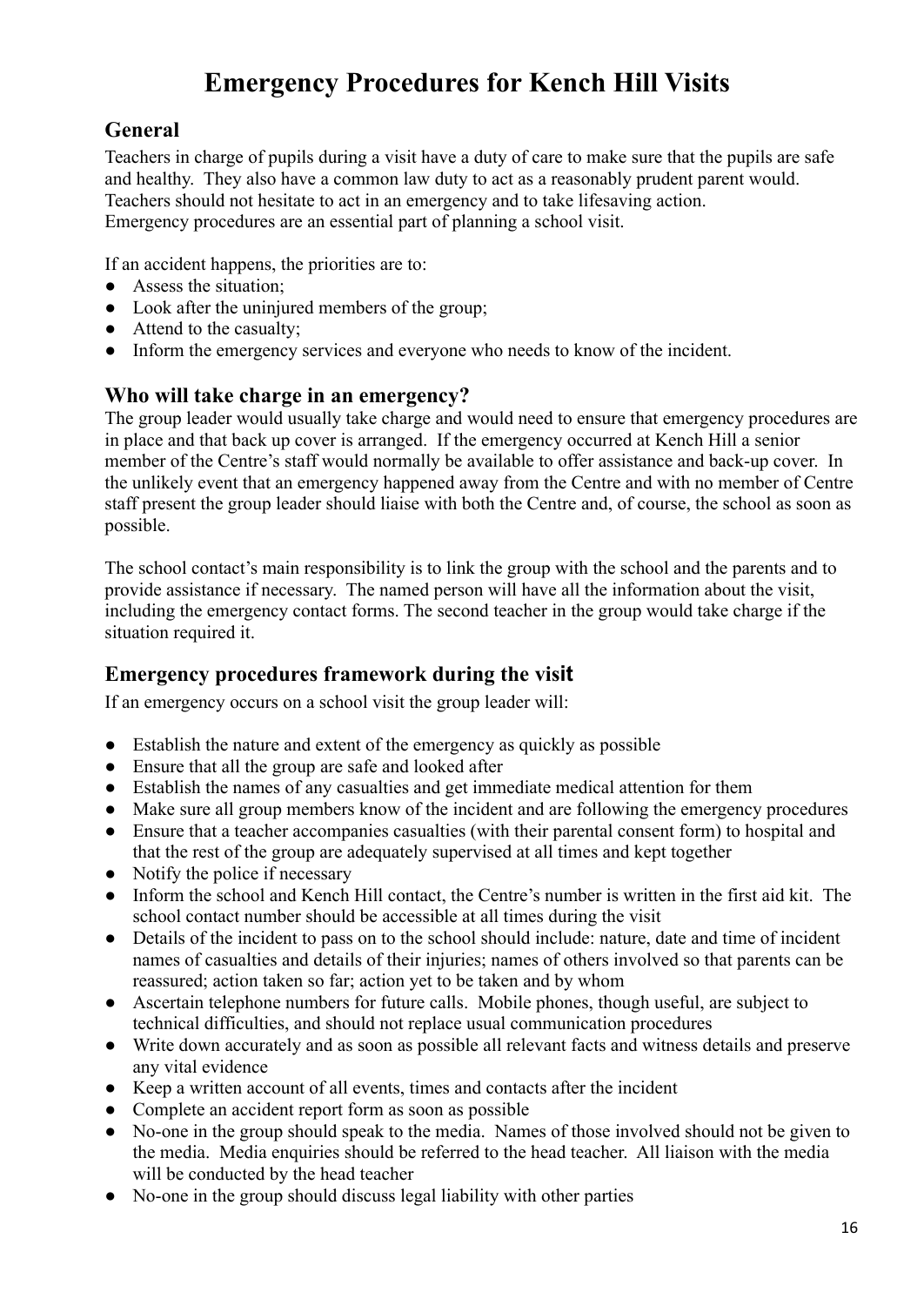# Emergency Procedures for Kench Hill Visits

## General

Teachers in charge of pupils during a visit have a duty of care to make sure that the pupils are safe and healthy. They also have a common law duty to act as a reasonably prudent parent would. Teachers should not hesitate to act in an emergency and to take lifesaving action. Emergency procedures are an essential part of planning a school visit.

If an accident happens, the priorities are to:

- Assess the situation;
- Look after the uninjured members of the group;
- Attend to the casualty;
- Inform the emergency services and everyone who needs to know of the incident.

## Who will take charge in an emergency?

The group leader would usually take charge and would need to ensure that emergency procedures are in place and that back up cover is arranged. If the emergency occurred at Kench Hill a senior member of the Centre's staff would normally be available to offer assistance and back-up cover. In the unlikely event that an emergency happened away from the Centre and with no member of Centre staff present the group leader should liaise with both the Centre and, of course, the school as soon as possible.

The school contact's main responsibility is to link the group with the school and the parents and to provide assistance if necessary. The named person will have all the information about the visit, including the emergency contact forms. The second teacher in the group would take charge if the situation required it.

## Emergency procedures framework during the visit

If an emergency occurs on a school visit the group leader will:

- Establish the nature and extent of the emergency as quickly as possible
- Ensure that all the group are safe and looked after
- Establish the names of any casualties and get immediate medical attention for them
- Make sure all group members know of the incident and are following the emergency procedures
- Ensure that a teacher accompanies casualties (with their parental consent form) to hospital and that the rest of the group are adequately supervised at all times and kept together
- Notify the police if necessary
- Inform the school and Kench Hill contact, the Centre's number is written in the first aid kit. The school contact number should be accessible at all times during the visit
- Details of the incident to pass on to the school should include: nature, date and time of incident names of casualties and details of their injuries; names of others involved so that parents can be reassured; action taken so far; action yet to be taken and by whom
- Ascertain telephone numbers for future calls. Mobile phones, though useful, are subject to technical difficulties, and should not replace usual communication procedures
- Write down accurately and as soon as possible all relevant facts and witness details and preserve any vital evidence
- Keep a written account of all events, times and contacts after the incident
- Complete an accident report form as soon as possible
- No-one in the group should speak to the media. Names of those involved should not be given to the media. Media enquiries should be referred to the head teacher. All liaison with the media will be conducted by the head teacher
- No-one in the group should discuss legal liability with other parties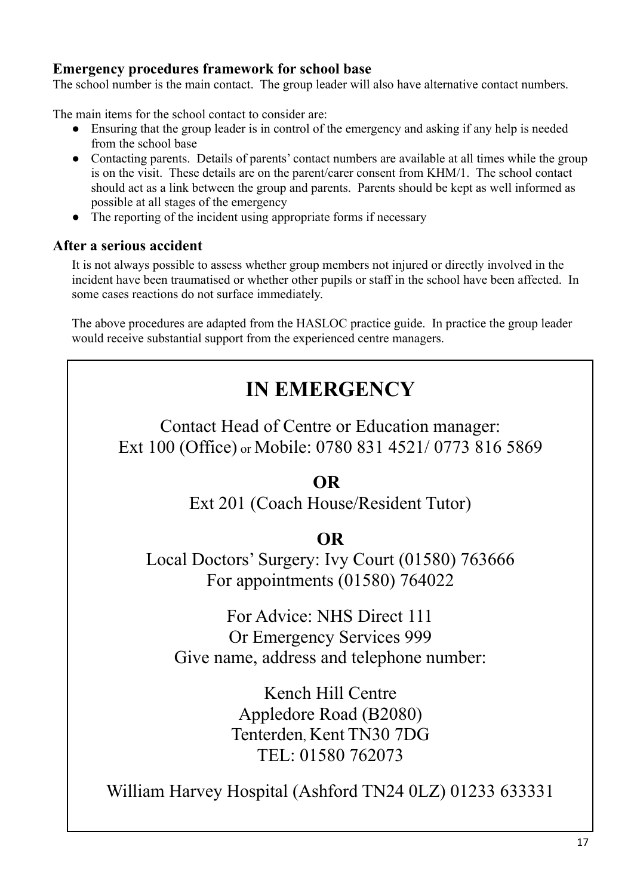### Emergency procedures framework for school base

The school number is the main contact. The group leader will also have alternative contact numbers.

The main items for the school contact to consider are:

- Ensuring that the group leader is in control of the emergency and asking if any help is needed from the school base
- Contacting parents. Details of parents' contact numbers are available at all times while the group is on the visit. These details are on the parent/carer consent from KHM/1. The school contact should act as a link between the group and parents. Parents should be kept as well informed as possible at all stages of the emergency
- The reporting of the incident using appropriate forms if necessary

### After a serious accident

It is not always possible to assess whether group members not injured or directly involved in the incident have been traumatised or whether other pupils or staff in the school have been affected. In some cases reactions do not surface immediately.

The above procedures are adapted from the HASLOC practice guide. In practice the group leader would receive substantial support from the experienced centre managers.

## IN EMERGENCY

Contact Head of Centre or Education manager:
Ext 100 (Office) or Mobile: 0780 831 4521/ 0773 816 5869

**OR**

Ext 201 (Coach House/Resident Tutor)

**OR**

Local Doctors' Surgery: Ivy Court (01580) 763666
For appointments (01580) 764022

For Advice: NHS Direct 111
Or Emergency Services 999
Give name, address and telephone number:

Kench Hill Centre
Appledore Road (B2080)
Tenterden, Kent TN30 7DG
TEL: 01580 762073

William Harvey Hospital (Ashford TN24 0LZ) 01233 633331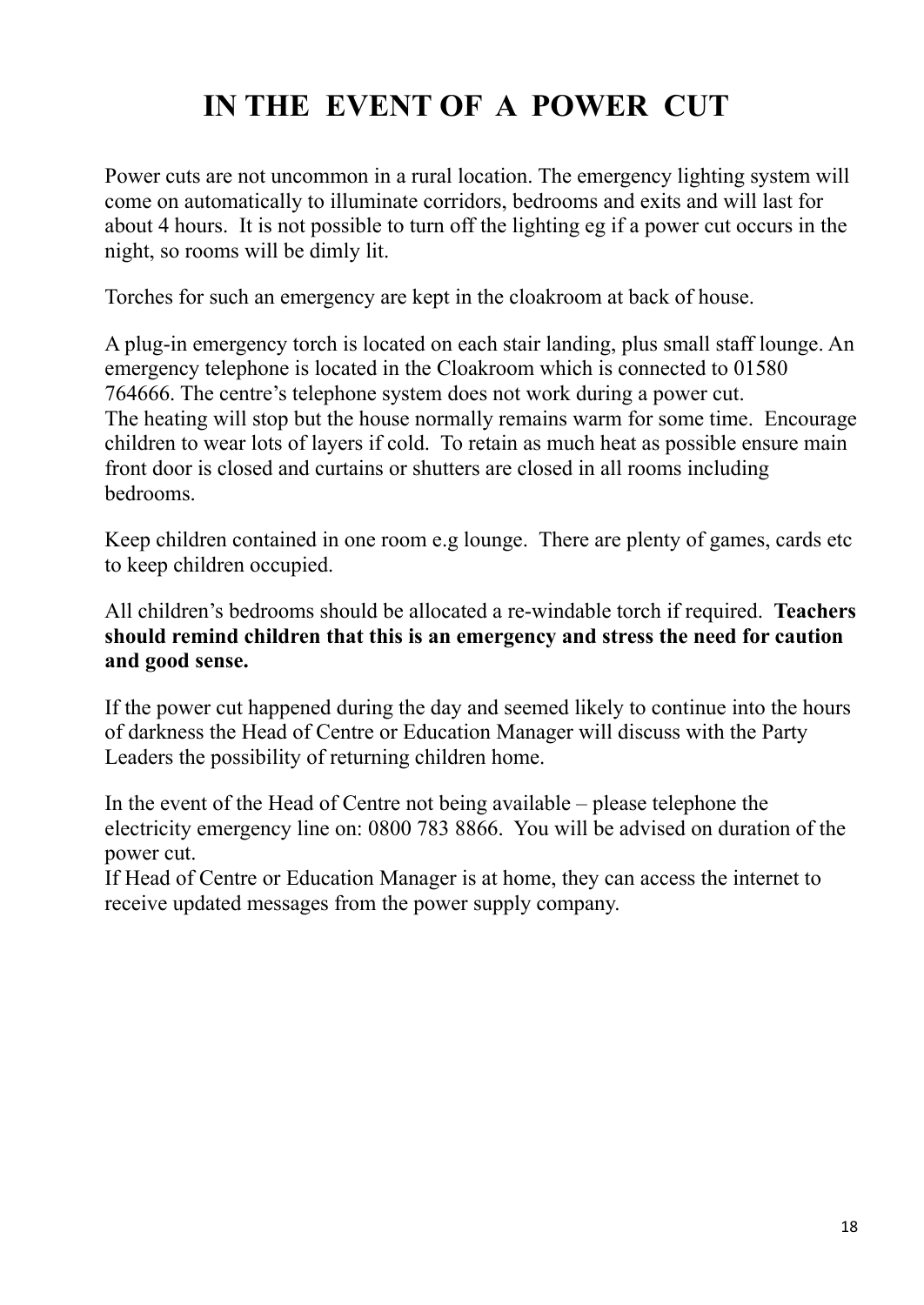# IN THE EVENT OF A POWER CUT

Power cuts are not uncommon in a rural location. The emergency lighting system will come on automatically to illuminate corridors, bedrooms and exits and will last for about 4 hours. It is not possible to turn off the lighting eg if a power cut occurs in the night, so rooms will be dimly lit.

Torches for such an emergency are kept in the cloakroom at back of house.

A plug-in emergency torch is located on each stair landing, plus small staff lounge. An emergency telephone is located in the Cloakroom which is connected to 01580 764666. The centre's telephone system does not work during a power cut.
The heating will stop but the house normally remains warm for some time. Encourage children to wear lots of layers if cold. To retain as much heat as possible ensure main front door is closed and curtains or shutters are closed in all rooms including bedrooms.

Keep children contained in one room e.g lounge. There are plenty of games, cards etc to keep children occupied.

All children's bedrooms should be allocated a re-windable torch if required. **Teachers should remind children that this is an emergency and stress the need for caution and good sense.**

If the power cut happened during the day and seemed likely to continue into the hours of darkness the Head of Centre or Education Manager will discuss with the Party Leaders the possibility of returning children home.

In the event of the Head of Centre not being available – please telephone the electricity emergency line on: 0800 783 8866. You will be advised on duration of the power cut.
If Head of Centre or Education Manager is at home, they can access the internet to receive updated messages from the power supply company.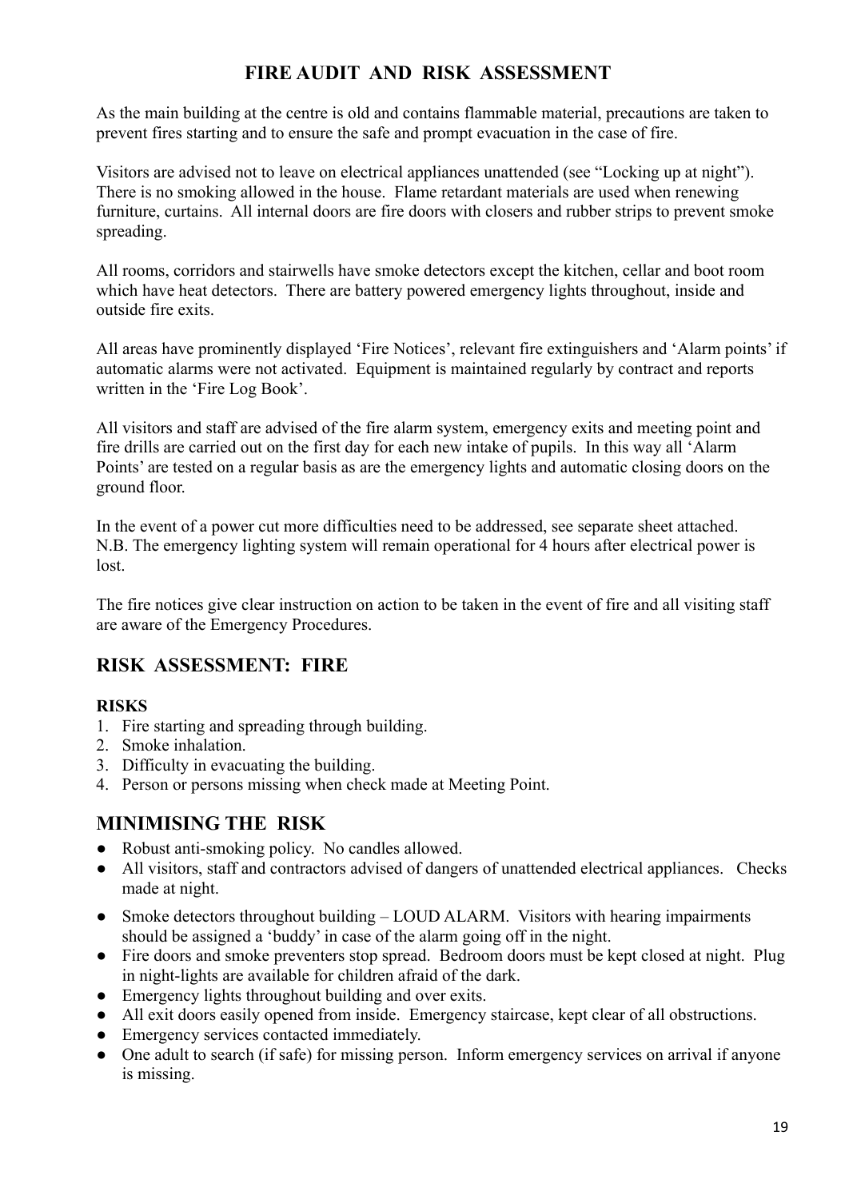# FIRE AUDIT AND RISK ASSESSMENT

As the main building at the centre is old and contains flammable material, precautions are taken to prevent fires starting and to ensure the safe and prompt evacuation in the case of fire.

Visitors are advised not to leave on electrical appliances unattended (see "Locking up at night"). There is no smoking allowed in the house. Flame retardant materials are used when renewing furniture, curtains. All internal doors are fire doors with closers and rubber strips to prevent smoke spreading.

All rooms, corridors and stairwells have smoke detectors except the kitchen, cellar and boot room which have heat detectors. There are battery powered emergency lights throughout, inside and outside fire exits.

All areas have prominently displayed 'Fire Notices', relevant fire extinguishers and 'Alarm points' if automatic alarms were not activated. Equipment is maintained regularly by contract and reports written in the 'Fire Log Book'.

All visitors and staff are advised of the fire alarm system, emergency exits and meeting point and fire drills are carried out on the first day for each new intake of pupils. In this way all 'Alarm Points' are tested on a regular basis as are the emergency lights and automatic closing doors on the ground floor.

In the event of a power cut more difficulties need to be addressed, see separate sheet attached. N.B. The emergency lighting system will remain operational for 4 hours after electrical power is lost.

The fire notices give clear instruction on action to be taken in the event of fire and all visiting staff are aware of the Emergency Procedures.

## RISK ASSESSMENT: FIRE

**RISKS**

1. Fire starting and spreading through building.
2. Smoke inhalation.
3. Difficulty in evacuating the building.
4. Person or persons missing when check made at Meeting Point.

## MINIMISING THE RISK

- Robust anti-smoking policy. No candles allowed.
- All visitors, staff and contractors advised of dangers of unattended electrical appliances. Checks made at night.
- Smoke detectors throughout building – LOUD ALARM. Visitors with hearing impairments should be assigned a 'buddy' in case of the alarm going off in the night.
- Fire doors and smoke preventers stop spread. Bedroom doors must be kept closed at night. Plug in night-lights are available for children afraid of the dark.
- Emergency lights throughout building and over exits.
- All exit doors easily opened from inside. Emergency staircase, kept clear of all obstructions.
- Emergency services contacted immediately.
- One adult to search (if safe) for missing person. Inform emergency services on arrival if anyone is missing.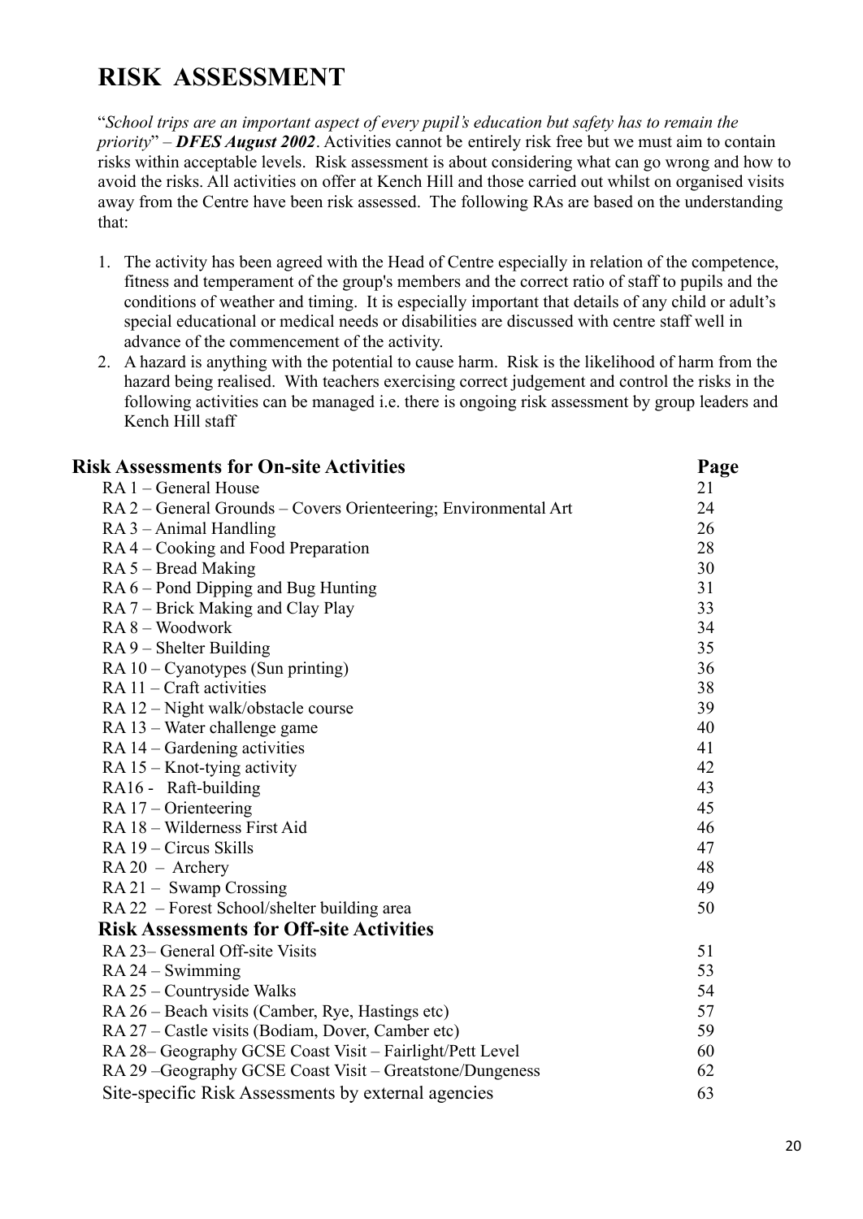# RISK ASSESSMENT

"*School trips are an important aspect of every pupil's education but safety has to remain the priority*" – ***DFES August 2002***. Activities cannot be entirely risk free but we must aim to contain risks within acceptable levels. Risk assessment is about considering what can go wrong and how to avoid the risks. All activities on offer at Kench Hill and those carried out whilst on organised visits away from the Centre have been risk assessed. The following RAs are based on the understanding that:

1. The activity has been agreed with the Head of Centre especially in relation of the competence, fitness and temperament of the group's members and the correct ratio of staff to pupils and the conditions of weather and timing. It is especially important that details of any child or adult's special educational or medical needs or disabilities are discussed with centre staff well in advance of the commencement of the activity.
2. A hazard is anything with the potential to cause harm. Risk is the likelihood of harm from the hazard being realised. With teachers exercising correct judgement and control the risks in the following activities can be managed i.e. there is ongoing risk assessment by group leaders and Kench Hill staff

| **Risk Assessments for On-site Activities** | **Page** |
|---|---|
| RA 1 – General House | 21 |
| RA 2 – General Grounds – Covers Orienteering; Environmental Art | 24 |
| RA 3 – Animal Handling | 26 |
| RA 4 – Cooking and Food Preparation | 28 |
| RA 5 – Bread Making | 30 |
| RA 6 – Pond Dipping and Bug Hunting | 31 |
| RA 7 – Brick Making and Clay Play | 33 |
| RA 8 – Woodwork | 34 |
| RA 9 – Shelter Building | 35 |
| RA 10 – Cyanotypes (Sun printing) | 36 |
| RA 11 – Craft activities | 38 |
| RA 12 – Night walk/obstacle course | 39 |
| RA 13 – Water challenge game | 40 |
| RA 14 – Gardening activities | 41 |
| RA 15 – Knot-tying activity | 42 |
| RA16 - Raft-building | 43 |
| RA 17 – Orienteering | 45 |
| RA 18 – Wilderness First Aid | 46 |
| RA 19 – Circus Skills | 47 |
| RA 20 – Archery | 48 |
| RA 21 – Swamp Crossing | 49 |
| RA 22 – Forest School/shelter building area | 50 |
| **Risk Assessments for Off-site Activities** | |
| RA 23– General Off-site Visits | 51 |
| RA 24 – Swimming | 53 |
| RA 25 – Countryside Walks | 54 |
| RA 26 – Beach visits (Camber, Rye, Hastings etc) | 57 |
| RA 27 – Castle visits (Bodiam, Dover, Camber etc) | 59 |
| RA 28– Geography GCSE Coast Visit – Fairlight/Pett Level | 60 |
| RA 29 –Geography GCSE Coast Visit – Greatstone/Dungeness | 62 |
| Site-specific Risk Assessments by external agencies | 63 |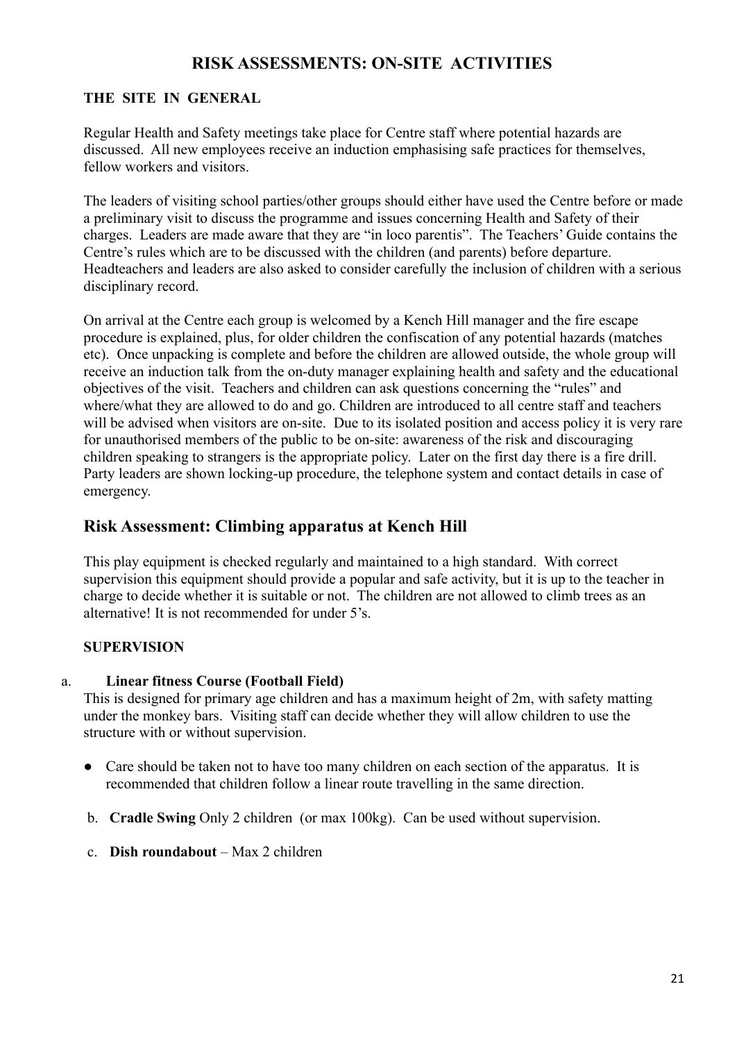# RISK ASSESSMENTS: ON-SITE ACTIVITIES

### THE SITE IN GENERAL

Regular Health and Safety meetings take place for Centre staff where potential hazards are discussed. All new employees receive an induction emphasising safe practices for themselves, fellow workers and visitors.

The leaders of visiting school parties/other groups should either have used the Centre before or made a preliminary visit to discuss the programme and issues concerning Health and Safety of their charges. Leaders are made aware that they are "in loco parentis". The Teachers' Guide contains the Centre's rules which are to be discussed with the children (and parents) before departure. Headteachers and leaders are also asked to consider carefully the inclusion of children with a serious disciplinary record.

On arrival at the Centre each group is welcomed by a Kench Hill manager and the fire escape procedure is explained, plus, for older children the confiscation of any potential hazards (matches etc). Once unpacking is complete and before the children are allowed outside, the whole group will receive an induction talk from the on-duty manager explaining health and safety and the educational objectives of the visit. Teachers and children can ask questions concerning the "rules" and where/what they are allowed to do and go. Children are introduced to all centre staff and teachers will be advised when visitors are on-site. Due to its isolated position and access policy it is very rare for unauthorised members of the public to be on-site: awareness of the risk and discouraging children speaking to strangers is the appropriate policy. Later on the first day there is a fire drill. Party leaders are shown locking-up procedure, the telephone system and contact details in case of emergency.

## Risk Assessment: Climbing apparatus at Kench Hill

This play equipment is checked regularly and maintained to a high standard. With correct supervision this equipment should provide a popular and safe activity, but it is up to the teacher in charge to decide whether it is suitable or not. The children are not allowed to climb trees as an alternative! It is not recommended for under 5's.

### SUPERVISION

a. **Linear fitness Course (Football Field)**
This is designed for primary age children and has a maximum height of 2m, with safety matting under the monkey bars. Visiting staff can decide whether they will allow children to use the structure with or without supervision.

- Care should be taken not to have too many children on each section of the apparatus. It is recommended that children follow a linear route travelling in the same direction.

b. **Cradle Swing** Only 2 children (or max 100kg). Can be used without supervision.

c. **Dish roundabout** – Max 2 children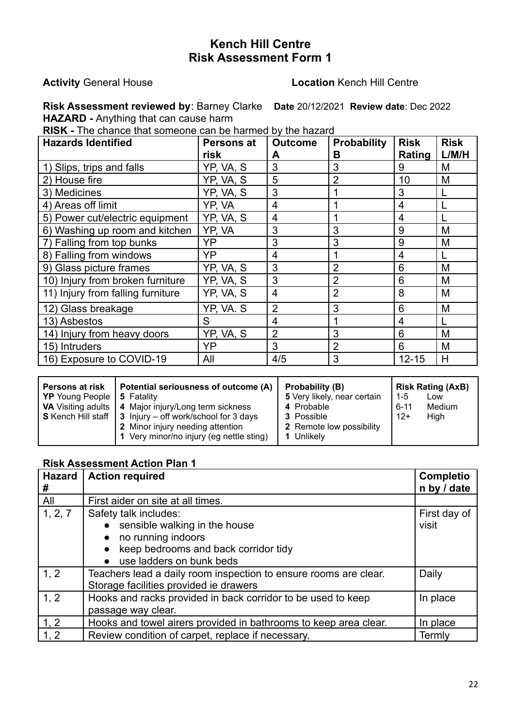# Kench Hill Centre
# Risk Assessment Form 1

**Activity** General House **Location** Kench Hill Centre

**Risk Assessment reviewed by**: Barney Clarke **Date** 20/12/2021 **Review date**: Dec 2022

**HAZARD -** Anything that can cause harm

**RISK -** The chance that someone can be harmed by the hazard

| Hazards Identified | Persons at risk | Outcome A | Probability B | Risk Rating | Risk L/M/H |
|---|---|---|---|---|---|
| 1) Slips, trips and falls | YP, VA, S | 3 | 3 | 9 | M |
| 2) House fire | YP, VA, S | 5 | 2 | 10 | M |
| 3) Medicines | YP, VA, S | 3 | 1 | 3 | L |
| 4) Areas off limit | YP, VA | 4 | 1 | 4 | L |
| 5) Power cut/electric equipment | YP, VA, S | 4 | 1 | 4 | L |
| 6) Washing up room and kitchen | YP, VA | 3 | 3 | 9 | M |
| 7) Falling from top bunks | YP | 3 | 3 | 9 | M |
| 8) Falling from windows | YP | 4 | 1 | 4 | L |
| 9) Glass picture frames | YP, VA, S | 3 | 2 | 6 | M |
| 10) Injury from broken furniture | YP, VA, S | 3 | 2 | 6 | M |
| 11) Injury from falling furniture | YP, VA, S | 4 | 2 | 8 | M |
| 12) Glass breakage | YP, VA. S | 2 | 3 | 6 | M |
| 13) Asbestos | S | 4 | 1 | 4 | L |
| 14) Injury from heavy doors | YP, VA, S | 2 | 3 | 6 | M |
| 15) Intruders | YP | 3 | 2 | 6 | M |
| 16) Exposure to COVID-19 | All | 4/5 | 3 | 12-15 | H |

| Persons at risk | Potential seriousness of outcome (A) | Probability (B) | Risk Rating (AxB) |
|---|---|---|---|
| **YP** Young People<br>**VA** Visiting adults<br>**S** Kench Hill staff | **5** Fatality<br>**4** Major injury/Long term sickness<br>**3** Injury – off work/school for 3 days<br>**2** Minor injury needing attention<br>**1** Very minor/no injury (eg nettle sting) | **5** Very likely, near certain<br>**4** Probable<br>**3** Possible<br>**2** Remote low possibility<br>**1** Unlikely | 1-5 Low<br>6-11 Medium<br>12+ High |

## Risk Assessment Action Plan 1

| Hazard # | Action required | Completion by / date |
|---|---|---|
| All | First aider on site at all times. | |
| 1, 2, 7 | Safety talk includes:<br>• sensible walking in the house<br>• no running indoors<br>• keep bedrooms and back corridor tidy<br>• use ladders on bunk beds | First day of visit |
| 1, 2 | Teachers lead a daily room inspection to ensure rooms are clear. Storage facilities provided ie drawers | Daily |
| 1, 2 | Hooks and racks provided in back corridor to be used to keep passage way clear. | In place |
| 1, 2 | Hooks and towel airers provided in bathrooms to keep area clear. | In place |
| 1, 2 | Review condition of carpet, replace if necessary. | Termly |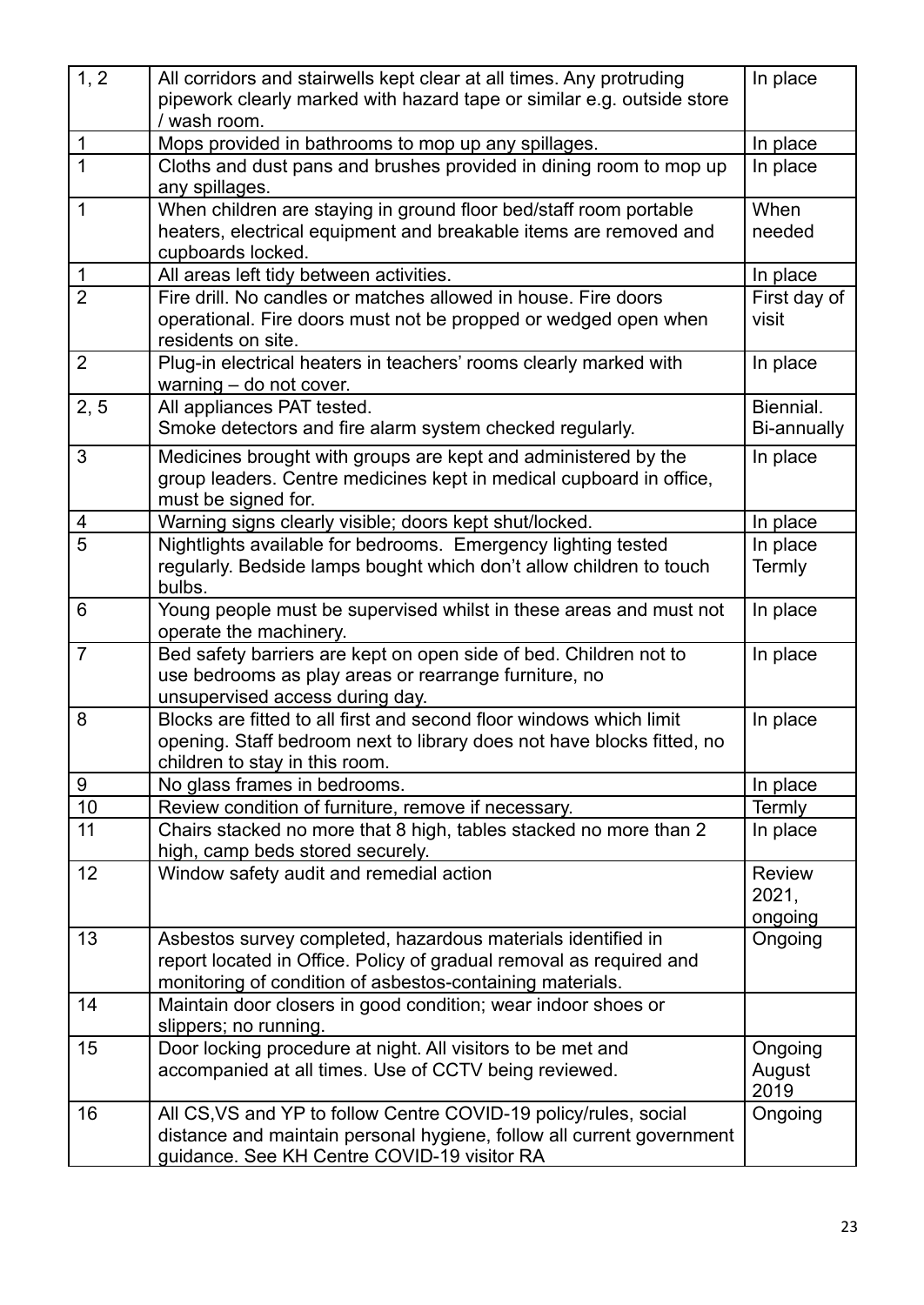| 1, 2 | All corridors and stairwells kept clear at all times. Any protruding pipework clearly marked with hazard tape or similar e.g. outside store / wash room. | In place |
|---|---|---|
| 1 | Mops provided in bathrooms to mop up any spillages. | In place |
| 1 | Cloths and dust pans and brushes provided in dining room to mop up any spillages. | In place |
| 1 | When children are staying in ground floor bed/staff room portable heaters, electrical equipment and breakable items are removed and cupboards locked. | When needed |
| 1 | All areas left tidy between activities. | In place |
| 2 | Fire drill. No candles or matches allowed in house. Fire doors operational. Fire doors must not be propped or wedged open when residents on site. | First day of visit |
| 2 | Plug-in electrical heaters in teachers' rooms clearly marked with warning – do not cover. | In place |
| 2, 5 | All appliances PAT tested.<br>Smoke detectors and fire alarm system checked regularly. | Biennial.<br>Bi-annually |
| 3 | Medicines brought with groups are kept and administered by the group leaders. Centre medicines kept in medical cupboard in office, must be signed for. | In place |
| 4 | Warning signs clearly visible; doors kept shut/locked. | In place |
| 5 | Nightlights available for bedrooms. Emergency lighting tested regularly. Bedside lamps bought which don't allow children to touch bulbs. | In place<br>Termly |
| 6 | Young people must be supervised whilst in these areas and must not operate the machinery. | In place |
| 7 | Bed safety barriers are kept on open side of bed. Children not to use bedrooms as play areas or rearrange furniture, no unsupervised access during day. | In place |
| 8 | Blocks are fitted to all first and second floor windows which limit opening. Staff bedroom next to library does not have blocks fitted, no children to stay in this room. | In place |
| 9 | No glass frames in bedrooms. | In place |
| 10 | Review condition of furniture, remove if necessary. | Termly |
| 11 | Chairs stacked no more that 8 high, tables stacked no more than 2 high, camp beds stored securely. | In place |
| 12 | Window safety audit and remedial action | Review 2021, ongoing |
| 13 | Asbestos survey completed, hazardous materials identified in report located in Office. Policy of gradual removal as required and monitoring of condition of asbestos-containing materials. | Ongoing |
| 14 | Maintain door closers in good condition; wear indoor shoes or slippers; no running. | |
| 15 | Door locking procedure at night. All visitors to be met and accompanied at all times. Use of CCTV being reviewed. | Ongoing<br>August 2019 |
| 16 | All CS,VS and YP to follow Centre COVID-19 policy/rules, social distance and maintain personal hygiene, follow all current government guidance. See KH Centre COVID-19 visitor RA | Ongoing |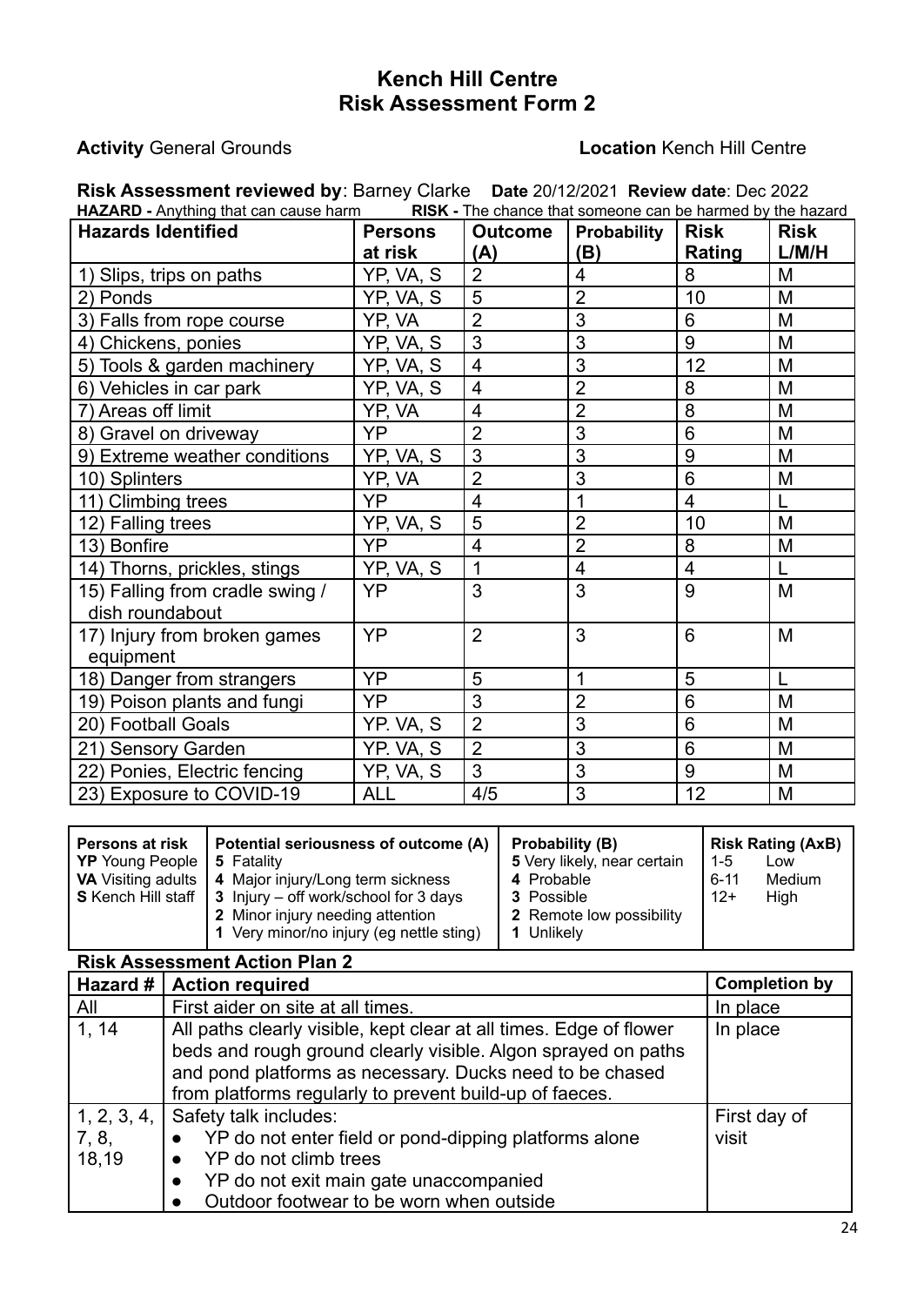# Kench Hill Centre
# Risk Assessment Form 2

**Activity** General Grounds **Location** Kench Hill Centre

**Risk Assessment reviewed by**: Barney Clarke **Date** 20/12/2021 **Review date**: Dec 2022

**HAZARD -** Anything that can cause harm **RISK -** The chance that someone can be harmed by the hazard

| Hazards Identified | Persons at risk | Outcome (A) | Probability (B) | Risk Rating | Risk L/M/H |
|---|---|---|---|---|---|
| 1) Slips, trips on paths | YP, VA, S | 2 | 4 | 8 | M |
| 2) Ponds | YP, VA, S | 5 | 2 | 10 | M |
| 3) Falls from rope course | YP, VA | 2 | 3 | 6 | M |
| 4) Chickens, ponies | YP, VA, S | 3 | 3 | 9 | M |
| 5) Tools & garden machinery | YP, VA, S | 4 | 3 | 12 | M |
| 6) Vehicles in car park | YP, VA, S | 4 | 2 | 8 | M |
| 7) Areas off limit | YP, VA | 4 | 2 | 8 | M |
| 8) Gravel on driveway | YP | 2 | 3 | 6 | M |
| 9) Extreme weather conditions | YP, VA, S | 3 | 3 | 9 | M |
| 10) Splinters | YP, VA | 2 | 3 | 6 | M |
| 11) Climbing trees | YP | 4 | 1 | 4 | L |
| 12) Falling trees | YP, VA, S | 5 | 2 | 10 | M |
| 13) Bonfire | YP | 4 | 2 | 8 | M |
| 14) Thorns, prickles, stings | YP, VA, S | 1 | 4 | 4 | L |
| 15) Falling from cradle swing / dish roundabout | YP | 3 | 3 | 9 | M |
| 17) Injury from broken games equipment | YP | 2 | 3 | 6 | M |
| 18) Danger from strangers | YP | 5 | 1 | 5 | L |
| 19) Poison plants and fungi | YP | 3 | 2 | 6 | M |
| 20) Football Goals | YP. VA, S | 2 | 3 | 6 | M |
| 21) Sensory Garden | YP. VA, S | 2 | 3 | 6 | M |
| 22) Ponies, Electric fencing | YP, VA, S | 3 | 3 | 9 | M |
| 23) Exposure to COVID-19 | ALL | 4/5 | 3 | 12 | M |

| Persons at risk | Potential seriousness of outcome (A) | Probability (B) | Risk Rating (AxB) |
|---|---|---|---|
| **YP** Young People<br>**VA** Visiting adults<br>**S** Kench Hill staff | **5** Fatality<br>**4** Major injury/Long term sickness<br>**3** Injury – off work/school for 3 days<br>**2** Minor injury needing attention<br>**1** Very minor/no injury (eg nettle sting) | **5** Very likely, near certain<br>**4** Probable<br>**3** Possible<br>**2** Remote low possibility<br>**1** Unlikely | 1-5 Low<br>6-11 Medium<br>12+ High |

## Risk Assessment Action Plan 2

| Hazard # | Action required | Completion by |
|---|---|---|
| All | First aider on site at all times. | In place |
| 1, 14 | All paths clearly visible, kept clear at all times. Edge of flower beds and rough ground clearly visible. Algon sprayed on paths and pond platforms as necessary. Ducks need to be chased from platforms regularly to prevent build-up of faeces. | In place |
| 1, 2, 3, 4, 7, 8, 18,19 | Safety talk includes:<br>• YP do not enter field or pond-dipping platforms alone<br>• YP do not climb trees<br>• YP do not exit main gate unaccompanied<br>• Outdoor footwear to be worn when outside | First day of visit |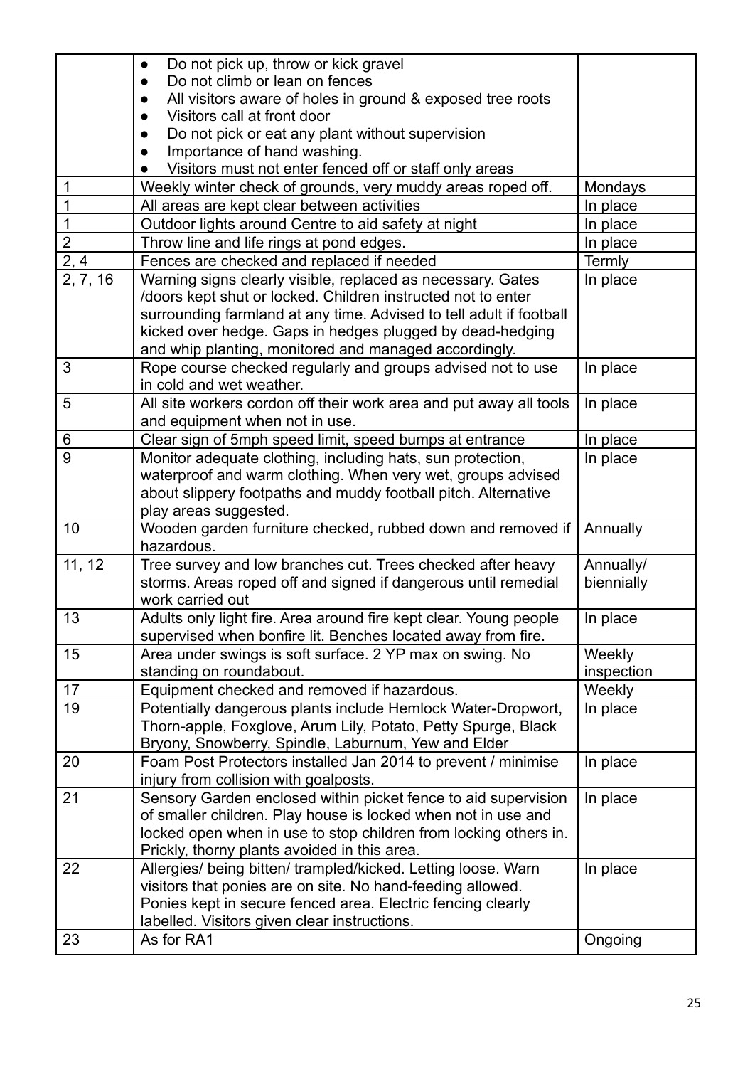| | | |
|---|---|---|
| | • Do not pick up, throw or kick gravel<br>• Do not climb or lean on fences<br>• All visitors aware of holes in ground & exposed tree roots<br>• Visitors call at front door<br>• Do not pick or eat any plant without supervision<br>• Importance of hand washing.<br>• Visitors must not enter fenced off or staff only areas | |
| 1 | Weekly winter check of grounds, very muddy areas roped off. | Mondays |
| 1 | All areas are kept clear between activities | In place |
| 1 | Outdoor lights around Centre to aid safety at night | In place |
| 2 | Throw line and life rings at pond edges. | In place |
| 2, 4 | Fences are checked and replaced if needed | Termly |
| 2, 7, 16 | Warning signs clearly visible, replaced as necessary. Gates /doors kept shut or locked. Children instructed not to enter surrounding farmland at any time. Advised to tell adult if football kicked over hedge. Gaps in hedges plugged by dead-hedging and whip planting, monitored and managed accordingly. | In place |
| 3 | Rope course checked regularly and groups advised not to use in cold and wet weather. | In place |
| 5 | All site workers cordon off their work area and put away all tools and equipment when not in use. | In place |
| 6 | Clear sign of 5mph speed limit, speed bumps at entrance | In place |
| 9 | Monitor adequate clothing, including hats, sun protection, waterproof and warm clothing. When very wet, groups advised about slippery footpaths and muddy football pitch. Alternative play areas suggested. | In place |
| 10 | Wooden garden furniture checked, rubbed down and removed if hazardous. | Annually |
| 11, 12 | Tree survey and low branches cut. Trees checked after heavy storms. Areas roped off and signed if dangerous until remedial work carried out | Annually/ biennially |
| 13 | Adults only light fire. Area around fire kept clear. Young people supervised when bonfire lit. Benches located away from fire. | In place |
| 15 | Area under swings is soft surface. 2 YP max on swing. No standing on roundabout. | Weekly inspection |
| 17 | Equipment checked and removed if hazardous. | Weekly |
| 19 | Potentially dangerous plants include Hemlock Water-Dropwort, Thorn-apple, Foxglove, Arum Lily, Potato, Petty Spurge, Black Bryony, Snowberry, Spindle, Laburnum, Yew and Elder | In place |
| 20 | Foam Post Protectors installed Jan 2014 to prevent / minimise injury from collision with goalposts. | In place |
| 21 | Sensory Garden enclosed within picket fence to aid supervision of smaller children. Play house is locked when not in use and locked open when in use to stop children from locking others in. Prickly, thorny plants avoided in this area. | In place |
| 22 | Allergies/ being bitten/ trampled/kicked. Letting loose. Warn visitors that ponies are on site. No hand-feeding allowed. Ponies kept in secure fenced area. Electric fencing clearly labelled. Visitors given clear instructions. | In place |
| 23 | As for RA1 | Ongoing |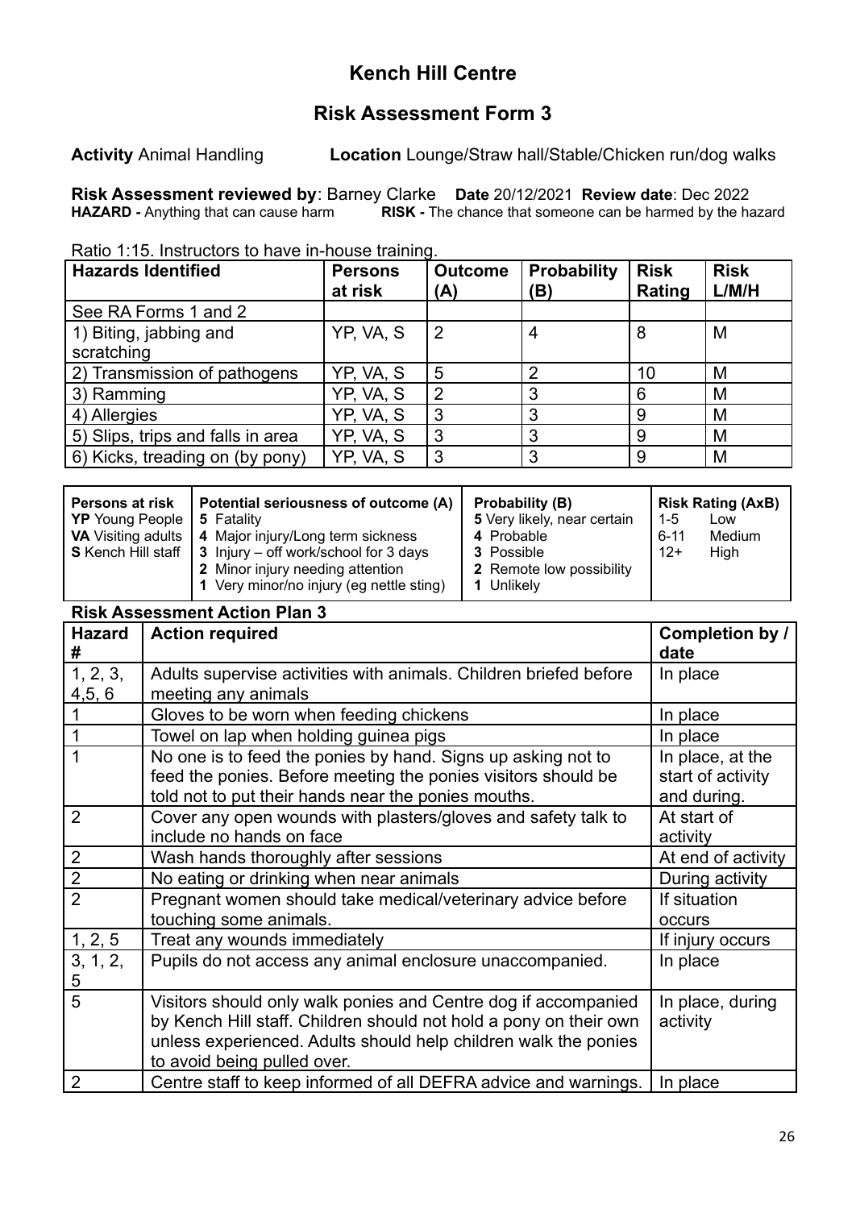# Kench Hill Centre

## Risk Assessment Form 3

**Activity** Animal Handling **Location** Lounge/Straw hall/Stable/Chicken run/dog walks

**Risk Assessment reviewed by**: Barney Clarke **Date** 20/12/2021 **Review date**: Dec 2022
**HAZARD -** Anything that can cause harm **RISK -** The chance that someone can be harmed by the hazard

Ratio 1:15. Instructors to have in-house training.

| Hazards Identified | Persons at risk | Outcome (A) | Probability (B) | Risk Rating | Risk L/M/H |
|---|---|---|---|---|---|
| See RA Forms 1 and 2 | | | | | |
| 1) Biting, jabbing and scratching | YP, VA, S | 2 | 4 | 8 | M |
| 2) Transmission of pathogens | YP, VA, S | 5 | 2 | 10 | M |
| 3) Ramming | YP, VA, S | 2 | 3 | 6 | M |
| 4) Allergies | YP, VA, S | 3 | 3 | 9 | M |
| 5) Slips, trips and falls in area | YP, VA, S | 3 | 3 | 9 | M |
| 6) Kicks, treading on (by pony) | YP, VA, S | 3 | 3 | 9 | M |

| Persons at risk | Potential seriousness of outcome (A) | Probability (B) | Risk Rating (AxB) |
|---|---|---|---|
| **YP** Young People | **5** Fatality | **5** Very likely, near certain | 1-5 Low |
| **VA** Visiting adults | **4** Major injury/Long term sickness | **4** Probable | 6-11 Medium |
| **S** Kench Hill staff | **3** Injury – off work/school for 3 days | **3** Possible | 12+ High |
| | **2** Minor injury needing attention | **2** Remote low possibility | |
| | **1** Very minor/no injury (eg nettle sting) | **1** Unlikely | |

**Risk Assessment Action Plan 3**

| Hazard # | Action required | Completion by / date |
|---|---|---|
| 1, 2, 3, 4,5, 6 | Adults supervise activities with animals. Children briefed before meeting any animals | In place |
| 1 | Gloves to be worn when feeding chickens | In place |
| 1 | Towel on lap when holding guinea pigs | In place |
| 1 | No one is to feed the ponies by hand. Signs up asking not to feed the ponies. Before meeting the ponies visitors should be told not to put their hands near the ponies mouths. | In place, at the start of activity and during. |
| 2 | Cover any open wounds with plasters/gloves and safety talk to include no hands on face | At start of activity |
| 2 | Wash hands thoroughly after sessions | At end of activity |
| 2 | No eating or drinking when near animals | During activity |
| 2 | Pregnant women should take medical/veterinary advice before touching some animals. | If situation occurs |
| 1, 2, 5 | Treat any wounds immediately | If injury occurs |
| 3, 1, 2, 5 | Pupils do not access any animal enclosure unaccompanied. | In place |
| 5 | Visitors should only walk ponies and Centre dog if accompanied by Kench Hill staff. Children should not hold a pony on their own unless experienced. Adults should help children walk the ponies to avoid being pulled over. | In place, during activity |
| 2 | Centre staff to keep informed of all DEFRA advice and warnings. | In place |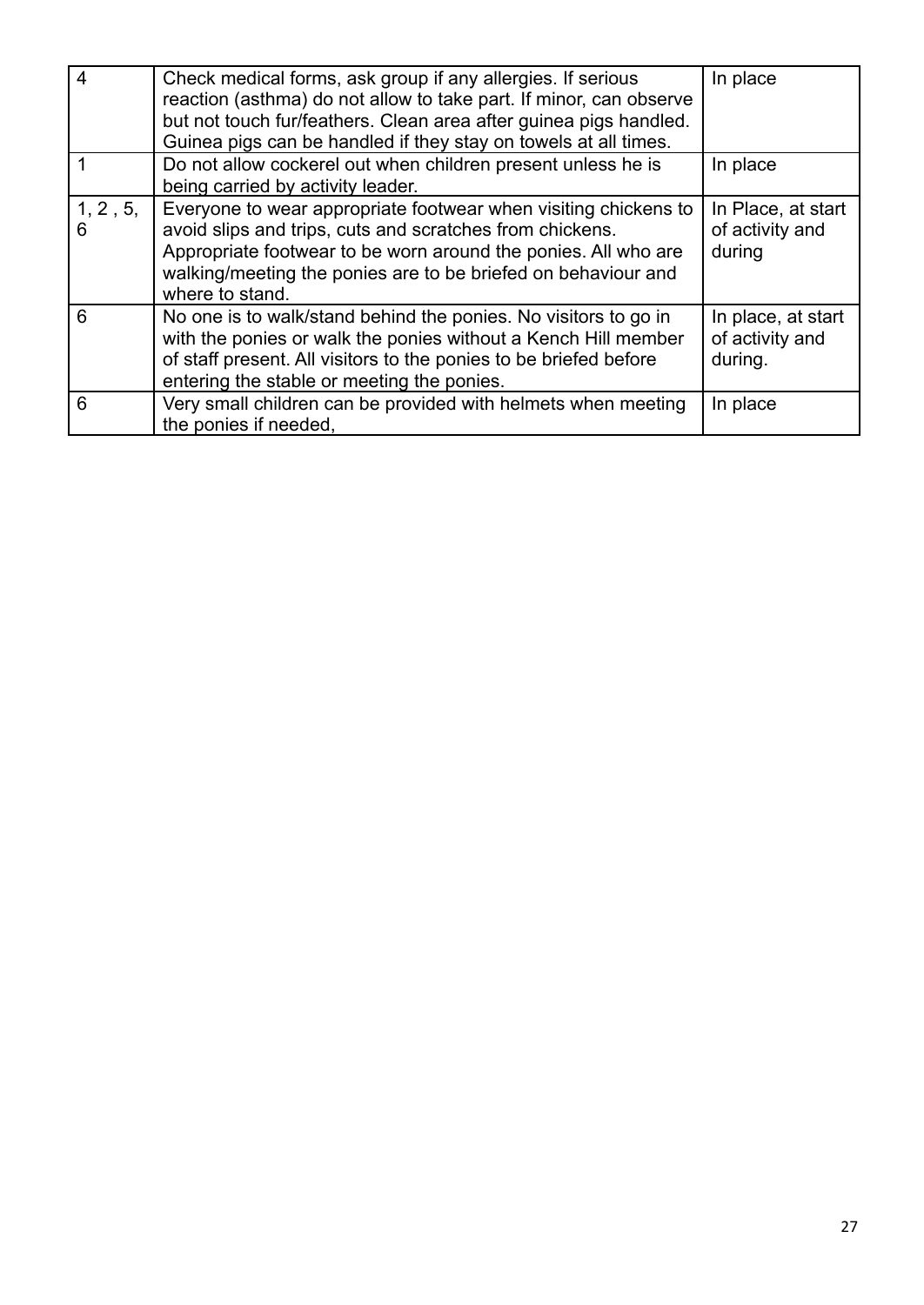| | | |
|---|---|---|
| 4 | Check medical forms, ask group if any allergies. If serious reaction (asthma) do not allow to take part. If minor, can observe but not touch fur/feathers. Clean area after guinea pigs handled. Guinea pigs can be handled if they stay on towels at all times. | In place |
| 1 | Do not allow cockerel out when children present unless he is being carried by activity leader. | In place |
| 1, 2 , 5, 6 | Everyone to wear appropriate footwear when visiting chickens to avoid slips and trips, cuts and scratches from chickens. Appropriate footwear to be worn around the ponies. All who are walking/meeting the ponies are to be briefed on behaviour and where to stand. | In Place, at start of activity and during |
| 6 | No one is to walk/stand behind the ponies. No visitors to go in with the ponies or walk the ponies without a Kench Hill member of staff present. All visitors to the ponies to be briefed before entering the stable or meeting the ponies. | In place, at start of activity and during. |
| 6 | Very small children can be provided with helmets when meeting the ponies if needed, | In place |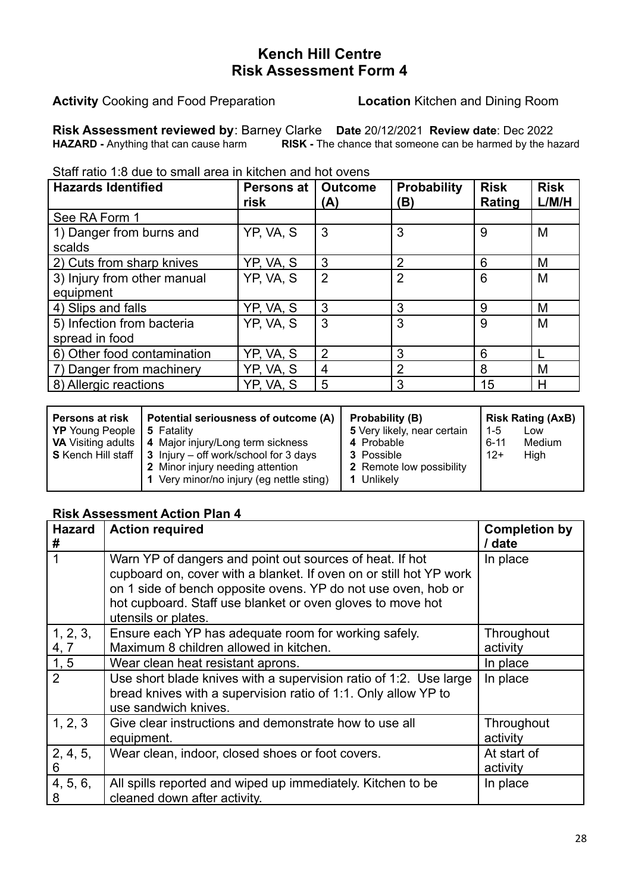# Kench Hill Centre
# Risk Assessment Form 4

**Activity** Cooking and Food Preparation **Location** Kitchen and Dining Room

**Risk Assessment reviewed by**: Barney Clarke **Date** 20/12/2021 **Review date**: Dec 2022
**HAZARD -** Anything that can cause harm **RISK -** The chance that someone can be harmed by the hazard

Staff ratio 1:8 due to small area in kitchen and hot ovens

| Hazards Identified | Persons at risk | Outcome (A) | Probability (B) | Risk Rating | Risk L/M/H |
|---|---|---|---|---|---|
| See RA Form 1 | | | | | |
| 1) Danger from burns and scalds | YP, VA, S | 3 | 3 | 9 | M |
| 2) Cuts from sharp knives | YP, VA, S | 3 | 2 | 6 | M |
| 3) Injury from other manual equipment | YP, VA, S | 2 | 2 | 6 | M |
| 4) Slips and falls | YP, VA, S | 3 | 3 | 9 | M |
| 5) Infection from bacteria spread in food | YP, VA, S | 3 | 3 | 9 | M |
| 6) Other food contamination | YP, VA, S | 2 | 3 | 6 | L |
| 7) Danger from machinery | YP, VA, S | 4 | 2 | 8 | M |
| 8) Allergic reactions | YP, VA, S | 5 | 3 | 15 | H |

| Persons at risk | Potential seriousness of outcome (A) | Probability (B) | Risk Rating (AxB) |
|---|---|---|---|
| **YP** Young People<br>**VA** Visiting adults<br>**S** Kench Hill staff | **5** Fatality<br>**4** Major injury/Long term sickness<br>**3** Injury – off work/school for 3 days<br>**2** Minor injury needing attention<br>**1** Very minor/no injury (eg nettle sting) | **5** Very likely, near certain<br>**4** Probable<br>**3** Possible<br>**2** Remote low possibility<br>**1** Unlikely | 1-5 Low<br>6-11 Medium<br>12+ High |

## Risk Assessment Action Plan 4

| Hazard # | Action required | Completion by / date |
|---|---|---|
| 1 | Warn YP of dangers and point out sources of heat. If hot cupboard on, cover with a blanket. If oven on or still hot YP work on 1 side of bench opposite ovens. YP do not use oven, hob or hot cupboard. Staff use blanket or oven gloves to move hot utensils or plates. | In place |
| 1, 2, 3, 4, 7 | Ensure each YP has adequate room for working safely. Maximum 8 children allowed in kitchen. | Throughout activity |
| 1, 5 | Wear clean heat resistant aprons. | In place |
| 2 | Use short blade knives with a supervision ratio of 1:2. Use large bread knives with a supervision ratio of 1:1. Only allow YP to use sandwich knives. | In place |
| 1, 2, 3 | Give clear instructions and demonstrate how to use all equipment. | Throughout activity |
| 2, 4, 5, 6 | Wear clean, indoor, closed shoes or foot covers. | At start of activity |
| 4, 5, 6, 8 | All spills reported and wiped up immediately. Kitchen to be cleaned down after activity. | In place |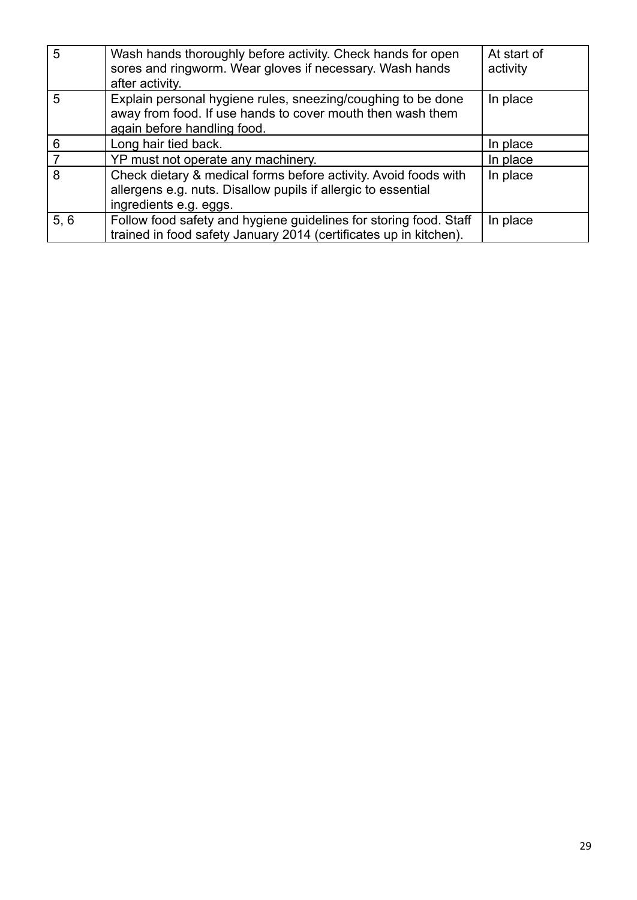| | | |
|---|---|---|
| 5 | Wash hands thoroughly before activity. Check hands for open sores and ringworm. Wear gloves if necessary. Wash hands after activity. | At start of activity |
| 5 | Explain personal hygiene rules, sneezing/coughing to be done away from food. If use hands to cover mouth then wash them again before handling food. | In place |
| 6 | Long hair tied back. | In place |
| 7 | YP must not operate any machinery. | In place |
| 8 | Check dietary & medical forms before activity. Avoid foods with allergens e.g. nuts. Disallow pupils if allergic to essential ingredients e.g. eggs. | In place |
| 5, 6 | Follow food safety and hygiene guidelines for storing food. Staff trained in food safety January 2014 (certificates up in kitchen). | In place |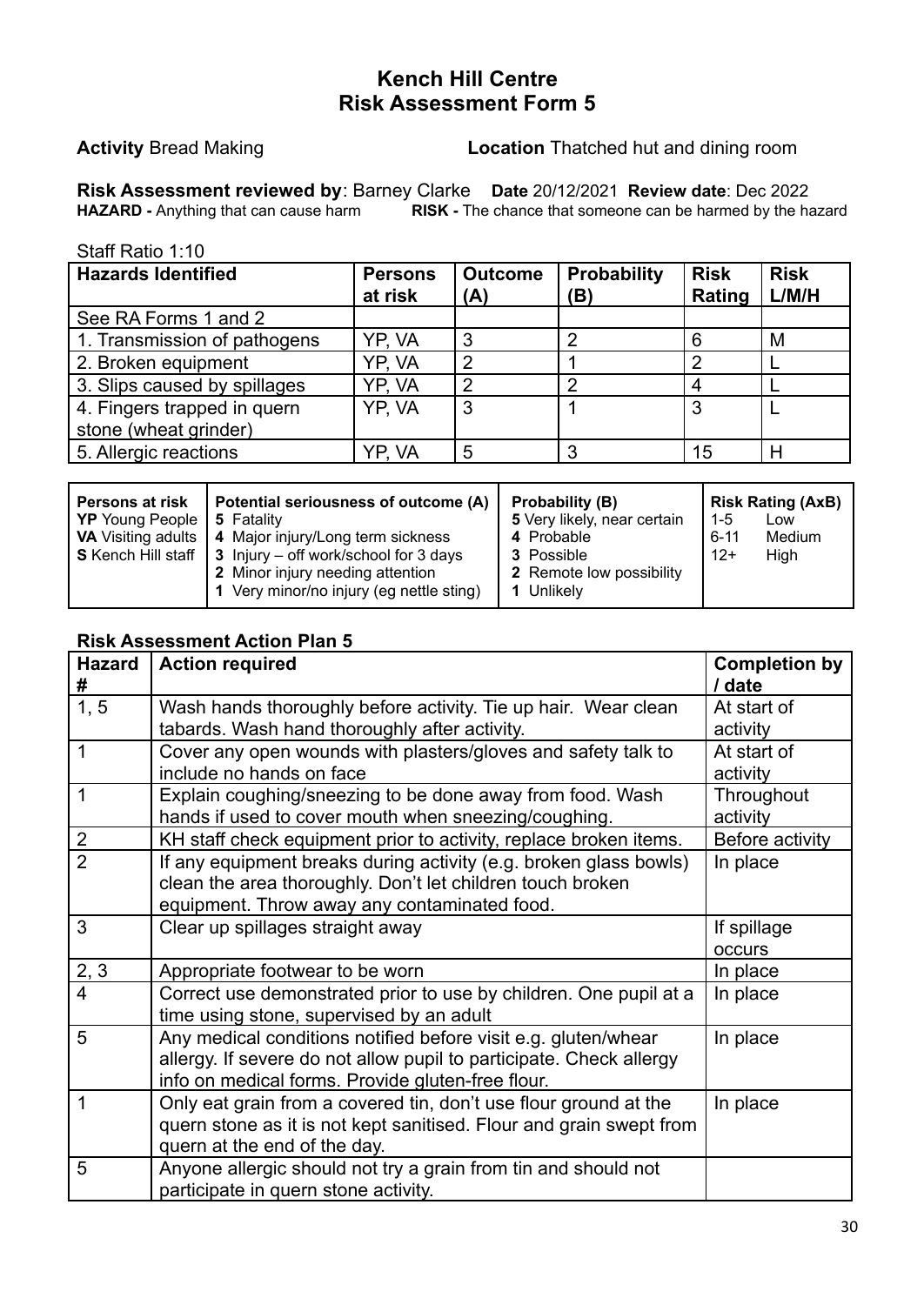# Kench Hill Centre
# Risk Assessment Form 5

**Activity** Bread Making **Location** Thatched hut and dining room

**Risk Assessment reviewed by**: Barney Clarke **Date** 20/12/2021 **Review date**: Dec 2022

**HAZARD -** Anything that can cause harm **RISK -** The chance that someone can be harmed by the hazard

Staff Ratio 1:10

| Hazards Identified | Persons at risk | Outcome (A) | Probability (B) | Risk Rating | Risk L/M/H |
|---|---|---|---|---|---|
| See RA Forms 1 and 2 | | | | | |
| 1. Transmission of pathogens | YP, VA | 3 | 2 | 6 | M |
| 2. Broken equipment | YP, VA | 2 | 1 | 2 | L |
| 3. Slips caused by spillages | YP, VA | 2 | 2 | 4 | L |
| 4. Fingers trapped in quern stone (wheat grinder) | YP, VA | 3 | 1 | 3 | L |
| 5. Allergic reactions | YP, VA | 5 | 3 | 15 | H |

| Persons at risk | Potential seriousness of outcome (A) | Probability (B) | Risk Rating (AxB) |
|---|---|---|---|
| **YP** Young People<br>**VA** Visiting adults<br>**S** Kench Hill staff | **5** Fatality<br>**4** Major injury/Long term sickness<br>**3** Injury – off work/school for 3 days<br>**2** Minor injury needing attention<br>**1** Very minor/no injury (eg nettle sting) | **5** Very likely, near certain<br>**4** Probable<br>**3** Possible<br>**2** Remote low possibility<br>**1** Unlikely | 1-5 Low<br>6-11 Medium<br>12+ High |

## Risk Assessment Action Plan 5

| Hazard # | Action required | Completion by / date |
|---|---|---|
| 1, 5 | Wash hands thoroughly before activity. Tie up hair. Wear clean tabards. Wash hand thoroughly after activity. | At start of activity |
| 1 | Cover any open wounds with plasters/gloves and safety talk to include no hands on face | At start of activity |
| 1 | Explain coughing/sneezing to be done away from food. Wash hands if used to cover mouth when sneezing/coughing. | Throughout activity |
| 2 | KH staff check equipment prior to activity, replace broken items. | Before activity |
| 2 | If any equipment breaks during activity (e.g. broken glass bowls) clean the area thoroughly. Don't let children touch broken equipment. Throw away any contaminated food. | In place |
| 3 | Clear up spillages straight away | If spillage occurs |
| 2, 3 | Appropriate footwear to be worn | In place |
| 4 | Correct use demonstrated prior to use by children. One pupil at a time using stone, supervised by an adult | In place |
| 5 | Any medical conditions notified before visit e.g. gluten/whear allergy. If severe do not allow pupil to participate. Check allergy info on medical forms. Provide gluten-free flour. | In place |
| 1 | Only eat grain from a covered tin, don't use flour ground at the quern stone as it is not kept sanitised. Flour and grain swept from quern at the end of the day. | In place |
| 5 | Anyone allergic should not try a grain from tin and should not participate in quern stone activity. | |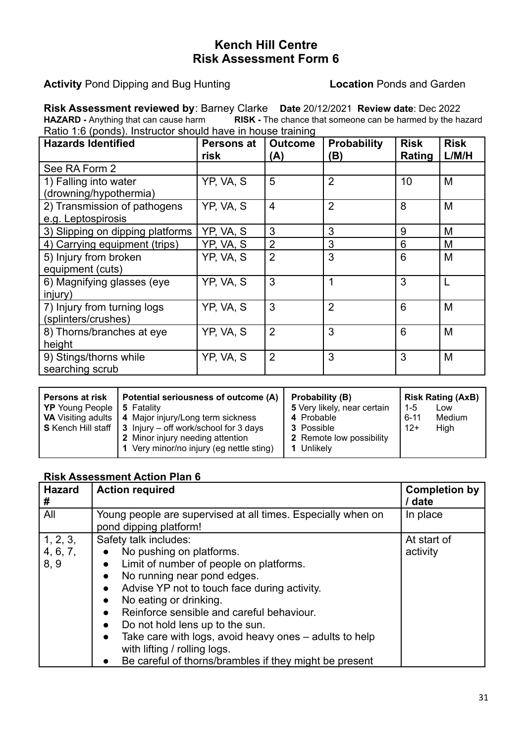# Kench Hill Centre
# Risk Assessment Form 6

**Activity** Pond Dipping and Bug Hunting **Location** Ponds and Garden

**Risk Assessment reviewed by**: Barney Clarke **Date** 20/12/2021 **Review date**: Dec 2022

**HAZARD -** Anything that can cause harm **RISK -** The chance that someone can be harmed by the hazard

Ratio 1:6 (ponds). Instructor should have in house training

| Hazards Identified | Persons at risk | Outcome (A) | Probability (B) | Risk Rating | Risk L/M/H |
|---|---|---|---|---|---|
| See RA Form 2 | | | | | |
| 1) Falling into water (drowning/hypothermia) | YP, VA, S | 5 | 2 | 10 | M |
| 2) Transmission of pathogens e.g. Leptospirosis | YP, VA, S | 4 | 2 | 8 | M |
| 3) Slipping on dipping platforms | YP, VA, S | 3 | 3 | 9 | M |
| 4) Carrying equipment (trips) | YP, VA, S | 2 | 3 | 6 | M |
| 5) Injury from broken equipment (cuts) | YP, VA, S | 2 | 3 | 6 | M |
| 6) Magnifying glasses (eye injury) | YP, VA, S | 3 | 1 | 3 | L |
| 7) Injury from turning logs (splinters/crushes) | YP, VA, S | 3 | 2 | 6 | M |
| 8) Thorns/branches at eye height | YP, VA, S | 2 | 3 | 6 | M |
| 9) Stings/thorns while searching scrub | YP, VA, S | 2 | 3 | 3 | M |

| Persons at risk | Potential seriousness of outcome (A) | Probability (B) | Risk Rating (AxB) |
|---|---|---|---|
| **YP** Young People<br>**VA** Visiting adults<br>**S** Kench Hill staff | **5** Fatality<br>**4** Major injury/Long term sickness<br>**3** Injury – off work/school for 3 days<br>**2** Minor injury needing attention<br>**1** Very minor/no injury (eg nettle sting) | **5** Very likely, near certain<br>**4** Probable<br>**3** Possible<br>**2** Remote low possibility<br>**1** Unlikely | 1-5 Low<br>6-11 Medium<br>12+ High |

## Risk Assessment Action Plan 6

| Hazard # | Action required | Completion by / date |
|---|---|---|
| All | Young people are supervised at all times. Especially when on pond dipping platform! | In place |
| 1, 2, 3, 4, 6, 7, 8, 9 | Safety talk includes:<br>• No pushing on platforms.<br>• Limit of number of people on platforms.<br>• No running near pond edges.<br>• Advise YP not to touch face during activity.<br>• No eating or drinking.<br>• Reinforce sensible and careful behaviour.<br>• Do not hold lens up to the sun.<br>• Take care with logs, avoid heavy ones – adults to help with lifting / rolling logs.<br>• Be careful of thorns/brambles if they might be present | At start of activity |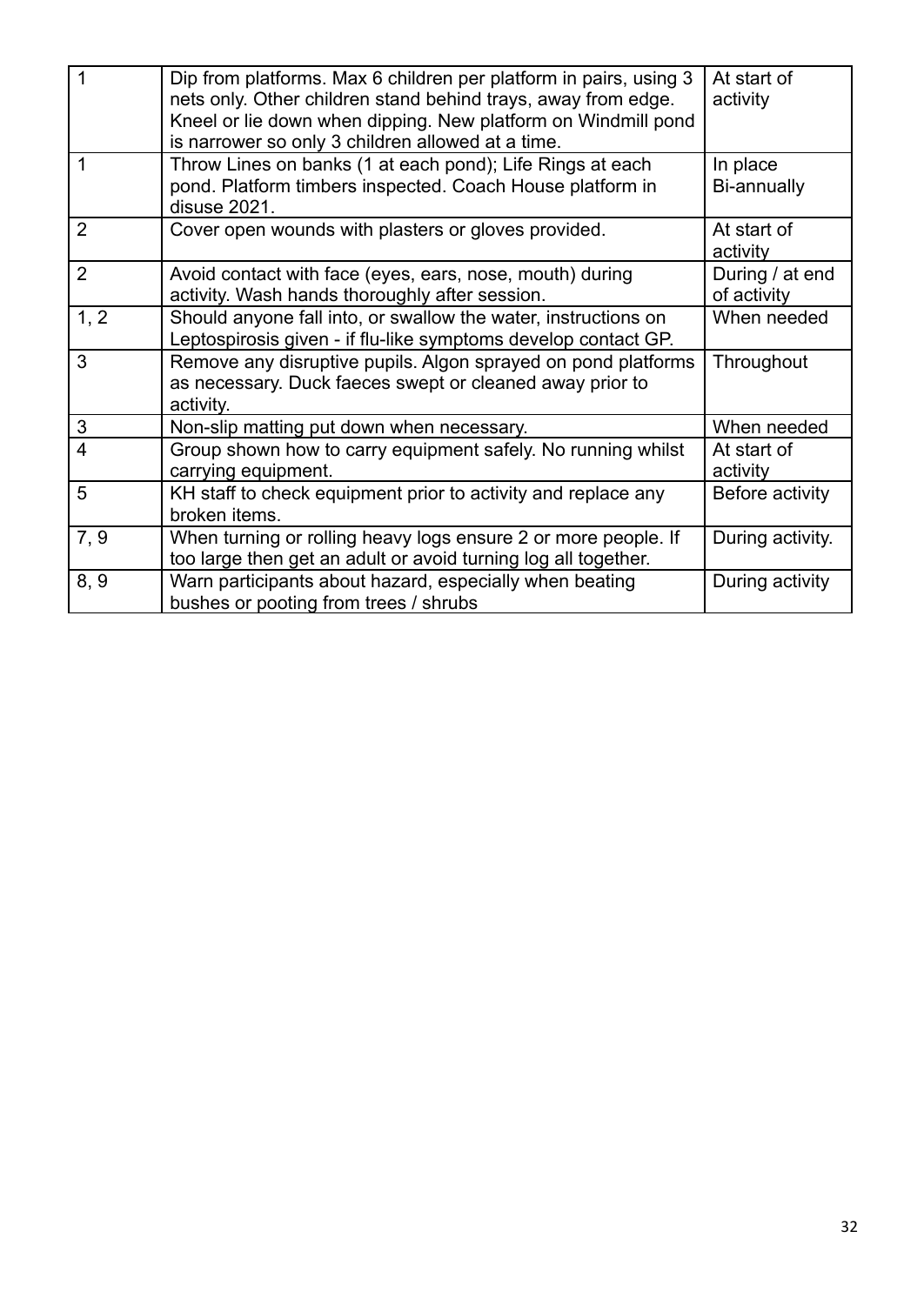| | | |
|---|---|---|
| 1 | Dip from platforms. Max 6 children per platform in pairs, using 3 nets only. Other children stand behind trays, away from edge. Kneel or lie down when dipping. New platform on Windmill pond is narrower so only 3 children allowed at a time. | At start of activity |
| 1 | Throw Lines on banks (1 at each pond); Life Rings at each pond. Platform timbers inspected. Coach House platform in disuse 2021. | In place Bi-annually |
| 2 | Cover open wounds with plasters or gloves provided. | At start of activity |
| 2 | Avoid contact with face (eyes, ears, nose, mouth) during activity. Wash hands thoroughly after session. | During / at end of activity |
| 1, 2 | Should anyone fall into, or swallow the water, instructions on Leptospirosis given - if flu-like symptoms develop contact GP. | When needed |
| 3 | Remove any disruptive pupils. Algon sprayed on pond platforms as necessary. Duck faeces swept or cleaned away prior to activity. | Throughout |
| 3 | Non-slip matting put down when necessary. | When needed |
| 4 | Group shown how to carry equipment safely. No running whilst carrying equipment. | At start of activity |
| 5 | KH staff to check equipment prior to activity and replace any broken items. | Before activity |
| 7, 9 | When turning or rolling heavy logs ensure 2 or more people. If too large then get an adult or avoid turning log all together. | During activity. |
| 8, 9 | Warn participants about hazard, especially when beating bushes or pooting from trees / shrubs | During activity |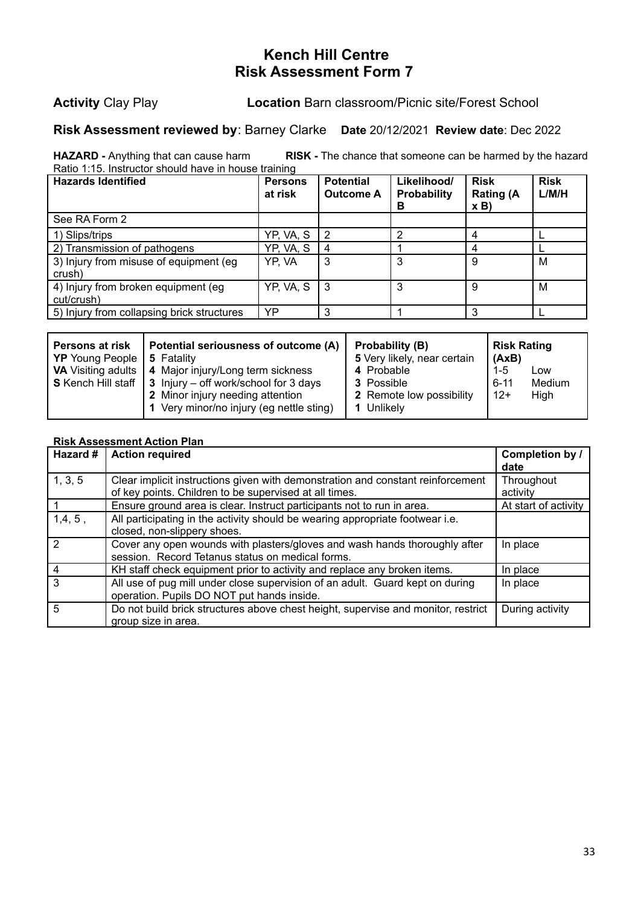# Kench Hill Centre
# Risk Assessment Form 7

**Activity** Clay Play **Location** Barn classroom/Picnic site/Forest School

**Risk Assessment reviewed by**: Barney Clarke **Date** 20/12/2021 **Review date**: Dec 2022

**HAZARD -** Anything that can cause harm **RISK -** The chance that someone can be harmed by the hazard

Ratio 1:15. Instructor should have in house training

| Hazards Identified | Persons at risk | Potential Outcome A | Likelihood/ Probability B | Risk Rating (A x B) | Risk L/M/H |
|---|---|---|---|---|---|
| See RA Form 2 | | | | | |
| 1) Slips/trips | YP, VA, S | 2 | 2 | 4 | L |
| 2) Transmission of pathogens | YP, VA, S | 4 | 1 | 4 | L |
| 3) Injury from misuse of equipment (eg crush) | YP, VA | 3 | 3 | 9 | M |
| 4) Injury from broken equipment (eg cut/crush) | YP, VA, S | 3 | 3 | 9 | M |
| 5) Injury from collapsing brick structures | YP | 3 | 1 | 3 | L |

| Persons at risk | Potential seriousness of outcome (A) | Probability (B) | Risk Rating (AxB) |
|---|---|---|---|
| **YP** Young People<br>**VA** Visiting adults<br>**S** Kench Hill staff | **5** Fatality<br>**4** Major injury/Long term sickness<br>**3** Injury – off work/school for 3 days<br>**2** Minor injury needing attention<br>**1** Very minor/no injury (eg nettle sting) | **5** Very likely, near certain<br>**4** Probable<br>**3** Possible<br>**2** Remote low possibility<br>**1** Unlikely | 1-5 Low<br>6-11 Medium<br>12+ High |

**Risk Assessment Action Plan**

| Hazard # | Action required | Completion by / date |
|---|---|---|
| 1, 3, 5 | Clear implicit instructions given with demonstration and constant reinforcement of key points. Children to be supervised at all times. | Throughout activity |
| 1 | Ensure ground area is clear. Instruct participants not to run in area. | At start of activity |
| 1,4, 5 , | All participating in the activity should be wearing appropriate footwear i.e. closed, non-slippery shoes. | |
| 2 | Cover any open wounds with plasters/gloves and wash hands thoroughly after session. Record Tetanus status on medical forms. | In place |
| 4 | KH staff check equipment prior to activity and replace any broken items. | In place |
| 3 | All use of pug mill under close supervision of an adult. Guard kept on during operation. Pupils DO NOT put hands inside. | In place |
| 5 | Do not build brick structures above chest height, supervise and monitor, restrict group size in area. | During activity |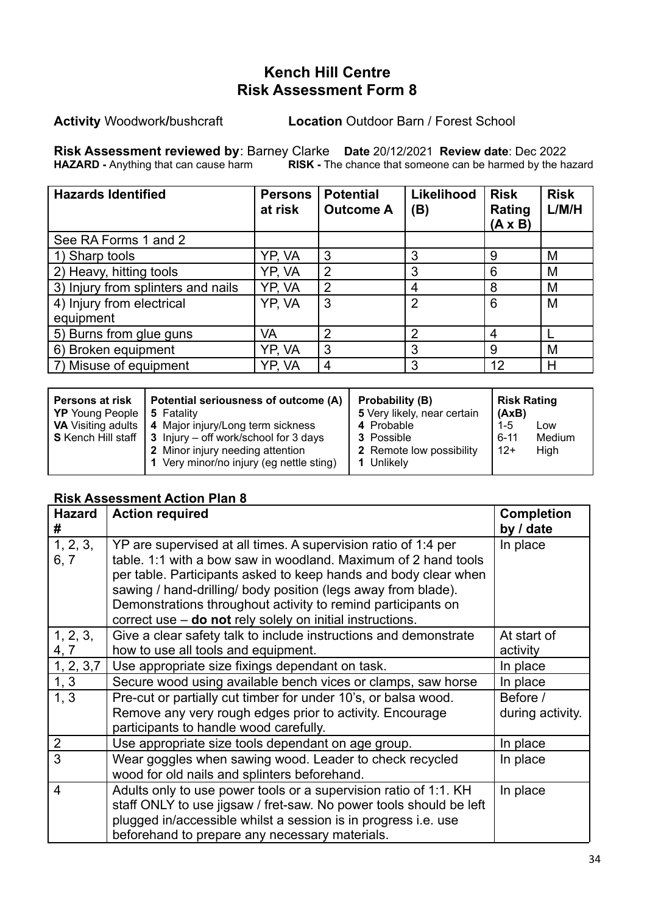## Kench Hill Centre
## Risk Assessment Form 8

**Activity** Woodwork**/**bushcraft **Location** Outdoor Barn / Forest School

**Risk Assessment reviewed by**: Barney Clarke **Date** 20/12/2021 **Review date**: Dec 2022
**HAZARD -** Anything that can cause harm **RISK -** The chance that someone can be harmed by the hazard

| Hazards Identified | Persons at risk | Potential Outcome A | Likelihood (B) | Risk Rating (A x B) | Risk L/M/H |
|---|---|---|---|---|---|
| See RA Forms 1 and 2 | | | | | |
| 1) Sharp tools | YP, VA | 3 | 3 | 9 | M |
| 2) Heavy, hitting tools | YP, VA | 2 | 3 | 6 | M |
| 3) Injury from splinters and nails | YP, VA | 2 | 4 | 8 | M |
| 4) Injury from electrical equipment | YP, VA | 3 | 2 | 6 | M |
| 5) Burns from glue guns | VA | 2 | 2 | 4 | L |
| 6) Broken equipment | YP, VA | 3 | 3 | 9 | M |
| 7) Misuse of equipment | YP, VA | 4 | 3 | 12 | H |

| Persons at risk | Potential seriousness of outcome (A) | Probability (B) | Risk Rating (AxB) |
|---|---|---|---|
| **YP** Young People<br>**VA** Visiting adults<br>**S** Kench Hill staff | **5** Fatality<br>**4** Major injury/Long term sickness<br>**3** Injury – off work/school for 3 days<br>**2** Minor injury needing attention<br>**1** Very minor/no injury (eg nettle sting) | **5** Very likely, near certain<br>**4** Probable<br>**3** Possible<br>**2** Remote low possibility<br>**1** Unlikely | 1-5 Low<br>6-11 Medium<br>12+ High |

### Risk Assessment Action Plan 8

| Hazard # | Action required | Completion by / date |
|---|---|---|
| 1, 2, 3, 6, 7 | YP are supervised at all times. A supervision ratio of 1:4 per table. 1:1 with a bow saw in woodland. Maximum of 2 hand tools per table. Participants asked to keep hands and body clear when sawing / hand-drilling/ body position (legs away from blade). Demonstrations throughout activity to remind participants on correct use – **do not** rely solely on initial instructions. | In place |
| 1, 2, 3, 4, 7 | Give a clear safety talk to include instructions and demonstrate how to use all tools and equipment. | At start of activity |
| 1, 2, 3,7 | Use appropriate size fixings dependant on task. | In place |
| 1, 3 | Secure wood using available bench vices or clamps, saw horse | In place |
| 1, 3 | Pre-cut or partially cut timber for under 10's, or balsa wood. Remove any very rough edges prior to activity. Encourage participants to handle wood carefully. | Before / during activity. |
| 2 | Use appropriate size tools dependant on age group. | In place |
| 3 | Wear goggles when sawing wood. Leader to check recycled wood for old nails and splinters beforehand. | In place |
| 4 | Adults only to use power tools or a supervision ratio of 1:1. KH staff ONLY to use jigsaw / fret-saw. No power tools should be left plugged in/accessible whilst a session is in progress i.e. use beforehand to prepare any necessary materials. | In place |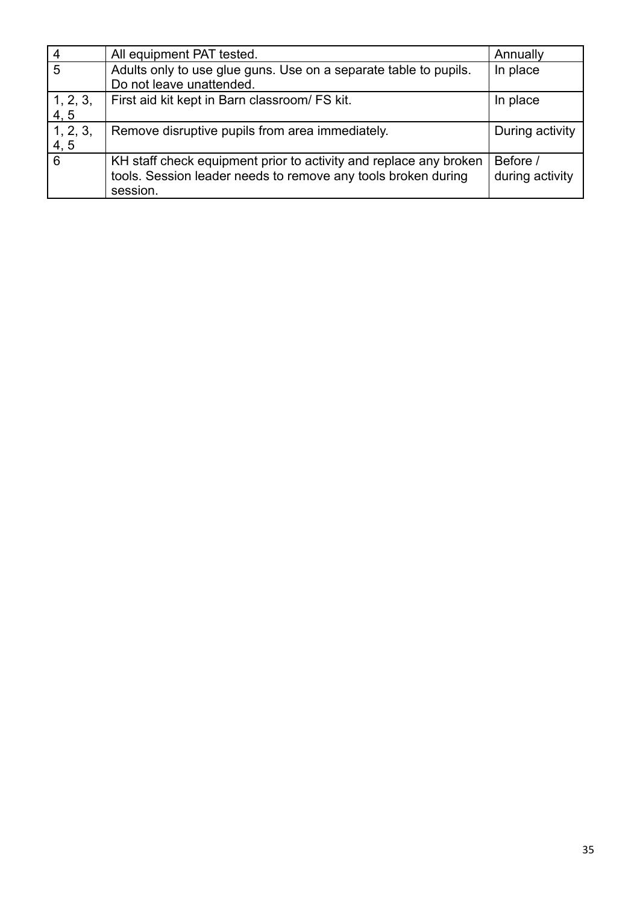| | | |
|---|---|---|
| 4 | All equipment PAT tested. | Annually |
| 5 | Adults only to use glue guns. Use on a separate table to pupils. Do not leave unattended. | In place |
| 1, 2, 3, 4, 5 | First aid kit kept in Barn classroom/ FS kit. | In place |
| 1, 2, 3, 4, 5 | Remove disruptive pupils from area immediately. | During activity |
| 6 | KH staff check equipment prior to activity and replace any broken tools. Session leader needs to remove any tools broken during session. | Before / during activity |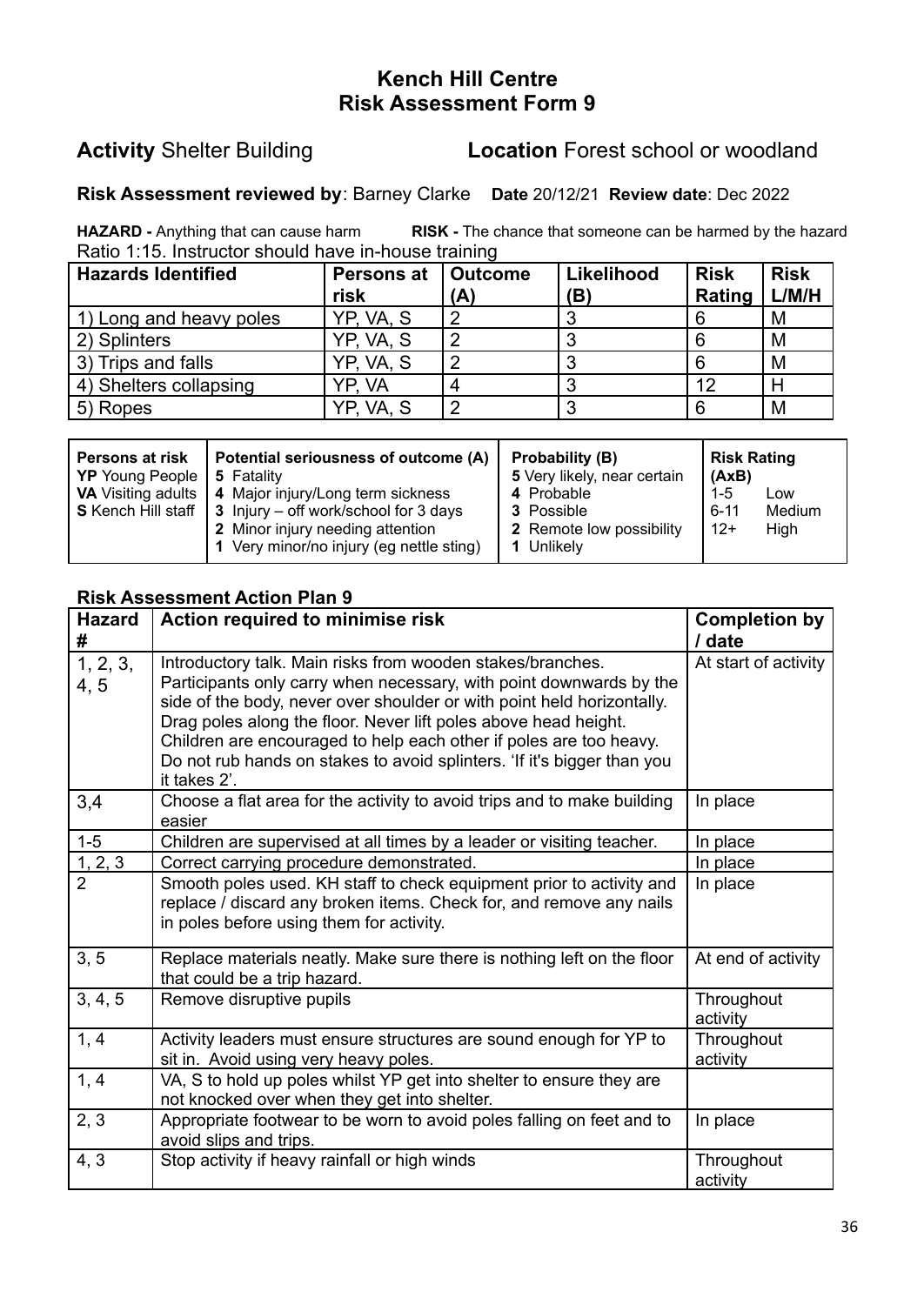# Kench Hill Centre
# Risk Assessment Form 9

**Activity** Shelter Building **Location** Forest school or woodland

**Risk Assessment reviewed by**: Barney Clarke **Date** 20/12/21 **Review date**: Dec 2022

**HAZARD -** Anything that can cause harm **RISK -** The chance that someone can be harmed by the hazard

Ratio 1:15. Instructor should have in-house training

| Hazards Identified | Persons at risk | Outcome (A) | Likelihood (B) | Risk Rating | Risk L/M/H |
|---|---|---|---|---|---|
| 1) Long and heavy poles | YP, VA, S | 2 | 3 | 6 | M |
| 2) Splinters | YP, VA, S | 2 | 3 | 6 | M |
| 3) Trips and falls | YP, VA, S | 2 | 3 | 6 | M |
| 4) Shelters collapsing | YP, VA | 4 | 3 | 12 | H |
| 5) Ropes | YP, VA, S | 2 | 3 | 6 | M |

| Persons at risk | Potential seriousness of outcome (A) | Probability (B) | Risk Rating (AxB) |
|---|---|---|---|
| **YP** Young People | **5** Fatality | **5** Very likely, near certain | 1-5 Low |
| **VA** Visiting adults | **4** Major injury/Long term sickness | **4** Probable | 6-11 Medium |
| **S** Kench Hill staff | **3** Injury – off work/school for 3 days | **3** Possible | 12+ High |
| | **2** Minor injury needing attention | **2** Remote low possibility | |
| | **1** Very minor/no injury (eg nettle sting) | **1** Unlikely | |

## Risk Assessment Action Plan 9

| Hazard # | Action required to minimise risk | Completion by / date |
|---|---|---|
| 1, 2, 3, 4, 5 | Introductory talk. Main risks from wooden stakes/branches. Participants only carry when necessary, with point downwards by the side of the body, never over shoulder or with point held horizontally. Drag poles along the floor. Never lift poles above head height. Children are encouraged to help each other if poles are too heavy. Do not rub hands on stakes to avoid splinters. 'If it's bigger than you it takes 2'. | At start of activity |
| 3,4 | Choose a flat area for the activity to avoid trips and to make building easier | In place |
| 1-5 | Children are supervised at all times by a leader or visiting teacher. | In place |
| 1, 2, 3 | Correct carrying procedure demonstrated. | In place |
| 2 | Smooth poles used. KH staff to check equipment prior to activity and replace / discard any broken items. Check for, and remove any nails in poles before using them for activity. | In place |
| 3, 5 | Replace materials neatly. Make sure there is nothing left on the floor that could be a trip hazard. | At end of activity |
| 3, 4, 5 | Remove disruptive pupils | Throughout activity |
| 1, 4 | Activity leaders must ensure structures are sound enough for YP to sit in. Avoid using very heavy poles. | Throughout activity |
| 1, 4 | VA, S to hold up poles whilst YP get into shelter to ensure they are not knocked over when they get into shelter. | |
| 2, 3 | Appropriate footwear to be worn to avoid poles falling on feet and to avoid slips and trips. | In place |
| 4, 3 | Stop activity if heavy rainfall or high winds | Throughout activity |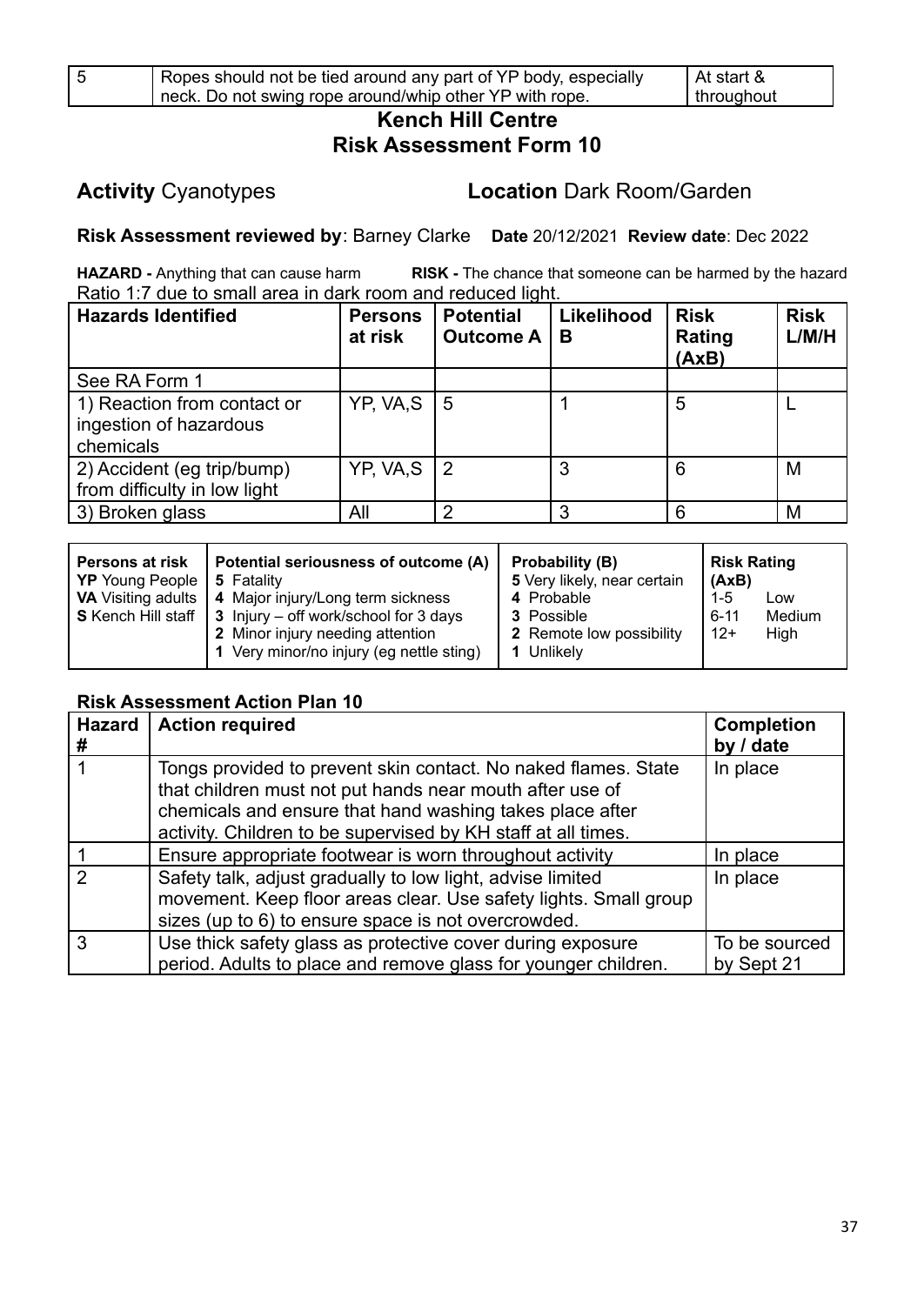| 5 | Ropes should not be tied around any part of YP body, especially neck. Do not swing rope around/whip other YP with rope. | At start & throughout |
|---|---|---|

## Kench Hill Centre
## Risk Assessment Form 10

**Activity** Cyanotypes **Location** Dark Room/Garden

**Risk Assessment reviewed by**: Barney Clarke **Date** 20/12/2021 **Review date**: Dec 2022

**HAZARD -** Anything that can cause harm **RISK -** The chance that someone can be harmed by the hazard

Ratio 1:7 due to small area in dark room and reduced light.

| Hazards Identified | Persons at risk | Potential Outcome A | Likelihood B | Risk Rating (AxB) | Risk L/M/H |
|---|---|---|---|---|---|
| See RA Form 1 | | | | | |
| 1) Reaction from contact or ingestion of hazardous chemicals | YP, VA,S | 5 | 1 | 5 | L |
| 2) Accident (eg trip/bump) from difficulty in low light | YP, VA,S | 2 | 3 | 6 | M |
| 3) Broken glass | All | 2 | 3 | 6 | M |

| Persons at risk | Potential seriousness of outcome (A) | Probability (B) | Risk Rating (AxB) |
|---|---|---|---|
| **YP** Young People<br>**VA** Visiting adults<br>**S** Kench Hill staff | **5** Fatality<br>**4** Major injury/Long term sickness<br>**3** Injury – off work/school for 3 days<br>**2** Minor injury needing attention<br>**1** Very minor/no injury (eg nettle sting) | **5** Very likely, near certain<br>**4** Probable<br>**3** Possible<br>**2** Remote low possibility<br>**1** Unlikely | 1-5 Low<br>6-11 Medium<br>12+ High |

### Risk Assessment Action Plan 10

| Hazard # | Action required | Completion by / date |
|---|---|---|
| 1 | Tongs provided to prevent skin contact. No naked flames. State that children must not put hands near mouth after use of chemicals and ensure that hand washing takes place after activity. Children to be supervised by KH staff at all times. | In place |
| 1 | Ensure appropriate footwear is worn throughout activity | In place |
| 2 | Safety talk, adjust gradually to low light, advise limited movement. Keep floor areas clear. Use safety lights. Small group sizes (up to 6) to ensure space is not overcrowded. | In place |
| 3 | Use thick safety glass as protective cover during exposure period. Adults to place and remove glass for younger children. | To be sourced by Sept 21 |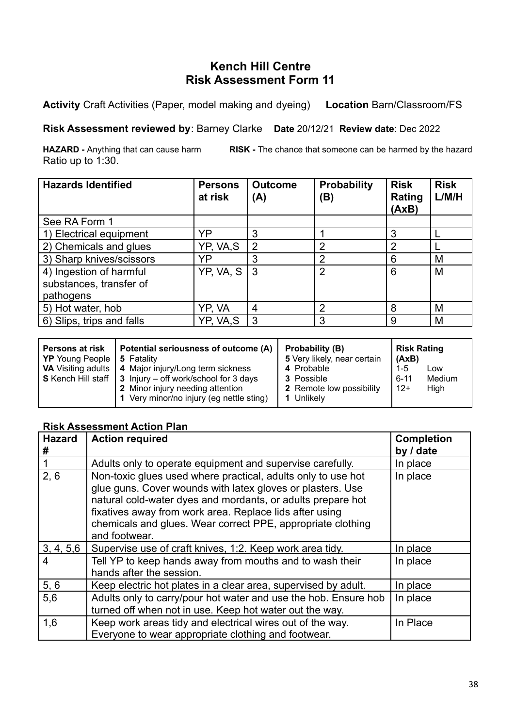## Kench Hill Centre
## Risk Assessment Form 11

**Activity** Craft Activities (Paper, model making and dyeing) **Location** Barn/Classroom/FS

**Risk Assessment reviewed by**: Barney Clarke **Date** 20/12/21 **Review date**: Dec 2022

**HAZARD -** Anything that can cause harm **RISK -** The chance that someone can be harmed by the hazard
Ratio up to 1:30.

| Hazards Identified | Persons at risk | Outcome (A) | Probability (B) | Risk Rating (AxB) | Risk L/M/H |
|---|---|---|---|---|---|
| See RA Form 1 | | | | | |
| 1) Electrical equipment | YP | 3 | 1 | 3 | L |
| 2) Chemicals and glues | YP, VA,S | 2 | 2 | 2 | L |
| 3) Sharp knives/scissors | YP | 3 | 2 | 6 | M |
| 4) Ingestion of harmful substances, transfer of pathogens | YP, VA, S | 3 | 2 | 6 | M |
| 5) Hot water, hob | YP, VA | 4 | 2 | 8 | M |
| 6) Slips, trips and falls | YP, VA,S | 3 | 3 | 9 | M |

| Persons at risk | Potential seriousness of outcome (A) | Probability (B) | Risk Rating (AxB) |
|---|---|---|---|
| **YP** Young People | **5** Fatality | **5** Very likely, near certain | 1-5 Low |
| **VA** Visiting adults | **4** Major injury/Long term sickness | **4** Probable | 6-11 Medium |
| **S** Kench Hill staff | **3** Injury – off work/school for 3 days | **3** Possible | 12+ High |
| | **2** Minor injury needing attention | **2** Remote low possibility | |
| | **1** Very minor/no injury (eg nettle sting) | **1** Unlikely | |

### Risk Assessment Action Plan

| Hazard # | Action required | Completion by / date |
|---|---|---|
| 1 | Adults only to operate equipment and supervise carefully. | In place |
| 2, 6 | Non-toxic glues used where practical, adults only to use hot glue guns. Cover wounds with latex gloves or plasters. Use natural cold-water dyes and mordants, or adults prepare hot fixatives away from work area. Replace lids after using chemicals and glues. Wear correct PPE, appropriate clothing and footwear. | In place |
| 3, 4, 5,6 | Supervise use of craft knives, 1:2. Keep work area tidy. | In place |
| 4 | Tell YP to keep hands away from mouths and to wash their hands after the session. | In place |
| 5, 6 | Keep electric hot plates in a clear area, supervised by adult. | In place |
| 5,6 | Adults only to carry/pour hot water and use the hob. Ensure hob turned off when not in use. Keep hot water out the way. | In place |
| 1,6 | Keep work areas tidy and electrical wires out of the way. Everyone to wear appropriate clothing and footwear. | In Place |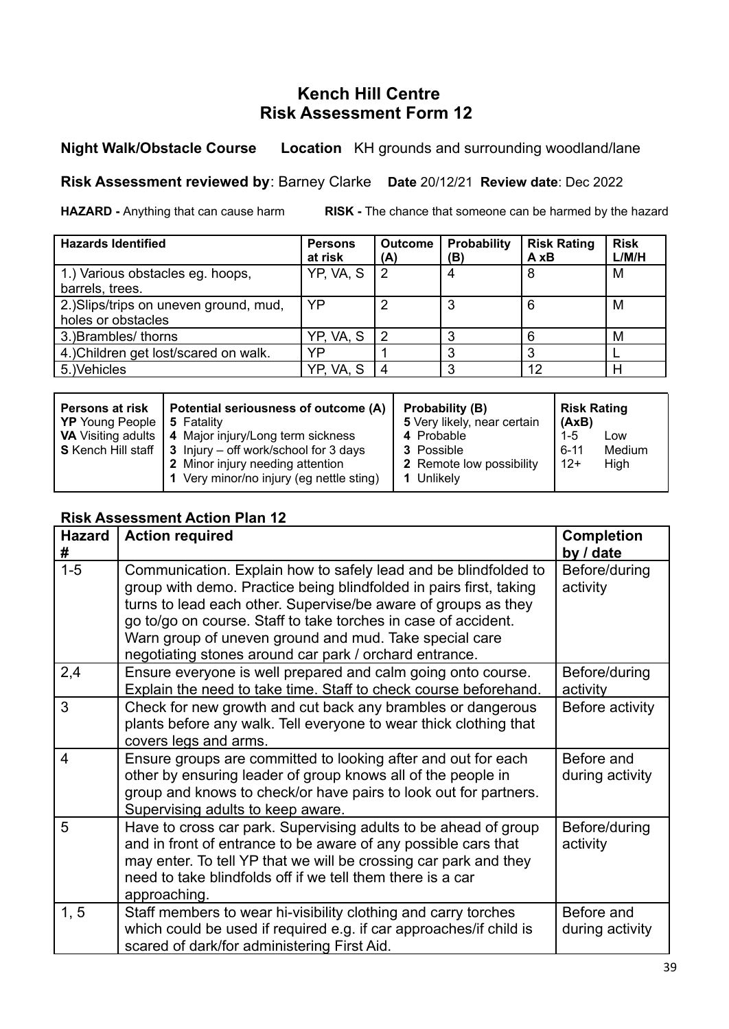# Kench Hill Centre
# Risk Assessment Form 12

**Night Walk/Obstacle Course** **Location** KH grounds and surrounding woodland/lane

**Risk Assessment reviewed by**: Barney Clarke **Date** 20/12/21 **Review date**: Dec 2022

**HAZARD -** Anything that can cause harm **RISK -** The chance that someone can be harmed by the hazard

| Hazards Identified | Persons at risk | Outcome (A) | Probability (B) | Risk Rating A xB | Risk L/M/H |
|---|---|---|---|---|---|
| 1.) Various obstacles eg. hoops, barrels, trees. | YP, VA, S | 2 | 4 | 8 | M |
| 2.)Slips/trips on uneven ground, mud, holes or obstacles | YP | 2 | 3 | 6 | M |
| 3.)Brambles/ thorns | YP, VA, S | 2 | 3 | 6 | M |
| 4.)Children get lost/scared on walk. | YP | 1 | 3 | 3 | L |
| 5.)Vehicles | YP, VA, S | 4 | 3 | 12 | H |

| Persons at risk | Potential seriousness of outcome (A) | Probability (B) | Risk Rating (AxB) |
|---|---|---|---|
| **YP** Young People<br>**VA** Visiting adults<br>**S** Kench Hill staff | **5** Fatality<br>**4** Major injury/Long term sickness<br>**3** Injury – off work/school for 3 days<br>**2** Minor injury needing attention<br>**1** Very minor/no injury (eg nettle sting) | **5** Very likely, near certain<br>**4** Probable<br>**3** Possible<br>**2** Remote low possibility<br>**1** Unlikely | 1-5 Low<br>6-11 Medium<br>12+ High |

## Risk Assessment Action Plan 12

| Hazard # | Action required | Completion by / date |
|---|---|---|
| 1-5 | Communication. Explain how to safely lead and be blindfolded to group with demo. Practice being blindfolded in pairs first, taking turns to lead each other. Supervise/be aware of groups as they go to/go on course. Staff to take torches in case of accident. Warn group of uneven ground and mud. Take special care negotiating stones around car park / orchard entrance. | Before/during activity |
| 2,4 | Ensure everyone is well prepared and calm going onto course. Explain the need to take time. Staff to check course beforehand. | Before/during activity |
| 3 | Check for new growth and cut back any brambles or dangerous plants before any walk. Tell everyone to wear thick clothing that covers legs and arms. | Before activity |
| 4 | Ensure groups are committed to looking after and out for each other by ensuring leader of group knows all of the people in group and knows to check/or have pairs to look out for partners. Supervising adults to keep aware. | Before and during activity |
| 5 | Have to cross car park. Supervising adults to be ahead of group and in front of entrance to be aware of any possible cars that may enter. To tell YP that we will be crossing car park and they need to take blindfolds off if we tell them there is a car approaching. | Before/during activity |
| 1, 5 | Staff members to wear hi-visibility clothing and carry torches which could be used if required e.g. if car approaches/if child is scared of dark/for administering First Aid. | Before and during activity |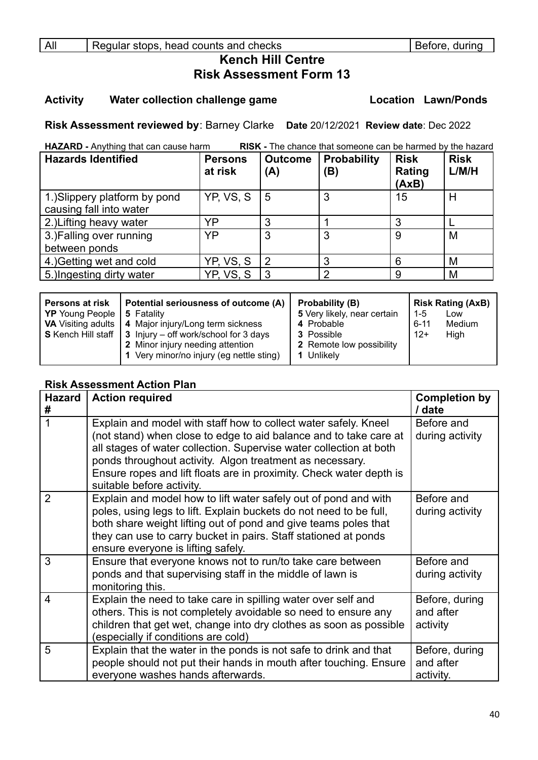| All | Regular stops, head counts and checks | Before, during |
|---|---|---|

## Kench Hill Centre
## Risk Assessment Form 13

**Activity** **Water collection challenge game** **Location** **Lawn/Ponds**

**Risk Assessment reviewed by**: Barney Clarke **Date** 20/12/2021 **Review date**: Dec 2022

**HAZARD -** Anything that can cause harm **RISK -** The chance that someone can be harmed by the hazard

| Hazards Identified | Persons at risk | Outcome (A) | Probability (B) | Risk Rating (AxB) | Risk L/M/H |
|---|---|---|---|---|---|
| 1.)Slippery platform by pond causing fall into water | YP, VS, S | 5 | 3 | 15 | H |
| 2.)Lifting heavy water | YP | 3 | 1 | 3 | L |
| 3.)Falling over running between ponds | YP | 3 | 3 | 9 | M |
| 4.)Getting wet and cold | YP, VS, S | 2 | 3 | 6 | M |
| 5.)Ingesting dirty water | YP, VS, S | 3 | 2 | 9 | M |

| Persons at risk | Potential seriousness of outcome (A) | Probability (B) | Risk Rating (AxB) |
|---|---|---|---|
| **YP** Young People | **5** Fatality | **5** Very likely, near certain | 1-5 Low |
| **VA** Visiting adults | **4** Major injury/Long term sickness | **4** Probable | 6-11 Medium |
| **S** Kench Hill staff | **3** Injury – off work/school for 3 days | **3** Possible | 12+ High |
| | **2** Minor injury needing attention | **2** Remote low possibility | |
| | **1** Very minor/no injury (eg nettle sting) | **1** Unlikely | |

### Risk Assessment Action Plan

| Hazard # | Action required | Completion by / date |
|---|---|---|
| 1 | Explain and model with staff how to collect water safely. Kneel (not stand) when close to edge to aid balance and to take care at all stages of water collection. Supervise water collection at both ponds throughout activity. Algon treatment as necessary. Ensure ropes and lift floats are in proximity. Check water depth is suitable before activity. | Before and during activity |
| 2 | Explain and model how to lift water safely out of pond and with poles, using legs to lift. Explain buckets do not need to be full, both share weight lifting out of pond and give teams poles that they can use to carry bucket in pairs. Staff stationed at ponds ensure everyone is lifting safely. | Before and during activity |
| 3 | Ensure that everyone knows not to run/to take care between ponds and that supervising staff in the middle of lawn is monitoring this. | Before and during activity |
| 4 | Explain the need to take care in spilling water over self and others. This is not completely avoidable so need to ensure any children that get wet, change into dry clothes as soon as possible (especially if conditions are cold) | Before, during and after activity |
| 5 | Explain that the water in the ponds is not safe to drink and that people should not put their hands in mouth after touching. Ensure everyone washes hands afterwards. | Before, during and after activity. |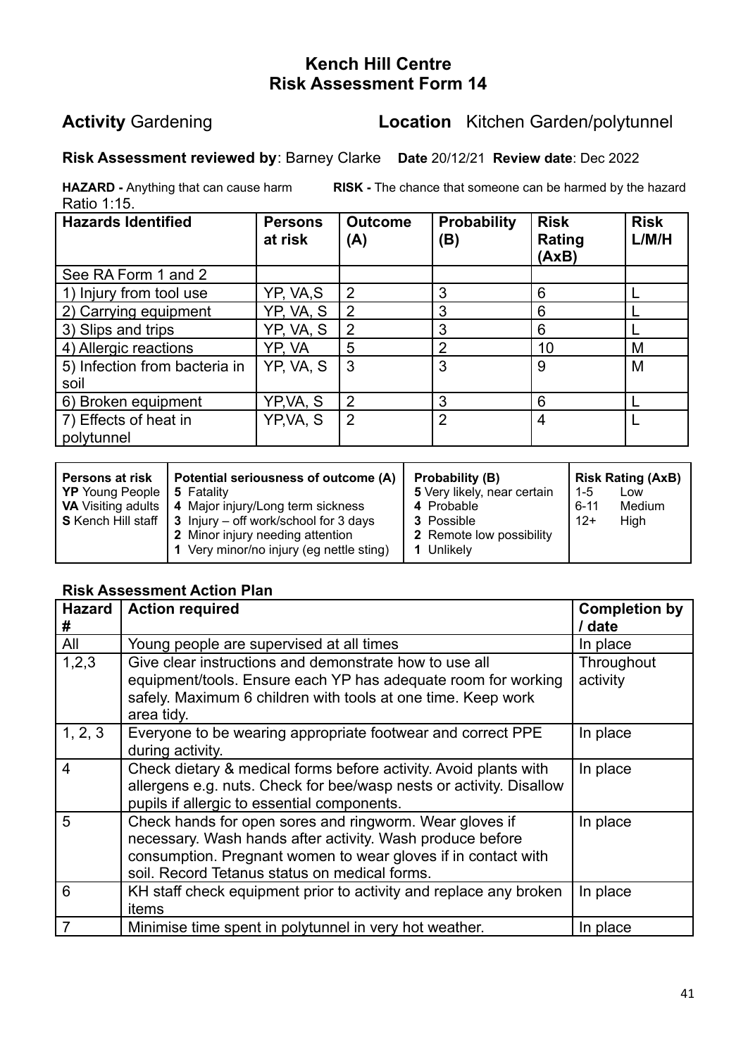## Kench Hill Centre
## Risk Assessment Form 14

**Activity** Gardening **Location** Kitchen Garden/polytunnel

**Risk Assessment reviewed by**: Barney Clarke **Date** 20/12/21 **Review date**: Dec 2022

**HAZARD -** Anything that can cause harm **RISK -** The chance that someone can be harmed by the hazard

Ratio 1:15.

| Hazards Identified | Persons at risk | Outcome (A) | Probability (B) | Risk Rating (AxB) | Risk L/M/H |
|---|---|---|---|---|---|
| See RA Form 1 and 2 | | | | | |
| 1) Injury from tool use | YP, VA,S | 2 | 3 | 6 | L |
| 2) Carrying equipment | YP, VA, S | 2 | 3 | 6 | L |
| 3) Slips and trips | YP, VA, S | 2 | 3 | 6 | L |
| 4) Allergic reactions | YP, VA | 5 | 2 | 10 | M |
| 5) Infection from bacteria in soil | YP, VA, S | 3 | 3 | 9 | M |
| 6) Broken equipment | YP,VA, S | 2 | 3 | 6 | L |
| 7) Effects of heat in polytunnel | YP,VA, S | 2 | 2 | 4 | L |

| Persons at risk | Potential seriousness of outcome (A) | Probability (B) | Risk Rating (AxB) |
|---|---|---|---|
| **YP** Young People<br>**VA** Visiting adults<br>**S** Kench Hill staff | **5** Fatality<br>**4** Major injury/Long term sickness<br>**3** Injury – off work/school for 3 days<br>**2** Minor injury needing attention<br>**1** Very minor/no injury (eg nettle sting) | **5** Very likely, near certain<br>**4** Probable<br>**3** Possible<br>**2** Remote low possibility<br>**1** Unlikely | 1-5 Low<br>6-11 Medium<br>12+ High |

### Risk Assessment Action Plan

| Hazard # | Action required | Completion by / date |
|---|---|---|
| All | Young people are supervised at all times | In place |
| 1,2,3 | Give clear instructions and demonstrate how to use all equipment/tools. Ensure each YP has adequate room for working safely. Maximum 6 children with tools at one time. Keep work area tidy. | Throughout activity |
| 1, 2, 3 | Everyone to be wearing appropriate footwear and correct PPE during activity. | In place |
| 4 | Check dietary & medical forms before activity. Avoid plants with allergens e.g. nuts. Check for bee/wasp nests or activity. Disallow pupils if allergic to essential components. | In place |
| 5 | Check hands for open sores and ringworm. Wear gloves if necessary. Wash hands after activity. Wash produce before consumption. Pregnant women to wear gloves if in contact with soil. Record Tetanus status on medical forms. | In place |
| 6 | KH staff check equipment prior to activity and replace any broken items | In place |
| 7 | Minimise time spent in polytunnel in very hot weather. | In place |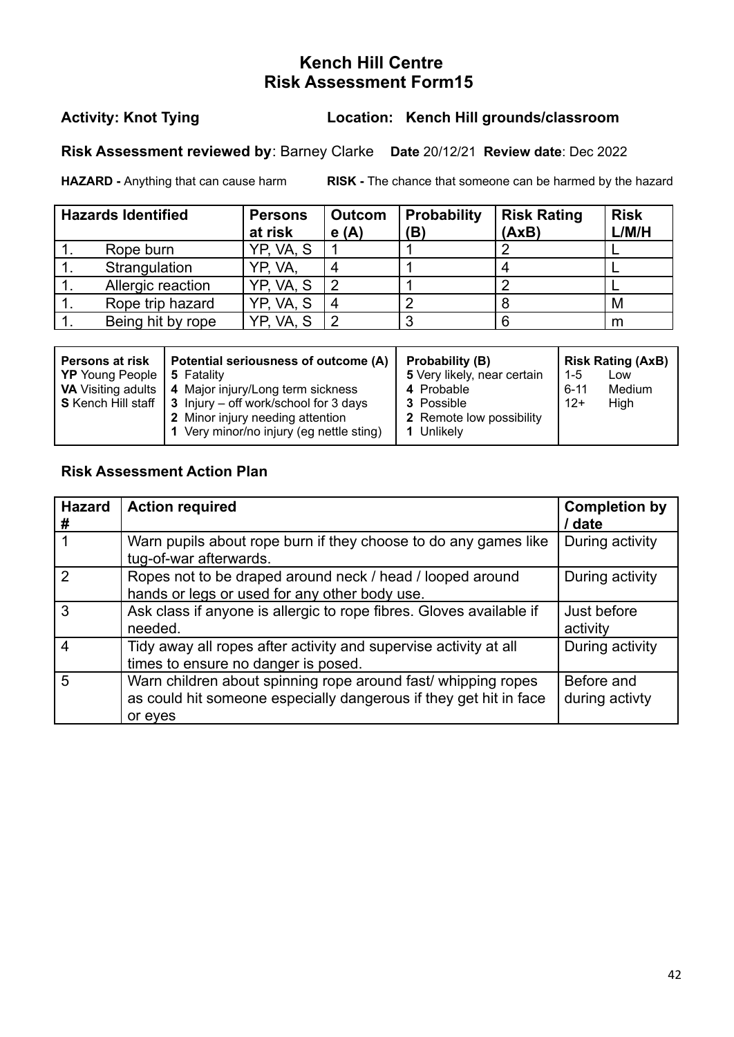# Kench Hill Centre
# Risk Assessment Form15

**Activity: Knot Tying** **Location: Kench Hill grounds/classroom**

**Risk Assessment reviewed by**: Barney Clarke **Date** 20/12/21 **Review date**: Dec 2022

**HAZARD -** Anything that can cause harm **RISK -** The chance that someone can be harmed by the hazard

| Hazards Identified | Persons at risk | Outcome (A) | Probability (B) | Risk Rating (AxB) | Risk L/M/H |
|---|---|---|---|---|---|
| 1. Rope burn | YP, VA, S | 1 | 1 | 2 | L |
| 1. Strangulation | YP, VA, | 4 | 1 | 4 | L |
| 1. Allergic reaction | YP, VA, S | 2 | 1 | 2 | L |
| 1. Rope trip hazard | YP, VA, S | 4 | 2 | 8 | M |
| 1. Being hit by rope | YP, VA, S | 2 | 3 | 6 | m |

| Persons at risk | Potential seriousness of outcome (A) | Probability (B) | Risk Rating (AxB) |
|---|---|---|---|
| **YP** Young People<br>**VA** Visiting adults<br>**S** Kench Hill staff | **5** Fatality<br>**4** Major injury/Long term sickness<br>**3** Injury – off work/school for 3 days<br>**2** Minor injury needing attention<br>**1** Very minor/no injury (eg nettle sting) | **5** Very likely, near certain<br>**4** Probable<br>**3** Possible<br>**2** Remote low possibility<br>**1** Unlikely | 1-5 Low<br>6-11 Medium<br>12+ High |

## Risk Assessment Action Plan

| Hazard # | Action required | Completion by / date |
|---|---|---|
| 1 | Warn pupils about rope burn if they choose to do any games like tug-of-war afterwards. | During activity |
| 2 | Ropes not to be draped around neck / head / looped around hands or legs or used for any other body use. | During activity |
| 3 | Ask class if anyone is allergic to rope fibres. Gloves available if needed. | Just before activity |
| 4 | Tidy away all ropes after activity and supervise activity at all times to ensure no danger is posed. | During activity |
| 5 | Warn children about spinning rope around fast/ whipping ropes as could hit someone especially dangerous if they get hit in face or eyes | Before and during activty |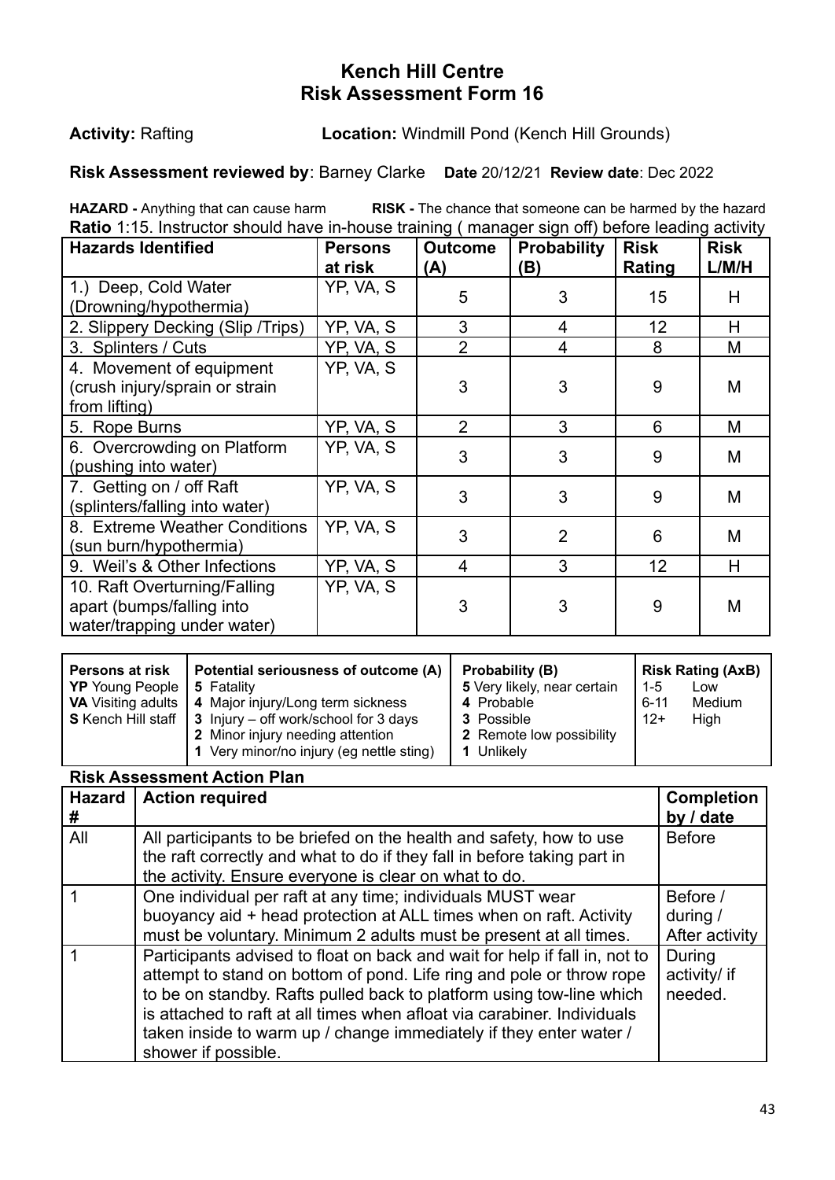# Kench Hill Centre
# Risk Assessment Form 16

**Activity:** Rafting **Location:** Windmill Pond (Kench Hill Grounds)

**Risk Assessment reviewed by**: Barney Clarke **Date** 20/12/21 **Review date**: Dec 2022

**HAZARD -** Anything that can cause harm **RISK -** The chance that someone can be harmed by the hazard

**Ratio** 1:15. Instructor should have in-house training ( manager sign off) before leading activity

| Hazards Identified | Persons at risk | Outcome (A) | Probability (B) | Risk Rating | Risk L/M/H |
|---|---|---|---|---|---|
| 1.) Deep, Cold Water (Drowning/hypothermia) | YP, VA, S | 5 | 3 | 15 | H |
| 2. Slippery Decking (Slip /Trips) | YP, VA, S | 3 | 4 | 12 | H |
| 3. Splinters / Cuts | YP, VA, S | 2 | 4 | 8 | M |
| 4. Movement of equipment (crush injury/sprain or strain from lifting) | YP, VA, S | 3 | 3 | 9 | M |
| 5. Rope Burns | YP, VA, S | 2 | 3 | 6 | M |
| 6. Overcrowding on Platform (pushing into water) | YP, VA, S | 3 | 3 | 9 | M |
| 7. Getting on / off Raft (splinters/falling into water) | YP, VA, S | 3 | 3 | 9 | M |
| 8. Extreme Weather Conditions (sun burn/hypothermia) | YP, VA, S | 3 | 2 | 6 | M |
| 9. Weil's & Other Infections | YP, VA, S | 4 | 3 | 12 | H |
| 10. Raft Overturning/Falling apart (bumps/falling into water/trapping under water) | YP, VA, S | 3 | 3 | 9 | M |

| Persons at risk | Potential seriousness of outcome (A) | Probability (B) | Risk Rating (AxB) |
|---|---|---|---|
| **YP** Young People<br>**VA** Visiting adults<br>**S** Kench Hill staff | **5** Fatality<br>**4** Major injury/Long term sickness<br>**3** Injury – off work/school for 3 days<br>**2** Minor injury needing attention<br>**1** Very minor/no injury (eg nettle sting) | **5** Very likely, near certain<br>**4** Probable<br>**3** Possible<br>**2** Remote low possibility<br>**1** Unlikely | 1-5 Low<br>6-11 Medium<br>12+ High |

**Risk Assessment Action Plan**

| Hazard # | Action required | Completion by / date |
|---|---|---|
| All | All participants to be briefed on the health and safety, how to use the raft correctly and what to do if they fall in before taking part in the activity. Ensure everyone is clear on what to do. | Before |
| 1 | One individual per raft at any time; individuals MUST wear buoyancy aid + head protection at ALL times when on raft. Activity must be voluntary. Minimum 2 adults must be present at all times. | Before / during / After activity |
| 1 | Participants advised to float on back and wait for help if fall in, not to attempt to stand on bottom of pond. Life ring and pole or throw rope to be on standby. Rafts pulled back to platform using tow-line which is attached to raft at all times when afloat via carabiner. Individuals taken inside to warm up / change immediately if they enter water / shower if possible. | During activity/ if needed. |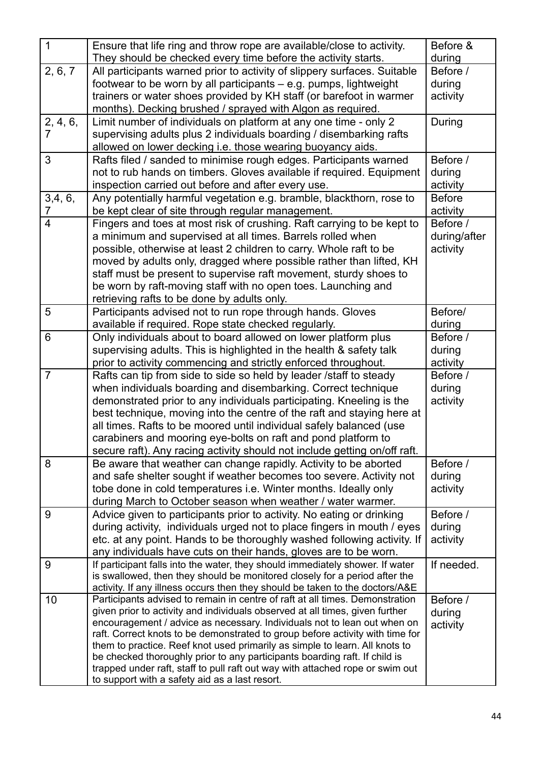| | | |
|---|---|---|
| 1 | Ensure that life ring and throw rope are available/close to activity. They should be checked every time before the activity starts. | Before & during |
| 2, 6, 7 | All participants warned prior to activity of slippery surfaces. Suitable footwear to be worn by all participants – e.g. pumps, lightweight trainers or water shoes provided by KH staff (or barefoot in warmer months). Decking brushed / sprayed with Algon as required. | Before / during activity |
| 2, 4, 6, 7 | Limit number of individuals on platform at any one time - only 2 supervising adults plus 2 individuals boarding / disembarking rafts allowed on lower decking i.e. those wearing buoyancy aids. | During |
| 3 | Rafts filed / sanded to minimise rough edges. Participants warned not to rub hands on timbers. Gloves available if required. Equipment inspection carried out before and after every use. | Before / during activity |
| 3,4, 6, 7 | Any potentially harmful vegetation e.g. bramble, blackthorn, rose to be kept clear of site through regular management. | Before activity |
| 4 | Fingers and toes at most risk of crushing. Raft carrying to be kept to a minimum and supervised at all times. Barrels rolled when possible, otherwise at least 2 children to carry. Whole raft to be moved by adults only, dragged where possible rather than lifted, KH staff must be present to supervise raft movement, sturdy shoes to be worn by raft-moving staff with no open toes. Launching and retrieving rafts to be done by adults only. | Before / during/after activity |
| 5 | Participants advised not to run rope through hands. Gloves available if required. Rope state checked regularly. | Before/ during |
| 6 | Only individuals about to board allowed on lower platform plus supervising adults. This is highlighted in the health & safety talk prior to activity commencing and strictly enforced throughout. | Before / during activity |
| 7 | Rafts can tip from side to side so held by leader /staff to steady when individuals boarding and disembarking. Correct technique demonstrated prior to any individuals participating. Kneeling is the best technique, moving into the centre of the raft and staying here at all times. Rafts to be moored until individual safely balanced (use carabiners and mooring eye-bolts on raft and pond platform to secure raft). Any racing activity should not include getting on/off raft. | Before / during activity |
| 8 | Be aware that weather can change rapidly. Activity to be aborted and safe shelter sought if weather becomes too severe. Activity not tobe done in cold temperatures i.e. Winter months. Ideally only during March to October season when weather / water warmer. | Before / during activity |
| 9 | Advice given to participants prior to activity. No eating or drinking during activity, individuals urged not to place fingers in mouth / eyes etc. at any point. Hands to be thoroughly washed following activity. If any individuals have cuts on their hands, gloves are to be worn. | Before / during activity |
| 9 | If participant falls into the water, they should immediately shower. If water is swallowed, then they should be monitored closely for a period after the activity. If any illness occurs then they should be taken to the doctors/A&E | If needed. |
| 10 | Participants advised to remain in centre of raft at all times. Demonstration given prior to activity and individuals observed at all times, given further encouragement / advice as necessary. Individuals not to lean out when on raft. Correct knots to be demonstrated to group before activity with time for them to practice. Reef knot used primarily as simple to learn. All knots to be checked thoroughly prior to any participants boarding raft. If child is trapped under raft, staff to pull raft out way with attached rope or swim out to support with a safety aid as a last resort. | Before / during activity |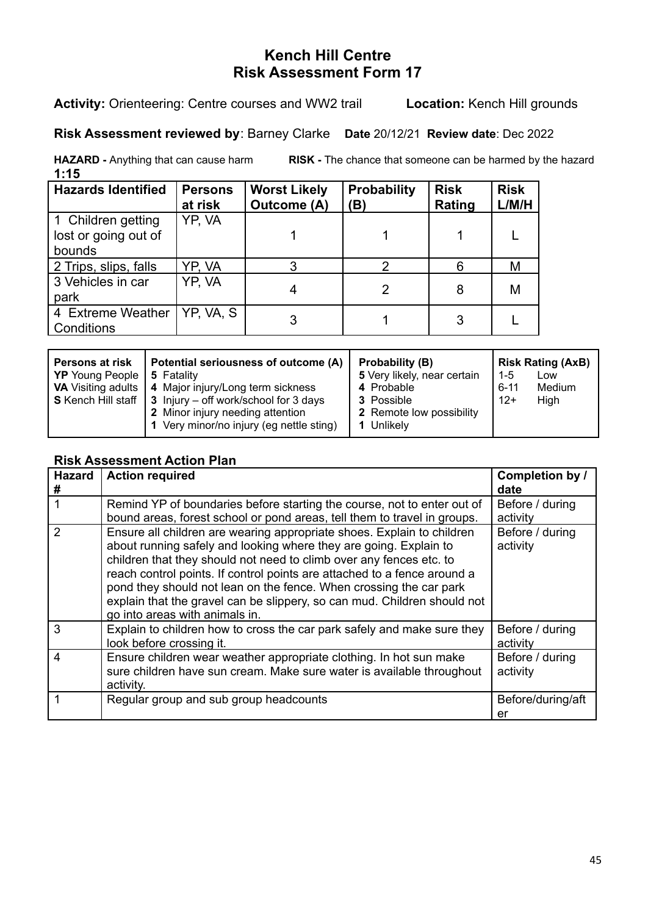# Kench Hill Centre
## Risk Assessment Form 17

**Activity:** Orienteering: Centre courses and WW2 trail **Location:** Kench Hill grounds

**Risk Assessment reviewed by**: Barney Clarke **Date** 20/12/21 **Review date**: Dec 2022

**HAZARD -** Anything that can cause harm **RISK -** The chance that someone can be harmed by the hazard

**1:15**

| Hazards Identified | Persons at risk | Worst Likely Outcome (A) | Probability (B) | Risk Rating | Risk L/M/H |
|---|---|---|---|---|---|
| 1 Children getting lost or going out of bounds | YP, VA | 1 | 1 | 1 | L |
| 2 Trips, slips, falls | YP, VA | 3 | 2 | 6 | M |
| 3 Vehicles in car park | YP, VA | 4 | 2 | 8 | M |
| 4 Extreme Weather Conditions | YP, VA, S | 3 | 1 | 3 | L |

| Persons at risk | Potential seriousness of outcome (A) | Probability (B) | Risk Rating (AxB) |
|---|---|---|---|
| **YP** Young People<br>**VA** Visiting adults<br>**S** Kench Hill staff | **5** Fatality<br>**4** Major injury/Long term sickness<br>**3** Injury – off work/school for 3 days<br>**2** Minor injury needing attention<br>**1** Very minor/no injury (eg nettle sting) | **5** Very likely, near certain<br>**4** Probable<br>**3** Possible<br>**2** Remote low possibility<br>**1** Unlikely | 1-5 Low<br>6-11 Medium<br>12+ High |

### Risk Assessment Action Plan

| Hazard # | Action required | Completion by / date |
|---|---|---|
| 1 | Remind YP of boundaries before starting the course, not to enter out of bound areas, forest school or pond areas, tell them to travel in groups. | Before / during activity |
| 2 | Ensure all children are wearing appropriate shoes. Explain to children about running safely and looking where they are going. Explain to children that they should not need to climb over any fences etc. to reach control points. If control points are attached to a fence around a pond they should not lean on the fence. When crossing the car park explain that the gravel can be slippery, so can mud. Children should not go into areas with animals in. | Before / during activity |
| 3 | Explain to children how to cross the car park safely and make sure they look before crossing it. | Before / during activity |
| 4 | Ensure children wear weather appropriate clothing. In hot sun make sure children have sun cream. Make sure water is available throughout activity. | Before / during activity |
| 1 | Regular group and sub group headcounts | Before/during/after |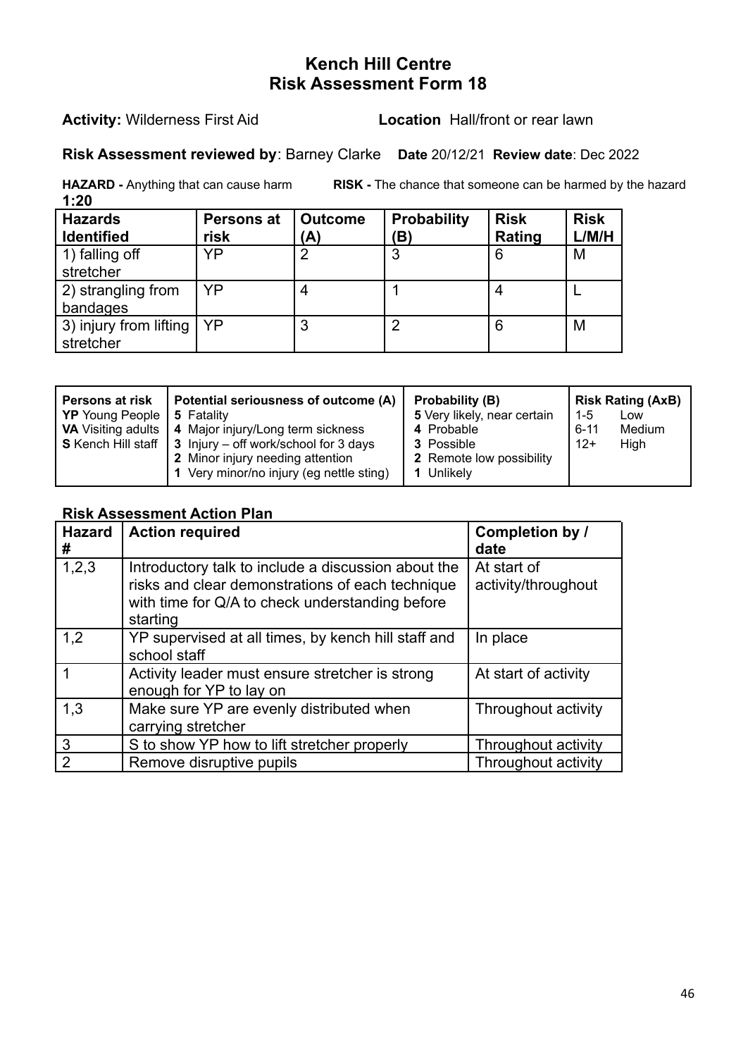# Kench Hill Centre
# Risk Assessment Form 18

**Activity:** Wilderness First Aid **Location** Hall/front or rear lawn

**Risk Assessment reviewed by**: Barney Clarke **Date** 20/12/21 **Review date**: Dec 2022

**HAZARD -** Anything that can cause harm **RISK -** The chance that someone can be harmed by the hazard

**1:20**

| Hazards Identified | Persons at risk | Outcome (A) | Probability (B) | Risk Rating | Risk L/M/H |
|---|---|---|---|---|---|
| 1) falling off stretcher | YP | 2 | 3 | 6 | M |
| 2) strangling from bandages | YP | 4 | 1 | 4 | L |
| 3) injury from lifting stretcher | YP | 3 | 2 | 6 | M |

| Persons at risk | Potential seriousness of outcome (A) | Probability (B) | Risk Rating (AxB) |
|---|---|---|---|
| **YP** Young People<br>**VA** Visiting adults<br>**S** Kench Hill staff | **5** Fatality<br>**4** Major injury/Long term sickness<br>**3** Injury – off work/school for 3 days<br>**2** Minor injury needing attention<br>**1** Very minor/no injury (eg nettle sting) | **5** Very likely, near certain<br>**4** Probable<br>**3** Possible<br>**2** Remote low possibility<br>**1** Unlikely | 1-5 Low<br>6-11 Medium<br>12+ High |

## Risk Assessment Action Plan

| Hazard # | Action required | Completion by / date |
|---|---|---|
| 1,2,3 | Introductory talk to include a discussion about the risks and clear demonstrations of each technique with time for Q/A to check understanding before starting | At start of activity/throughout |
| 1,2 | YP supervised at all times, by kench hill staff and school staff | In place |
| 1 | Activity leader must ensure stretcher is strong enough for YP to lay on | At start of activity |
| 1,3 | Make sure YP are evenly distributed when carrying stretcher | Throughout activity |
| 3 | S to show YP how to lift stretcher properly | Throughout activity |
| 2 | Remove disruptive pupils | Throughout activity |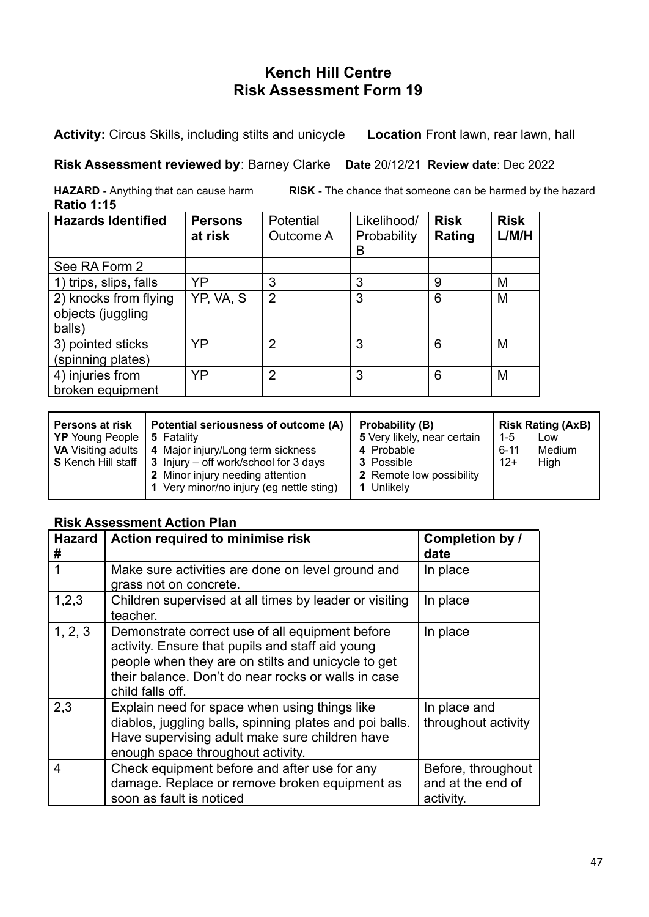# Kench Hill Centre
## Risk Assessment Form 19

**Activity:** Circus Skills, including stilts and unicycle **Location** Front lawn, rear lawn, hall

**Risk Assessment reviewed by**: Barney Clarke **Date** 20/12/21 **Review date**: Dec 2022

**HAZARD -** Anything that can cause harm **RISK -** The chance that someone can be harmed by the hazard

**Ratio 1:15**

| Hazards Identified | Persons at risk | Potential Outcome A | Likelihood/ Probability B | Risk Rating | Risk L/M/H |
|---|---|---|---|---|---|
| See RA Form 2 | | | | | |
| 1) trips, slips, falls | YP | 3 | 3 | 9 | M |
| 2) knocks from flying objects (juggling balls) | YP, VA, S | 2 | 3 | 6 | M |
| 3) pointed sticks (spinning plates) | YP | 2 | 3 | 6 | M |
| 4) injuries from broken equipment | YP | 2 | 3 | 6 | M |

| Persons at risk | Potential seriousness of outcome (A) | Probability (B) | Risk Rating (AxB) |
|---|---|---|---|
| **YP** Young People<br>**VA** Visiting adults<br>**S** Kench Hill staff | **5** Fatality<br>**4** Major injury/Long term sickness<br>**3** Injury – off work/school for 3 days<br>**2** Minor injury needing attention<br>**1** Very minor/no injury (eg nettle sting) | **5** Very likely, near certain<br>**4** Probable<br>**3** Possible<br>**2** Remote low possibility<br>**1** Unlikely | 1-5 Low<br>6-11 Medium<br>12+ High |

### Risk Assessment Action Plan

| Hazard # | Action required to minimise risk | Completion by / date |
|---|---|---|
| 1 | Make sure activities are done on level ground and grass not on concrete. | In place |
| 1,2,3 | Children supervised at all times by leader or visiting teacher. | In place |
| 1, 2, 3 | Demonstrate correct use of all equipment before activity. Ensure that pupils and staff aid young people when they are on stilts and unicycle to get their balance. Don't do near rocks or walls in case child falls off. | In place |
| 2,3 | Explain need for space when using things like diablos, juggling balls, spinning plates and poi balls. Have supervising adult make sure children have enough space throughout activity. | In place and throughout activity |
| 4 | Check equipment before and after use for any damage. Replace or remove broken equipment as soon as fault is noticed | Before, throughout and at the end of activity. |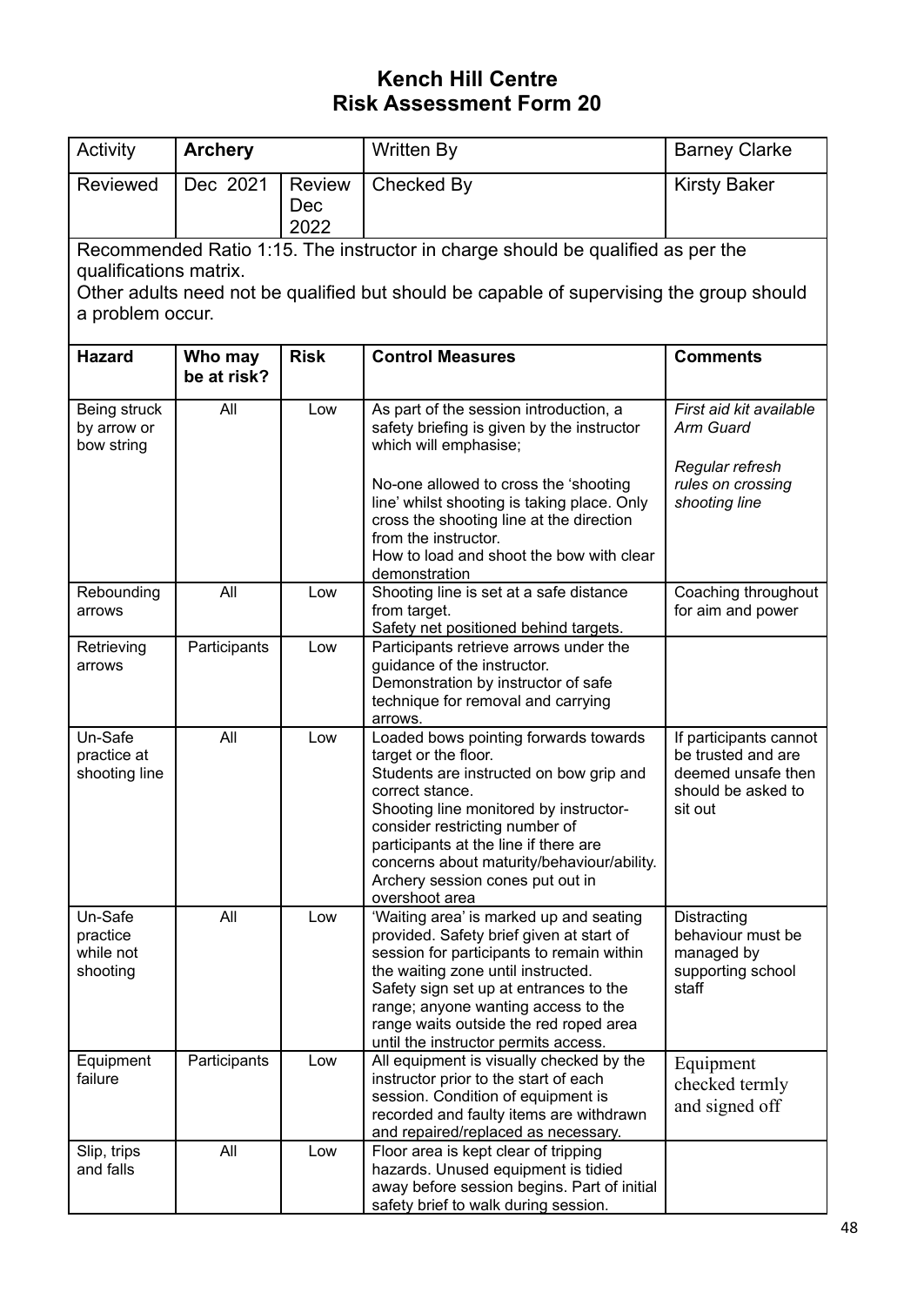# Kench Hill Centre
# Risk Assessment Form 20

| Activity | **Archery** | | Written By | Barney Clarke |
|---|---|---|---|---|
| Reviewed | Dec 2021 | Review Dec 2022 | Checked By | Kirsty Baker |

Recommended Ratio 1:15. The instructor in charge should be qualified as per the qualifications matrix.
Other adults need not be qualified but should be capable of supervising the group should a problem occur.

| **Hazard** | **Who may be at risk?** | **Risk** | **Control Measures** | **Comments** |
|---|---|---|---|---|
| Being struck by arrow or bow string | All | Low | As part of the session introduction, a safety briefing is given by the instructor which will emphasise;<br><br>No-one allowed to cross the 'shooting line' whilst shooting is taking place. Only cross the shooting line at the direction from the instructor.<br>How to load and shoot the bow with clear demonstration | *First aid kit available*<br>*Arm Guard*<br><br>*Regular refresh rules on crossing shooting line* |
| Rebounding arrows | All | Low | Shooting line is set at a safe distance from target.<br>Safety net positioned behind targets. | Coaching throughout for aim and power |
| Retrieving arrows | Participants | Low | Participants retrieve arrows under the guidance of the instructor.<br>Demonstration by instructor of safe technique for removal and carrying arrows. | |
| Un-Safe practice at shooting line | All | Low | Loaded bows pointing forwards towards target or the floor.<br>Students are instructed on bow grip and correct stance.<br>Shooting line monitored by instructor- consider restricting number of participants at the line if there are concerns about maturity/behaviour/ability.<br>Archery session cones put out in overshoot area | If participants cannot be trusted and are deemed unsafe then should be asked to sit out |
| Un-Safe practice while not shooting | All | Low | 'Waiting area' is marked up and seating provided. Safety brief given at start of session for participants to remain within the waiting zone until instructed.<br>Safety sign set up at entrances to the range; anyone wanting access to the range waits outside the red roped area until the instructor permits access. | Distracting behaviour must be managed by supporting school staff |
| Equipment failure | Participants | Low | All equipment is visually checked by the instructor prior to the start of each session. Condition of equipment is recorded and faulty items are withdrawn and repaired/replaced as necessary. | Equipment checked termly and signed off |
| Slip, trips and falls | All | Low | Floor area is kept clear of tripping hazards. Unused equipment is tidied away before session begins. Part of initial safety brief to walk during session. | |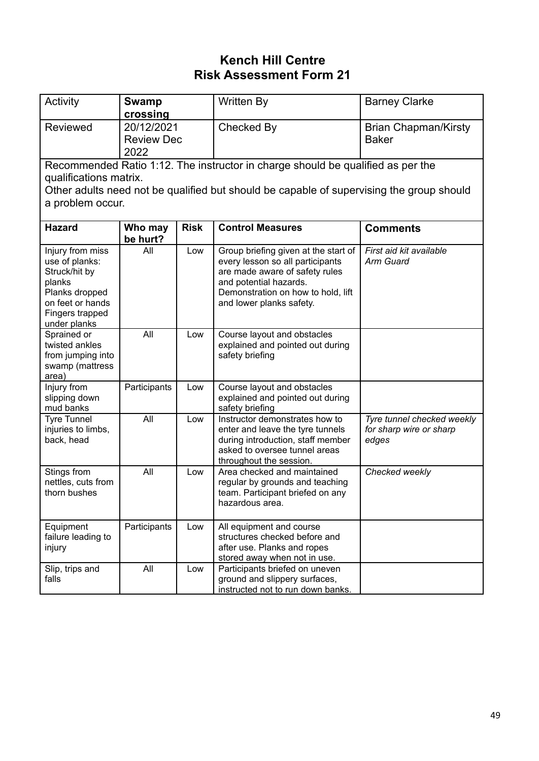# Kench Hill Centre
# Risk Assessment Form 21

| Activity | **Swamp crossing** | Written By | Barney Clarke |
|---|---|---|---|
| Reviewed | 20/12/2021 Review Dec 2022 | Checked By | Brian Chapman/Kirsty Baker |

Recommended Ratio 1:12. The instructor in charge should be qualified as per the qualifications matrix.
Other adults need not be qualified but should be capable of supervising the group should a problem occur.

| **Hazard** | **Who may be hurt?** | **Risk** | **Control Measures** | **Comments** |
|---|---|---|---|---|
| Injury from miss use of planks: Struck/hit by planks Planks dropped on feet or hands Fingers trapped under planks | All | Low | Group briefing given at the start of every lesson so all participants are made aware of safety rules and potential hazards. Demonstration on how to hold, lift and lower planks safety. | *First aid kit available* *Arm Guard* |
| Sprained or twisted ankles from jumping into swamp (mattress area) | All | Low | Course layout and obstacles explained and pointed out during safety briefing | |
| Injury from slipping down mud banks | Participants | Low | Course layout and obstacles explained and pointed out during safety briefing | |
| Tyre Tunnel injuries to limbs, back, head | All | Low | Instructor demonstrates how to enter and leave the tyre tunnels during introduction, staff member asked to oversee tunnel areas throughout the session. | *Tyre tunnel checked weekly for sharp wire or sharp edges* |
| Stings from nettles, cuts from thorn bushes | All | Low | Area checked and maintained regular by grounds and teaching team. Participant briefed on any hazardous area. | *Checked weekly* |
| Equipment failure leading to injury | Participants | Low | All equipment and course structures checked before and after use. Planks and ropes stored away when not in use. | |
| Slip, trips and falls | All | Low | Participants briefed on uneven ground and slippery surfaces, instructed not to run down banks. | |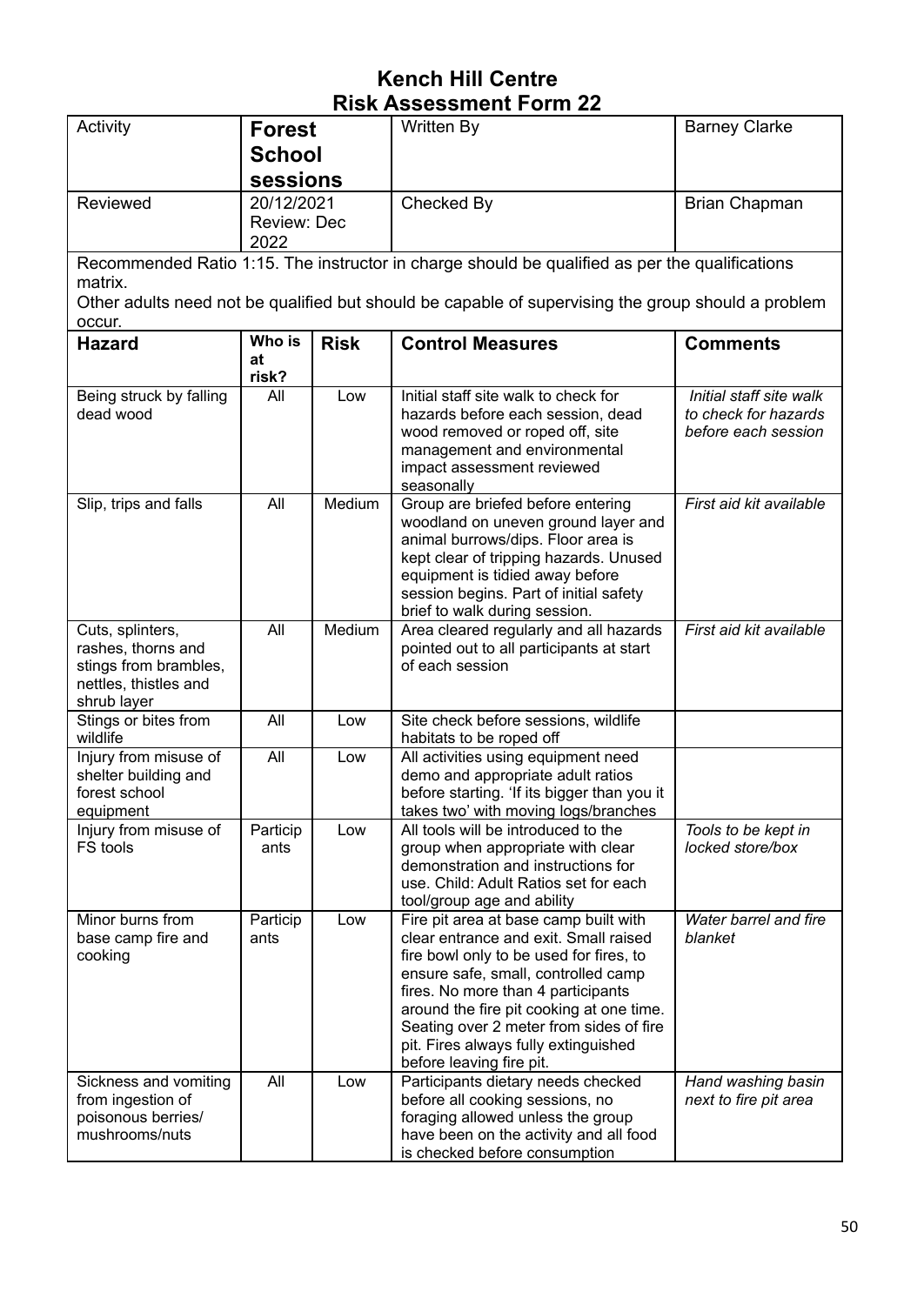# Kench Hill Centre
# Risk Assessment Form 22

| Activity | **Forest School sessions** | Written By | Barney Clarke |
|---|---|---|---|
| Reviewed | 20/12/2021 Review: Dec 2022 | Checked By | Brian Chapman |

Recommended Ratio 1:15. The instructor in charge should be qualified as per the qualifications matrix.
Other adults need not be qualified but should be capable of supervising the group should a problem occur.

| Hazard | Who is at risk? | Risk | Control Measures | Comments |
|---|---|---|---|---|
| Being struck by falling dead wood | All | Low | Initial staff site walk to check for hazards before each session, dead wood removed or roped off, site management and environmental impact assessment reviewed seasonally | *Initial staff site walk to check for hazards before each session* |
| Slip, trips and falls | All | Medium | Group are briefed before entering woodland on uneven ground layer and animal burrows/dips. Floor area is kept clear of tripping hazards. Unused equipment is tidied away before session begins. Part of initial safety brief to walk during session. | *First aid kit available* |
| Cuts, splinters, rashes, thorns and stings from brambles, nettles, thistles and shrub layer | All | Medium | Area cleared regularly and all hazards pointed out to all participants at start of each session | *First aid kit available* |
| Stings or bites from wildlife | All | Low | Site check before sessions, wildlife habitats to be roped off | |
| Injury from misuse of shelter building and forest school equipment | All | Low | All activities using equipment need demo and appropriate adult ratios before starting. 'If its bigger than you it takes two' with moving logs/branches | |
| Injury from misuse of FS tools | Participants | Low | All tools will be introduced to the group when appropriate with clear demonstration and instructions for use. Child: Adult Ratios set for each tool/group age and ability | *Tools to be kept in locked store/box* |
| Minor burns from base camp fire and cooking | Participants | Low | Fire pit area at base camp built with clear entrance and exit. Small raised fire bowl only to be used for fires, to ensure safe, small, controlled camp fires. No more than 4 participants around the fire pit cooking at one time. Seating over 2 meter from sides of fire pit. Fires always fully extinguished before leaving fire pit. | *Water barrel and fire blanket* |
| Sickness and vomiting from ingestion of poisonous berries/ mushrooms/nuts | All | Low | Participants dietary needs checked before all cooking sessions, no foraging allowed unless the group have been on the activity and all food is checked before consumption | *Hand washing basin next to fire pit area* |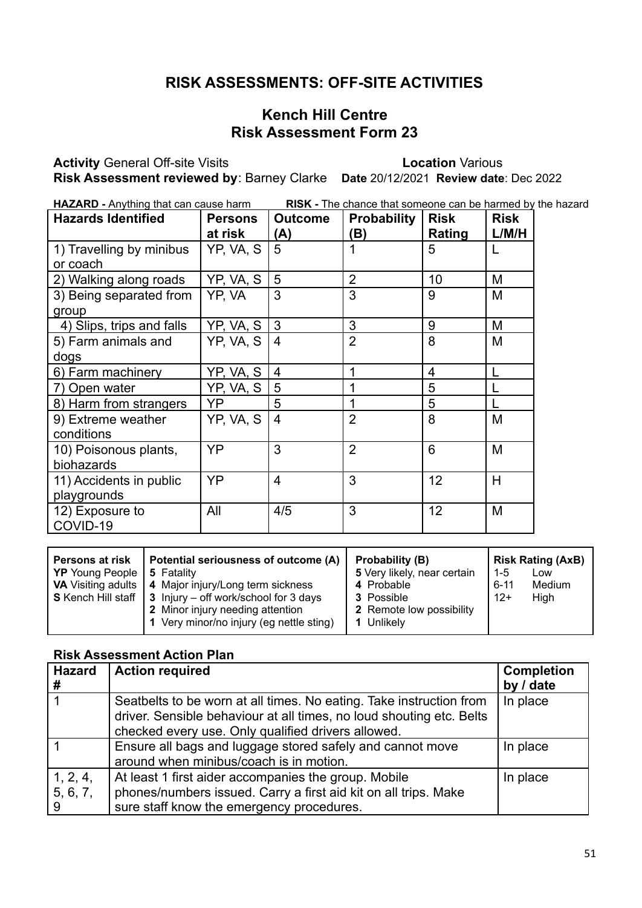## RISK ASSESSMENTS: OFF-SITE ACTIVITIES

## Kench Hill Centre
## Risk Assessment Form 23

**Activity** General Off-site Visits **Location** Various
**Risk Assessment reviewed by**: Barney Clarke **Date** 20/12/2021 **Review date**: Dec 2022

**HAZARD -** Anything that can cause harm **RISK -** The chance that someone can be harmed by the hazard

| Hazards Identified | Persons at risk | Outcome (A) | Probability (B) | Risk Rating | Risk L/M/H |
|---|---|---|---|---|---|
| 1) Travelling by minibus or coach | YP, VA, S | 5 | 1 | 5 | L |
| 2) Walking along roads | YP, VA, S | 5 | 2 | 10 | M |
| 3) Being separated from group | YP, VA | 3 | 3 | 9 | M |
| 4) Slips, trips and falls | YP, VA, S | 3 | 3 | 9 | M |
| 5) Farm animals and dogs | YP, VA, S | 4 | 2 | 8 | M |
| 6) Farm machinery | YP, VA, S | 4 | 1 | 4 | L |
| 7) Open water | YP, VA, S | 5 | 1 | 5 | L |
| 8) Harm from strangers | YP | 5 | 1 | 5 | L |
| 9) Extreme weather conditions | YP, VA, S | 4 | 2 | 8 | M |
| 10) Poisonous plants, biohazards | YP | 3 | 2 | 6 | M |
| 11) Accidents in public playgrounds | YP | 4 | 3 | 12 | H |
| 12) Exposure to COVID-19 | All | 4/5 | 3 | 12 | M |

| Persons at risk | Potential seriousness of outcome (A) | Probability (B) | Risk Rating (AxB) |
|---|---|---|---|
| **YP** Young People<br>**VA** Visiting adults<br>**S** Kench Hill staff | **5** Fatality<br>**4** Major injury/Long term sickness<br>**3** Injury – off work/school for 3 days<br>**2** Minor injury needing attention<br>**1** Very minor/no injury (eg nettle sting) | **5** Very likely, near certain<br>**4** Probable<br>**3** Possible<br>**2** Remote low possibility<br>**1** Unlikely | 1-5 Low<br>6-11 Medium<br>12+ High |

### Risk Assessment Action Plan

| Hazard # | Action required | Completion by / date |
|---|---|---|
| 1 | Seatbelts to be worn at all times. No eating. Take instruction from driver. Sensible behaviour at all times, no loud shouting etc. Belts checked every use. Only qualified drivers allowed. | In place |
| 1 | Ensure all bags and luggage stored safely and cannot move around when minibus/coach is in motion. | In place |
| 1, 2, 4, 5, 6, 7, 9 | At least 1 first aider accompanies the group. Mobile phones/numbers issued. Carry a first aid kit on all trips. Make sure staff know the emergency procedures. | In place |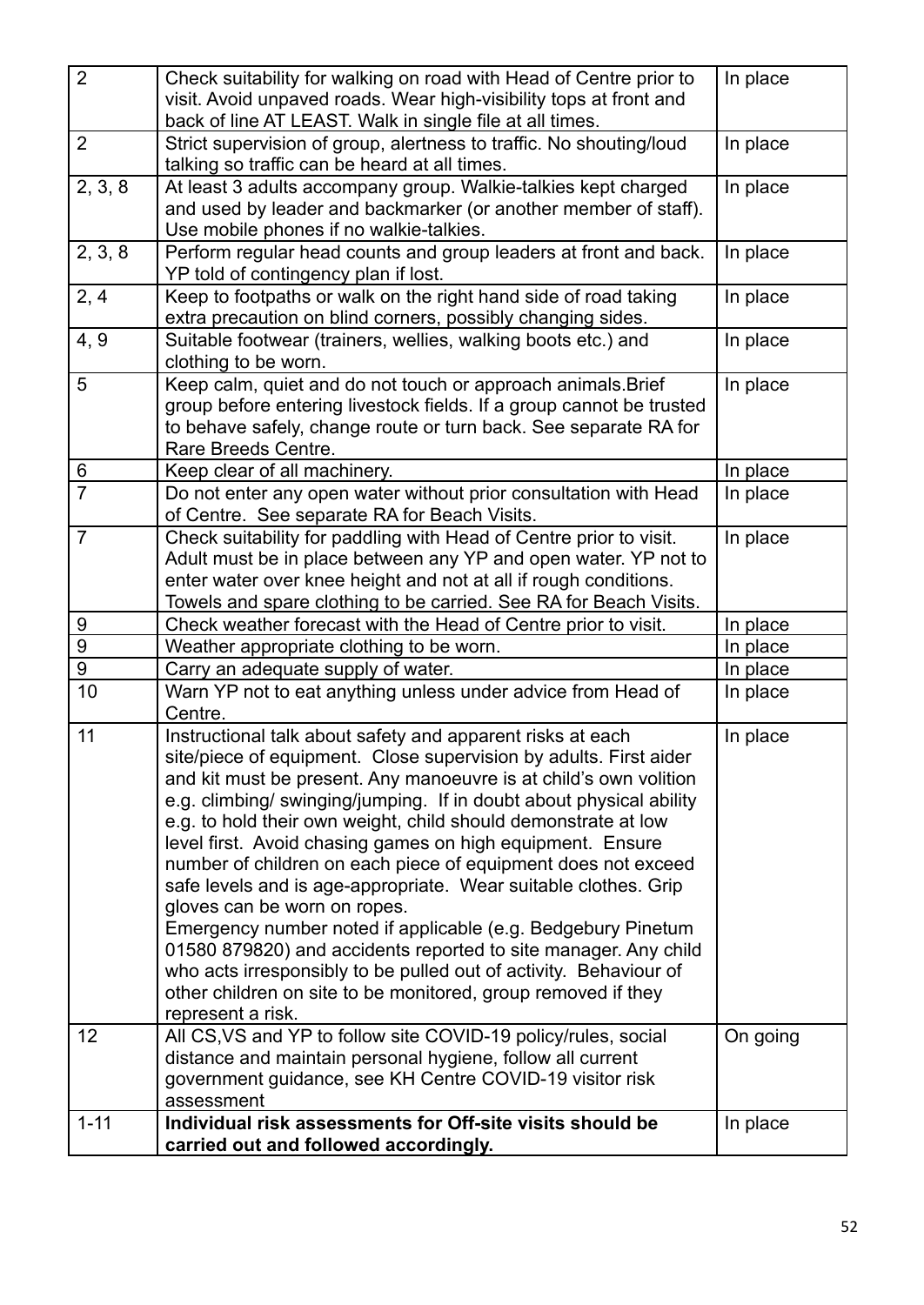| | | |
|---|---|---|
| 2 | Check suitability for walking on road with Head of Centre prior to visit. Avoid unpaved roads. Wear high-visibility tops at front and back of line AT LEAST. Walk in single file at all times. | In place |
| 2 | Strict supervision of group, alertness to traffic. No shouting/loud talking so traffic can be heard at all times. | In place |
| 2, 3, 8 | At least 3 adults accompany group. Walkie-talkies kept charged and used by leader and backmarker (or another member of staff). Use mobile phones if no walkie-talkies. | In place |
| 2, 3, 8 | Perform regular head counts and group leaders at front and back. YP told of contingency plan if lost. | In place |
| 2, 4 | Keep to footpaths or walk on the right hand side of road taking extra precaution on blind corners, possibly changing sides. | In place |
| 4, 9 | Suitable footwear (trainers, wellies, walking boots etc.) and clothing to be worn. | In place |
| 5 | Keep calm, quiet and do not touch or approach animals.Brief group before entering livestock fields. If a group cannot be trusted to behave safely, change route or turn back. See separate RA for Rare Breeds Centre. | In place |
| 6 | Keep clear of all machinery. | In place |
| 7 | Do not enter any open water without prior consultation with Head of Centre. See separate RA for Beach Visits. | In place |
| 7 | Check suitability for paddling with Head of Centre prior to visit. Adult must be in place between any YP and open water. YP not to enter water over knee height and not at all if rough conditions. Towels and spare clothing to be carried. See RA for Beach Visits. | In place |
| 9 | Check weather forecast with the Head of Centre prior to visit. | In place |
| 9 | Weather appropriate clothing to be worn. | In place |
| 9 | Carry an adequate supply of water. | In place |
| 10 | Warn YP not to eat anything unless under advice from Head of Centre. | In place |
| 11 | Instructional talk about safety and apparent risks at each site/piece of equipment. Close supervision by adults. First aider and kit must be present. Any manoeuvre is at child's own volition e.g. climbing/ swinging/jumping. If in doubt about physical ability e.g. to hold their own weight, child should demonstrate at low level first. Avoid chasing games on high equipment. Ensure number of children on each piece of equipment does not exceed safe levels and is age-appropriate. Wear suitable clothes. Grip gloves can be worn on ropes.<br>Emergency number noted if applicable (e.g. Bedgebury Pinetum 01580 879820) and accidents reported to site manager. Any child who acts irresponsibly to be pulled out of activity. Behaviour of other children on site to be monitored, group removed if they represent a risk. | In place |
| 12 | All CS,VS and YP to follow site COVID-19 policy/rules, social distance and maintain personal hygiene, follow all current government guidance, see KH Centre COVID-19 visitor risk assessment | On going |
| 1-11 | **Individual risk assessments for Off-site visits should be carried out and followed accordingly.** | In place |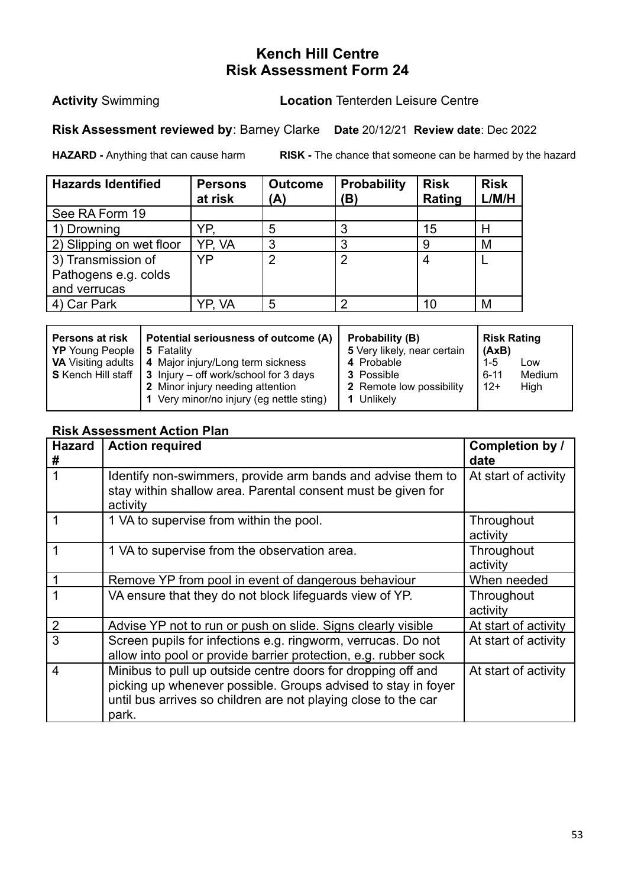# Kench Hill Centre
# Risk Assessment Form 24

**Activity** Swimming **Location** Tenterden Leisure Centre

**Risk Assessment reviewed by**: Barney Clarke **Date** 20/12/21 **Review date**: Dec 2022

**HAZARD -** Anything that can cause harm **RISK -** The chance that someone can be harmed by the hazard

| Hazards Identified | Persons at risk | Outcome (A) | Probability (B) | Risk Rating | Risk L/M/H |
|---|---|---|---|---|---|
| See RA Form 19 | | | | | |
| 1) Drowning | YP, | 5 | 3 | 15 | H |
| 2) Slipping on wet floor | YP, VA | 3 | 3 | 9 | M |
| 3) Transmission of Pathogens e.g. colds and verrucas | YP | 2 | 2 | 4 | L |
| 4) Car Park | YP, VA | 5 | 2 | 10 | M |

| Persons at risk | Potential seriousness of outcome (A) | Probability (B) | Risk Rating (AxB) |
|---|---|---|---|
| **YP** Young People<br>**VA** Visiting adults<br>**S** Kench Hill staff | **5** Fatality<br>**4** Major injury/Long term sickness<br>**3** Injury – off work/school for 3 days<br>**2** Minor injury needing attention<br>**1** Very minor/no injury (eg nettle sting) | **5** Very likely, near certain<br>**4** Probable<br>**3** Possible<br>**2** Remote low possibility<br>**1** Unlikely | 1-5 Low<br>6-11 Medium<br>12+ High |

## Risk Assessment Action Plan

| Hazard # | Action required | Completion by / date |
|---|---|---|
| 1 | Identify non-swimmers, provide arm bands and advise them to stay within shallow area. Parental consent must be given for activity | At start of activity |
| 1 | 1 VA to supervise from within the pool. | Throughout activity |
| 1 | 1 VA to supervise from the observation area. | Throughout activity |
| 1 | Remove YP from pool in event of dangerous behaviour | When needed |
| 1 | VA ensure that they do not block lifeguards view of YP. | Throughout activity |
| 2 | Advise YP not to run or push on slide. Signs clearly visible | At start of activity |
| 3 | Screen pupils for infections e.g. ringworm, verrucas. Do not allow into pool or provide barrier protection, e.g. rubber sock | At start of activity |
| 4 | Minibus to pull up outside centre doors for dropping off and picking up whenever possible. Groups advised to stay in foyer until bus arrives so children are not playing close to the car park. | At start of activity |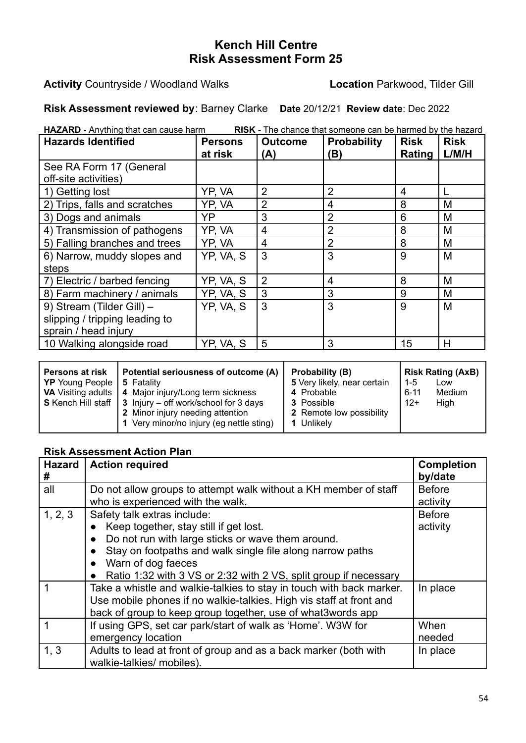# Kench Hill Centre
# Risk Assessment Form 25

**Activity** Countryside / Woodland Walks **Location** Parkwood, Tilder Gill

**Risk Assessment reviewed by**: Barney Clarke **Date** 20/12/21 **Review date**: Dec 2022

**HAZARD -** Anything that can cause harm **RISK -** The chance that someone can be harmed by the hazard

| Hazards Identified | Persons at risk | Outcome (A) | Probability (B) | Risk Rating | Risk L/M/H |
|---|---|---|---|---|---|
| See RA Form 17 (General off-site activities) | | | | | |
| 1) Getting lost | YP, VA | 2 | 2 | 4 | L |
| 2) Trips, falls and scratches | YP, VA | 2 | 4 | 8 | M |
| 3) Dogs and animals | YP | 3 | 2 | 6 | M |
| 4) Transmission of pathogens | YP, VA | 4 | 2 | 8 | M |
| 5) Falling branches and trees | YP, VA | 4 | 2 | 8 | M |
| 6) Narrow, muddy slopes and steps | YP, VA, S | 3 | 3 | 9 | M |
| 7) Electric / barbed fencing | YP, VA, S | 2 | 4 | 8 | M |
| 8) Farm machinery / animals | YP, VA, S | 3 | 3 | 9 | M |
| 9) Stream (Tilder Gill) – slipping / tripping leading to sprain / head injury | YP, VA, S | 3 | 3 | 9 | M |
| 10 Walking alongside road | YP, VA, S | 5 | 3 | 15 | H |

| Persons at risk | Potential seriousness of outcome (A) | Probability (B) | Risk Rating (AxB) |
|---|---|---|---|
| **YP** Young People<br>**VA** Visiting adults<br>**S** Kench Hill staff | **5** Fatality<br>**4** Major injury/Long term sickness<br>**3** Injury – off work/school for 3 days<br>**2** Minor injury needing attention<br>**1** Very minor/no injury (eg nettle sting) | **5** Very likely, near certain<br>**4** Probable<br>**3** Possible<br>**2** Remote low possibility<br>**1** Unlikely | 1-5 Low<br>6-11 Medium<br>12+ High |

## Risk Assessment Action Plan

| Hazard # | Action required | Completion by/date |
|---|---|---|
| all | Do not allow groups to attempt walk without a KH member of staff who is experienced with the walk. | Before activity |
| 1, 2, 3 | Safety talk extras include:<br>● Keep together, stay still if get lost.<br>● Do not run with large sticks or wave them around.<br>● Stay on footpaths and walk single file along narrow paths<br>● Warn of dog faeces<br>● Ratio 1:32 with 3 VS or 2:32 with 2 VS, split group if necessary | Before activity |
| 1 | Take a whistle and walkie-talkies to stay in touch with back marker. Use mobile phones if no walkie-talkies. High vis staff at front and back of group to keep group together, use of what3words app | In place |
| 1 | If using GPS, set car park/start of walk as 'Home'. W3W for emergency location | When needed |
| 1, 3 | Adults to lead at front of group and as a back marker (both with walkie-talkies/ mobiles). | In place |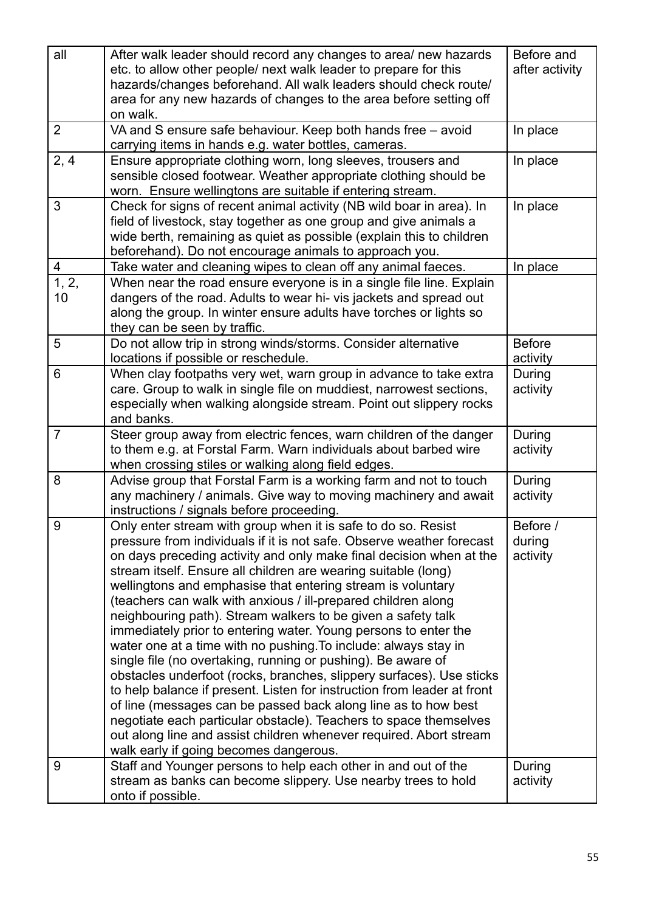| all | After walk leader should record any changes to area/ new hazards etc. to allow other people/ next walk leader to prepare for this hazards/changes beforehand. All walk leaders should check route/ area for any new hazards of changes to the area before setting off on walk. | Before and after activity |
|---|---|---|
| 2 | VA and S ensure safe behaviour. Keep both hands free – avoid carrying items in hands e.g. water bottles, cameras. | In place |
| 2, 4 | Ensure appropriate clothing worn, long sleeves, trousers and sensible closed footwear. Weather appropriate clothing should be worn. Ensure wellingtons are suitable if entering stream. | In place |
| 3 | Check for signs of recent animal activity (NB wild boar in area). In field of livestock, stay together as one group and give animals a wide berth, remaining as quiet as possible (explain this to children beforehand). Do not encourage animals to approach you. | In place |
| 4 | Take water and cleaning wipes to clean off any animal faeces. | In place |
| 1, 2, 10 | When near the road ensure everyone is in a single file line. Explain dangers of the road. Adults to wear hi- vis jackets and spread out along the group. In winter ensure adults have torches or lights so they can be seen by traffic. | |
| 5 | Do not allow trip in strong winds/storms. Consider alternative locations if possible or reschedule. | Before activity |
| 6 | When clay footpaths very wet, warn group in advance to take extra care. Group to walk in single file on muddiest, narrowest sections, especially when walking alongside stream. Point out slippery rocks and banks. | During activity |
| 7 | Steer group away from electric fences, warn children of the danger to them e.g. at Forstal Farm. Warn individuals about barbed wire when crossing stiles or walking along field edges. | During activity |
| 8 | Advise group that Forstal Farm is a working farm and not to touch any machinery / animals. Give way to moving machinery and await instructions / signals before proceeding. | During activity |
| 9 | Only enter stream with group when it is safe to do so. Resist pressure from individuals if it is not safe. Observe weather forecast on days preceding activity and only make final decision when at the stream itself. Ensure all children are wearing suitable (long) wellingtons and emphasise that entering stream is voluntary (teachers can walk with anxious / ill-prepared children along neighbouring path). Stream walkers to be given a safety talk immediately prior to entering water. Young persons to enter the water one at a time with no pushing.To include: always stay in single file (no overtaking, running or pushing). Be aware of obstacles underfoot (rocks, branches, slippery surfaces). Use sticks to help balance if present. Listen for instruction from leader at front of line (messages can be passed back along line as to how best negotiate each particular obstacle). Teachers to space themselves out along line and assist children whenever required. Abort stream walk early if going becomes dangerous. | Before / during activity |
| 9 | Staff and Younger persons to help each other in and out of the stream as banks can become slippery. Use nearby trees to hold onto if possible. | During activity |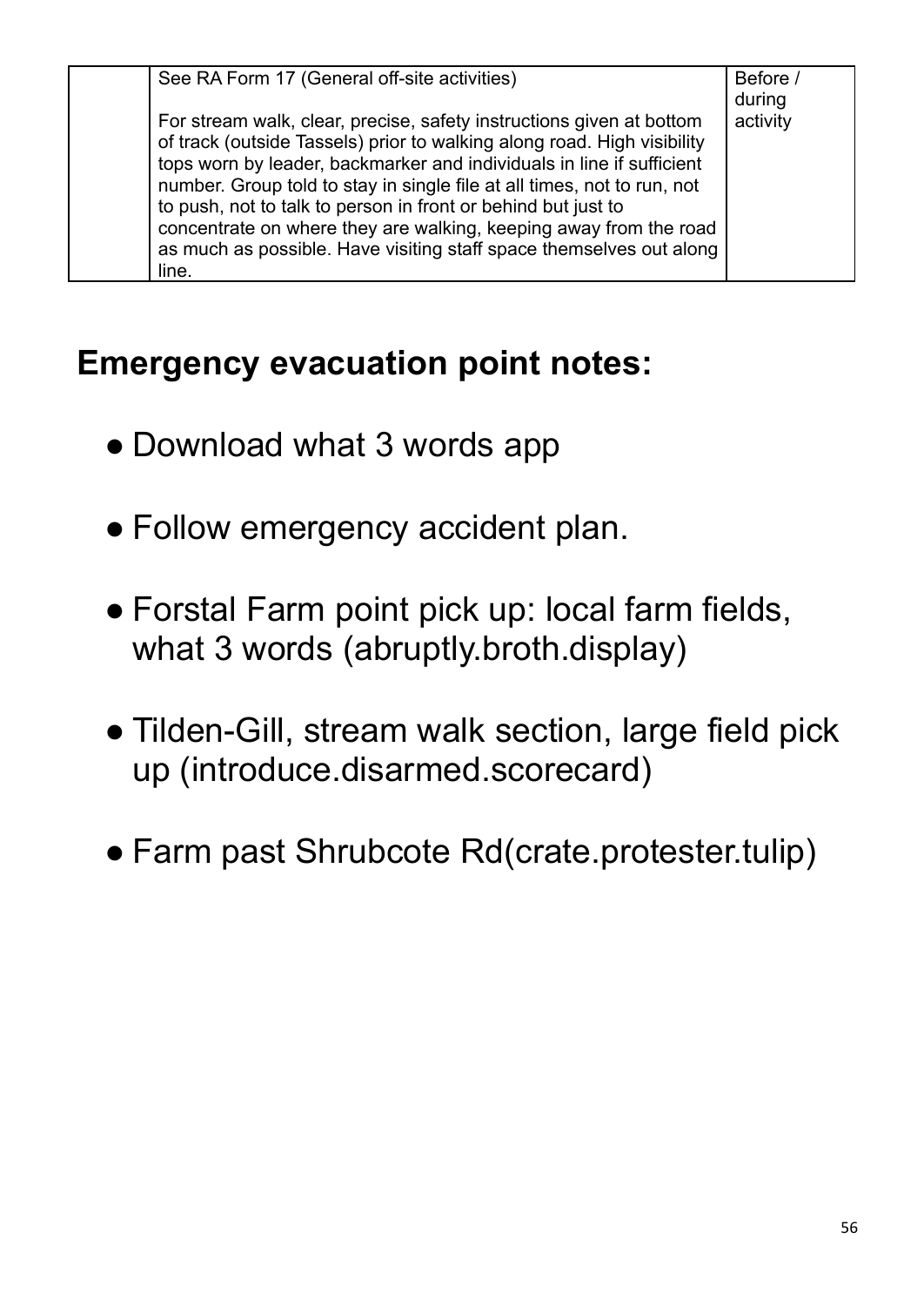| | | |
|---|---|---|
| | See RA Form 17 (General off-site activities)<br><br>For stream walk, clear, precise, safety instructions given at bottom of track (outside Tassels) prior to walking along road. High visibility tops worn by leader, backmarker and individuals in line if sufficient number. Group told to stay in single file at all times, not to run, not to push, not to talk to person in front or behind but just to concentrate on where they are walking, keeping away from the road as much as possible. Have visiting staff space themselves out along line. | Before / during activity |

## Emergency evacuation point notes:

- Download what 3 words app
- Follow emergency accident plan.
- Forstal Farm point pick up: local farm fields, what 3 words (abruptly.broth.display)
- Tilden-Gill, stream walk section, large field pick up (introduce.disarmed.scorecard)
- Farm past Shrubcote Rd(crate.protester.tulip)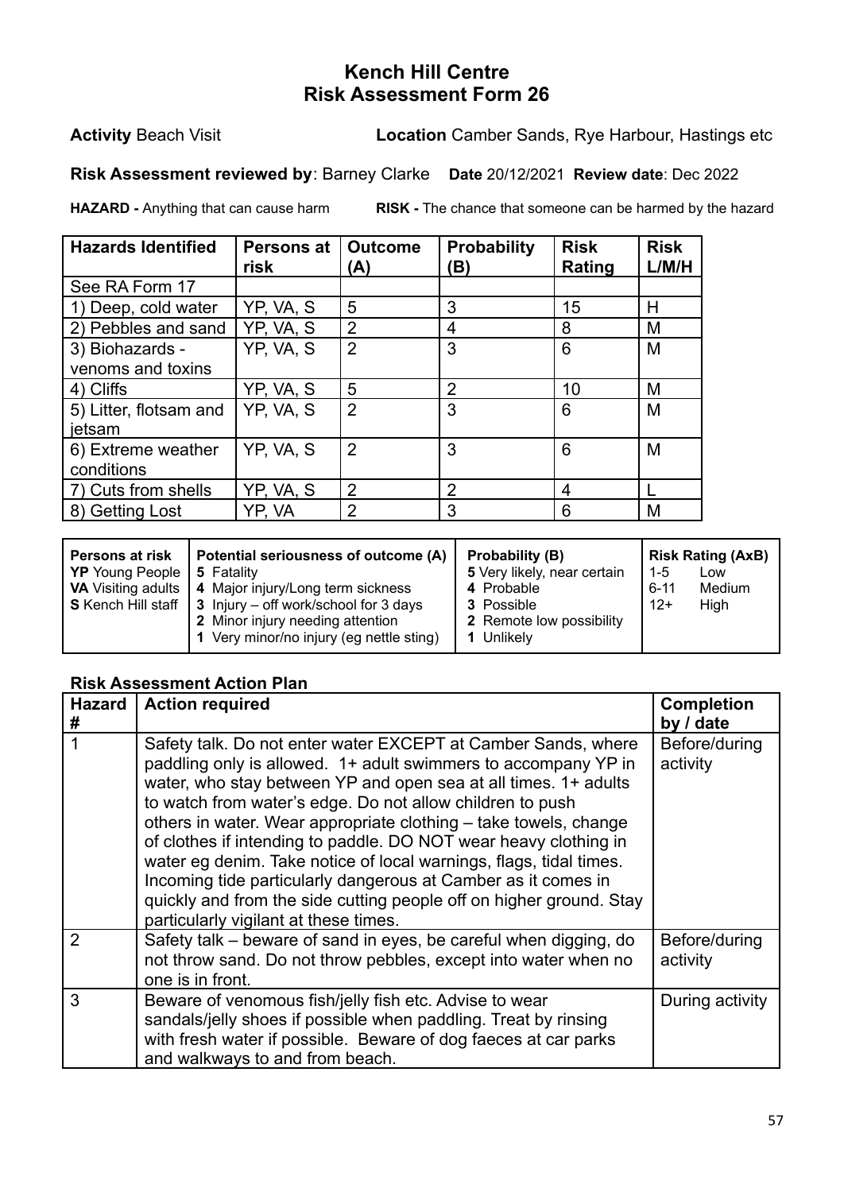# Kench Hill Centre
# Risk Assessment Form 26

**Activity** Beach Visit **Location** Camber Sands, Rye Harbour, Hastings etc

**Risk Assessment reviewed by**: Barney Clarke **Date** 20/12/2021 **Review date**: Dec 2022

**HAZARD -** Anything that can cause harm **RISK -** The chance that someone can be harmed by the hazard

| Hazards Identified | Persons at risk | Outcome (A) | Probability (B) | Risk Rating | Risk L/M/H |
|---|---|---|---|---|---|
| See RA Form 17 | | | | | |
| 1) Deep, cold water | YP, VA, S | 5 | 3 | 15 | H |
| 2) Pebbles and sand | YP, VA, S | 2 | 4 | 8 | M |
| 3) Biohazards - venoms and toxins | YP, VA, S | 2 | 3 | 6 | M |
| 4) Cliffs | YP, VA, S | 5 | 2 | 10 | M |
| 5) Litter, flotsam and jetsam | YP, VA, S | 2 | 3 | 6 | M |
| 6) Extreme weather conditions | YP, VA, S | 2 | 3 | 6 | M |
| 7) Cuts from shells | YP, VA, S | 2 | 2 | 4 | L |
| 8) Getting Lost | YP, VA | 2 | 3 | 6 | M |

| Persons at risk | Potential seriousness of outcome (A) | Probability (B) | Risk Rating (AxB) |
|---|---|---|---|
| **YP** Young People<br>**VA** Visiting adults<br>**S** Kench Hill staff | **5** Fatality<br>**4** Major injury/Long term sickness<br>**3** Injury – off work/school for 3 days<br>**2** Minor injury needing attention<br>**1** Very minor/no injury (eg nettle sting) | **5** Very likely, near certain<br>**4** Probable<br>**3** Possible<br>**2** Remote low possibility<br>**1** Unlikely | 1-5 Low<br>6-11 Medium<br>12+ High |

## Risk Assessment Action Plan

| Hazard # | Action required | Completion by / date |
|---|---|---|
| 1 | Safety talk. Do not enter water EXCEPT at Camber Sands, where paddling only is allowed. 1+ adult swimmers to accompany YP in water, who stay between YP and open sea at all times. 1+ adults to watch from water's edge. Do not allow children to push others in water. Wear appropriate clothing – take towels, change of clothes if intending to paddle. DO NOT wear heavy clothing in water eg denim. Take notice of local warnings, flags, tidal times. Incoming tide particularly dangerous at Camber as it comes in quickly and from the side cutting people off on higher ground. Stay particularly vigilant at these times. | Before/during activity |
| 2 | Safety talk – beware of sand in eyes, be careful when digging, do not throw sand. Do not throw pebbles, except into water when no one is in front. | Before/during activity |
| 3 | Beware of venomous fish/jelly fish etc. Advise to wear sandals/jelly shoes if possible when paddling. Treat by rinsing with fresh water if possible. Beware of dog faeces at car parks and walkways to and from beach. | During activity |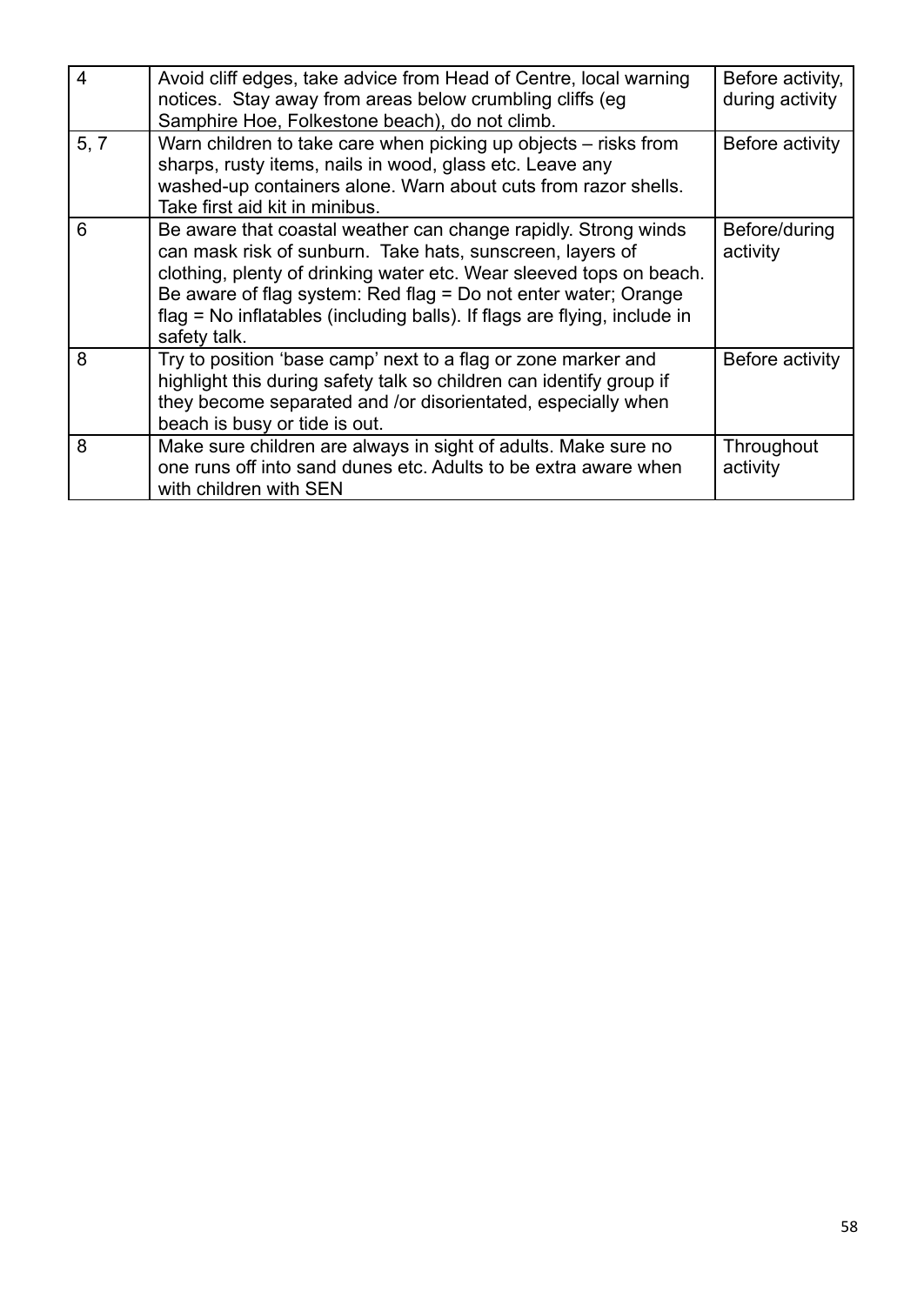| 4 | Avoid cliff edges, take advice from Head of Centre, local warning notices. Stay away from areas below crumbling cliffs (eg Samphire Hoe, Folkestone beach), do not climb. | Before activity, during activity |
|---|---|---|
| 5, 7 | Warn children to take care when picking up objects – risks from sharps, rusty items, nails in wood, glass etc. Leave any washed-up containers alone. Warn about cuts from razor shells. Take first aid kit in minibus. | Before activity |
| 6 | Be aware that coastal weather can change rapidly. Strong winds can mask risk of sunburn. Take hats, sunscreen, layers of clothing, plenty of drinking water etc. Wear sleeved tops on beach. Be aware of flag system: Red flag = Do not enter water; Orange flag = No inflatables (including balls). If flags are flying, include in safety talk. | Before/during activity |
| 8 | Try to position 'base camp' next to a flag or zone marker and highlight this during safety talk so children can identify group if they become separated and /or disorientated, especially when beach is busy or tide is out. | Before activity |
| 8 | Make sure children are always in sight of adults. Make sure no one runs off into sand dunes etc. Adults to be extra aware when with children with SEN | Throughout activity |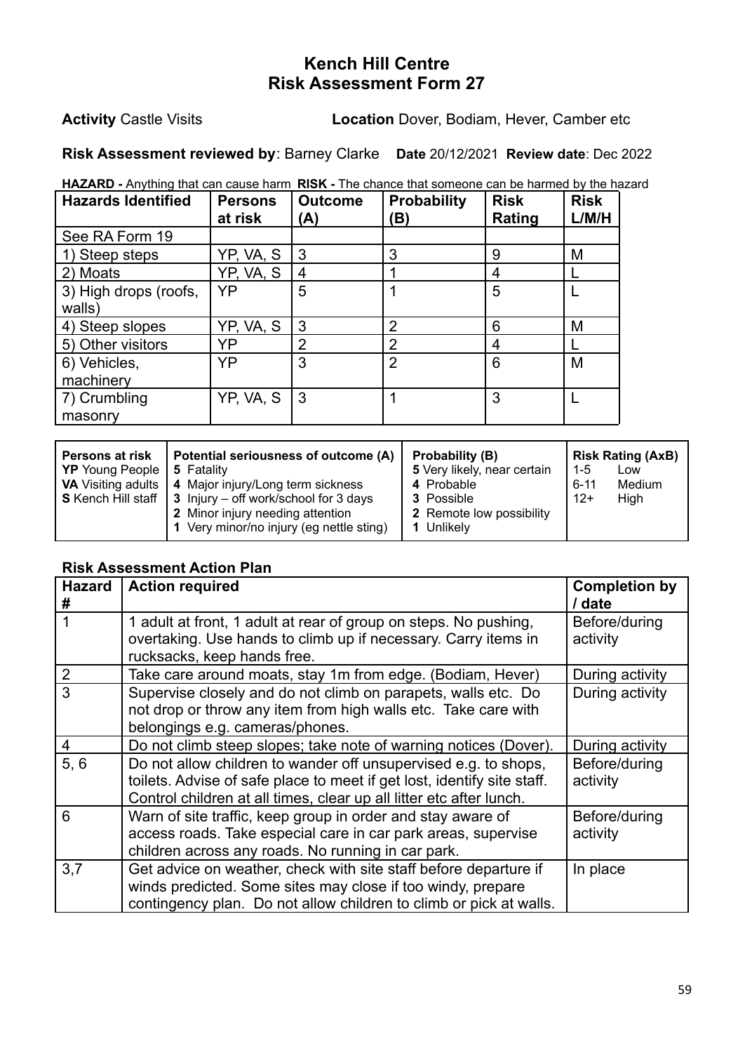# Kench Hill Centre
# Risk Assessment Form 27

**Activity** Castle Visits **Location** Dover, Bodiam, Hever, Camber etc

**Risk Assessment reviewed by**: Barney Clarke **Date** 20/12/2021 **Review date**: Dec 2022

**HAZARD -** Anything that can cause harm **RISK -** The chance that someone can be harmed by the hazard

| Hazards Identified | Persons at risk | Outcome (A) | Probability (B) | Risk Rating | Risk L/M/H |
|---|---|---|---|---|---|
| See RA Form 19 | | | | | |
| 1) Steep steps | YP, VA, S | 3 | 3 | 9 | M |
| 2) Moats | YP, VA, S | 4 | 1 | 4 | L |
| 3) High drops (roofs, walls) | YP | 5 | 1 | 5 | L |
| 4) Steep slopes | YP, VA, S | 3 | 2 | 6 | M |
| 5) Other visitors | YP | 2 | 2 | 4 | L |
| 6) Vehicles, machinery | YP | 3 | 2 | 6 | M |
| 7) Crumbling masonry | YP, VA, S | 3 | 1 | 3 | L |

| Persons at risk | Potential seriousness of outcome (A) | Probability (B) | Risk Rating (AxB) |
|---|---|---|---|
| **YP** Young People<br>**VA** Visiting adults<br>**S** Kench Hill staff | **5** Fatality<br>**4** Major injury/Long term sickness<br>**3** Injury – off work/school for 3 days<br>**2** Minor injury needing attention<br>**1** Very minor/no injury (eg nettle sting) | **5** Very likely, near certain<br>**4** Probable<br>**3** Possible<br>**2** Remote low possibility<br>**1** Unlikely | 1-5 Low<br>6-11 Medium<br>12+ High |

## Risk Assessment Action Plan

| Hazard # | Action required | Completion by / date |
|---|---|---|
| 1 | 1 adult at front, 1 adult at rear of group on steps. No pushing, overtaking. Use hands to climb up if necessary. Carry items in rucksacks, keep hands free. | Before/during activity |
| 2 | Take care around moats, stay 1m from edge. (Bodiam, Hever) | During activity |
| 3 | Supervise closely and do not climb on parapets, walls etc. Do not drop or throw any item from high walls etc. Take care with belongings e.g. cameras/phones. | During activity |
| 4 | Do not climb steep slopes; take note of warning notices (Dover). | During activity |
| 5, 6 | Do not allow children to wander off unsupervised e.g. to shops, toilets. Advise of safe place to meet if get lost, identify site staff. Control children at all times, clear up all litter etc after lunch. | Before/during activity |
| 6 | Warn of site traffic, keep group in order and stay aware of access roads. Take especial care in car park areas, supervise children across any roads. No running in car park. | Before/during activity |
| 3,7 | Get advice on weather, check with site staff before departure if winds predicted. Some sites may close if too windy, prepare contingency plan. Do not allow children to climb or pick at walls. | In place |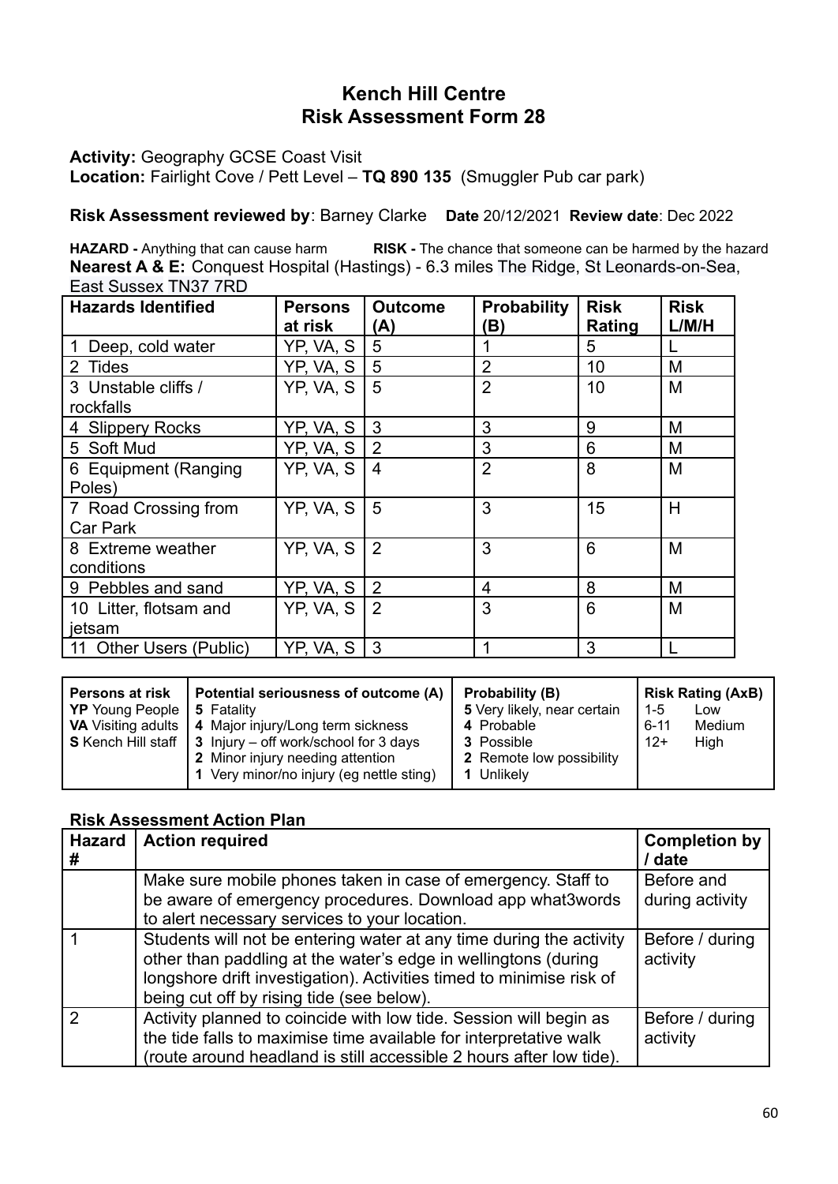# Kench Hill Centre
# Risk Assessment Form 28

**Activity:** Geography GCSE Coast Visit
**Location:** Fairlight Cove / Pett Level – **TQ 890 135** (Smuggler Pub car park)

**Risk Assessment reviewed by**: Barney Clarke **Date** 20/12/2021 **Review date**: Dec 2022

**HAZARD -** Anything that can cause harm **RISK -** The chance that someone can be harmed by the hazard
**Nearest A & E:** Conquest Hospital (Hastings) - 6.3 miles The Ridge, St Leonards-on-Sea, East Sussex TN37 7RD

| Hazards Identified | Persons at risk | Outcome (A) | Probability (B) | Risk Rating | Risk L/M/H |
|---|---|---|---|---|---|
| 1 Deep, cold water | YP, VA, S | 5 | 1 | 5 | L |
| 2 Tides | YP, VA, S | 5 | 2 | 10 | M |
| 3 Unstable cliffs / rockfalls | YP, VA, S | 5 | 2 | 10 | M |
| 4 Slippery Rocks | YP, VA, S | 3 | 3 | 9 | M |
| 5 Soft Mud | YP, VA, S | 2 | 3 | 6 | M |
| 6 Equipment (Ranging Poles) | YP, VA, S | 4 | 2 | 8 | M |
| 7 Road Crossing from Car Park | YP, VA, S | 5 | 3 | 15 | H |
| 8 Extreme weather conditions | YP, VA, S | 2 | 3 | 6 | M |
| 9 Pebbles and sand | YP, VA, S | 2 | 4 | 8 | M |
| 10 Litter, flotsam and jetsam | YP, VA, S | 2 | 3 | 6 | M |
| 11 Other Users (Public) | YP, VA, S | 3 | 1 | 3 | L |

| Persons at risk | Potential seriousness of outcome (A) | Probability (B) | Risk Rating (AxB) |
|---|---|---|---|
| **YP** Young People<br>**VA** Visiting adults<br>**S** Kench Hill staff | **5** Fatality<br>**4** Major injury/Long term sickness<br>**3** Injury – off work/school for 3 days<br>**2** Minor injury needing attention<br>**1** Very minor/no injury (eg nettle sting) | **5** Very likely, near certain<br>**4** Probable<br>**3** Possible<br>**2** Remote low possibility<br>**1** Unlikely | 1-5 Low<br>6-11 Medium<br>12+ High |

## Risk Assessment Action Plan

| Hazard # | Action required | Completion by / date |
|---|---|---|
| | Make sure mobile phones taken in case of emergency. Staff to be aware of emergency procedures. Download app what3words to alert necessary services to your location. | Before and during activity |
| 1 | Students will not be entering water at any time during the activity other than paddling at the water's edge in wellingtons (during longshore drift investigation). Activities timed to minimise risk of being cut off by rising tide (see below). | Before / during activity |
| 2 | Activity planned to coincide with low tide. Session will begin as the tide falls to maximise time available for interpretative walk (route around headland is still accessible 2 hours after low tide). | Before / during activity |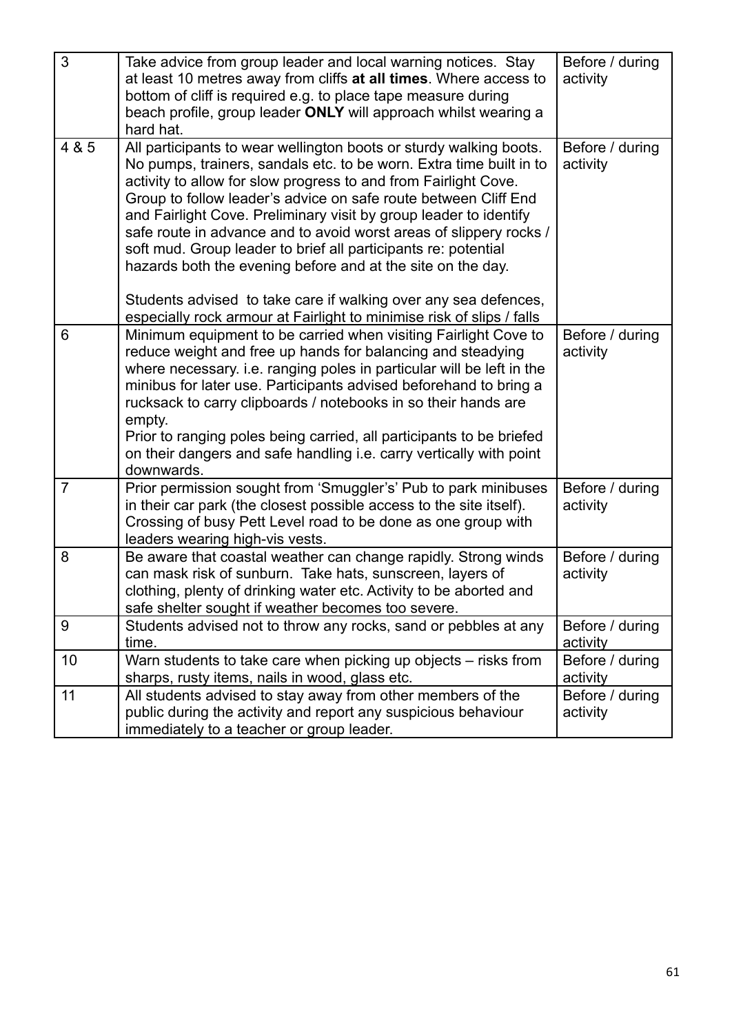| | | |
|---|---|---|
| 3 | Take advice from group leader and local warning notices. Stay at least 10 metres away from cliffs **at all times**. Where access to bottom of cliff is required e.g. to place tape measure during beach profile, group leader **ONLY** will approach whilst wearing a hard hat. | Before / during activity |
| 4 & 5 | All participants to wear wellington boots or sturdy walking boots. No pumps, trainers, sandals etc. to be worn. Extra time built in to activity to allow for slow progress to and from Fairlight Cove. Group to follow leader's advice on safe route between Cliff End and Fairlight Cove. Preliminary visit by group leader to identify safe route in advance and to avoid worst areas of slippery rocks / soft mud. Group leader to brief all participants re: potential hazards both the evening before and at the site on the day.<br><br>Students advised to take care if walking over any sea defences, especially rock armour at Fairlight to minimise risk of slips / falls | Before / during activity |
| 6 | Minimum equipment to be carried when visiting Fairlight Cove to reduce weight and free up hands for balancing and steadying where necessary. i.e. ranging poles in particular will be left in the minibus for later use. Participants advised beforehand to bring a rucksack to carry clipboards / notebooks in so their hands are empty.<br>Prior to ranging poles being carried, all participants to be briefed on their dangers and safe handling i.e. carry vertically with point downwards. | Before / during activity |
| 7 | Prior permission sought from 'Smuggler's' Pub to park minibuses in their car park (the closest possible access to the site itself). Crossing of busy Pett Level road to be done as one group with leaders wearing high-vis vests. | Before / during activity |
| 8 | Be aware that coastal weather can change rapidly. Strong winds can mask risk of sunburn. Take hats, sunscreen, layers of clothing, plenty of drinking water etc. Activity to be aborted and safe shelter sought if weather becomes too severe. | Before / during activity |
| 9 | Students advised not to throw any rocks, sand or pebbles at any time. | Before / during activity |
| 10 | Warn students to take care when picking up objects – risks from sharps, rusty items, nails in wood, glass etc. | Before / during activity |
| 11 | All students advised to stay away from other members of the public during the activity and report any suspicious behaviour immediately to a teacher or group leader. | Before / during activity |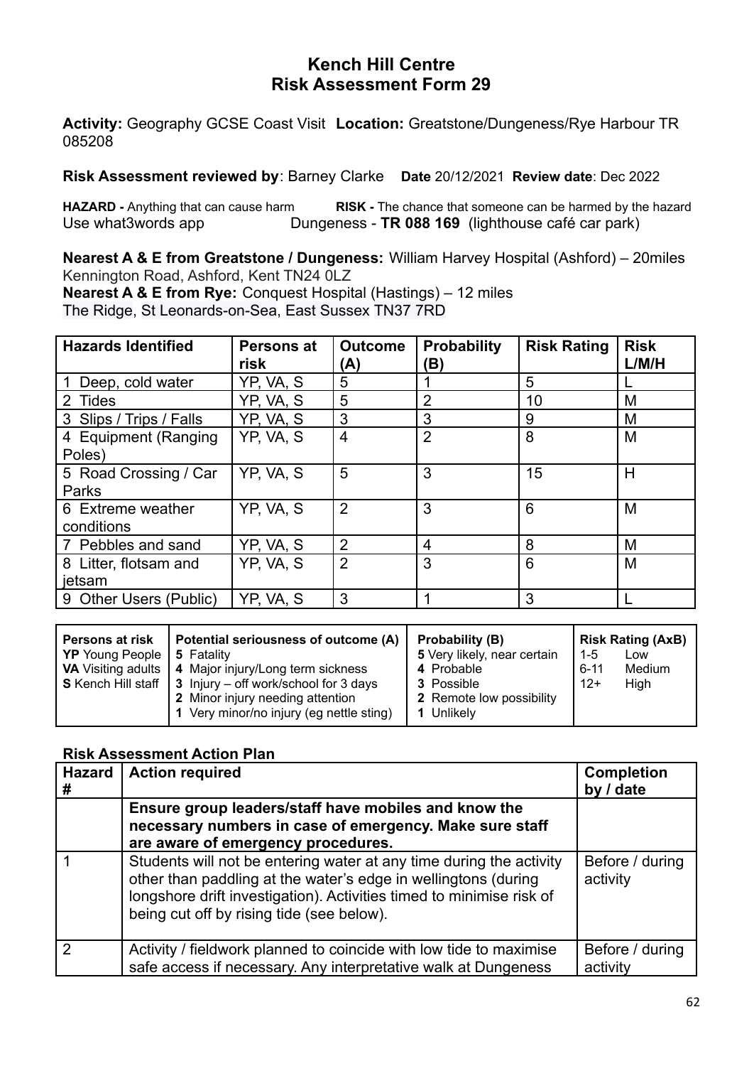# Kench Hill Centre
# Risk Assessment Form 29

**Activity:** Geography GCSE Coast Visit **Location:** Greatstone/Dungeness/Rye Harbour TR 085208

**Risk Assessment reviewed by**: Barney Clarke **Date** 20/12/2021 **Review date**: Dec 2022

**HAZARD -** Anything that can cause harm **RISK -** The chance that someone can be harmed by the hazard
Use what3words app Dungeness - **TR 088 169** (lighthouse café car park)

**Nearest A & E from Greatstone / Dungeness:** William Harvey Hospital (Ashford) – 20miles
Kennington Road, Ashford, Kent TN24 0LZ
**Nearest A & E from Rye:** Conquest Hospital (Hastings) – 12 miles
The Ridge, St Leonards-on-Sea, East Sussex TN37 7RD

| Hazards Identified | Persons at risk | Outcome (A) | Probability (B) | Risk Rating | Risk L/M/H |
|---|---|---|---|---|---|
| 1 Deep, cold water | YP, VA, S | 5 | 1 | 5 | L |
| 2 Tides | YP, VA, S | 5 | 2 | 10 | M |
| 3 Slips / Trips / Falls | YP, VA, S | 3 | 3 | 9 | M |
| 4 Equipment (Ranging Poles) | YP, VA, S | 4 | 2 | 8 | M |
| 5 Road Crossing / Car Parks | YP, VA, S | 5 | 3 | 15 | H |
| 6 Extreme weather conditions | YP, VA, S | 2 | 3 | 6 | M |
| 7 Pebbles and sand | YP, VA, S | 2 | 4 | 8 | M |
| 8 Litter, flotsam and jetsam | YP, VA, S | 2 | 3 | 6 | M |
| 9 Other Users (Public) | YP, VA, S | 3 | 1 | 3 | L |

| Persons at risk | Potential seriousness of outcome (A) | Probability (B) | Risk Rating (AxB) |
|---|---|---|---|
| **YP** Young People<br>**VA** Visiting adults<br>**S** Kench Hill staff | **5** Fatality<br>**4** Major injury/Long term sickness<br>**3** Injury – off work/school for 3 days<br>**2** Minor injury needing attention<br>**1** Very minor/no injury (eg nettle sting) | **5** Very likely, near certain<br>**4** Probable<br>**3** Possible<br>**2** Remote low possibility<br>**1** Unlikely | 1-5 Low<br>6-11 Medium<br>12+ High |

### Risk Assessment Action Plan

| Hazard # | Action required | Completion by / date |
|---|---|---|
| | **Ensure group leaders/staff have mobiles and know the necessary numbers in case of emergency. Make sure staff are aware of emergency procedures.** | |
| 1 | Students will not be entering water at any time during the activity other than paddling at the water's edge in wellingtons (during longshore drift investigation). Activities timed to minimise risk of being cut off by rising tide (see below). | Before / during activity |
| 2 | Activity / fieldwork planned to coincide with low tide to maximise safe access if necessary. Any interpretative walk at Dungeness | Before / during activity |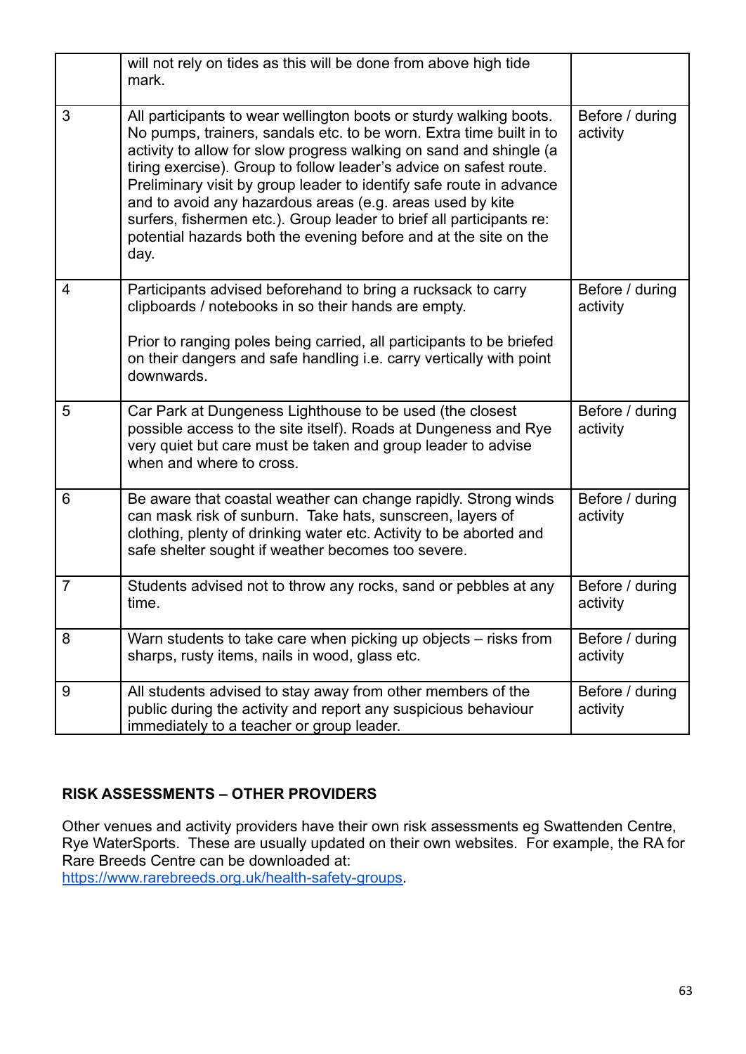| | | |
|---|---|---|
| | will not rely on tides as this will be done from above high tide mark. | |
| 3 | All participants to wear wellington boots or sturdy walking boots. No pumps, trainers, sandals etc. to be worn. Extra time built in to activity to allow for slow progress walking on sand and shingle (a tiring exercise). Group to follow leader's advice on safest route. Preliminary visit by group leader to identify safe route in advance and to avoid any hazardous areas (e.g. areas used by kite surfers, fishermen etc.). Group leader to brief all participants re: potential hazards both the evening before and at the site on the day. | Before / during activity |
| 4 | Participants advised beforehand to bring a rucksack to carry clipboards / notebooks in so their hands are empty.<br><br>Prior to ranging poles being carried, all participants to be briefed on their dangers and safe handling i.e. carry vertically with point downwards. | Before / during activity |
| 5 | Car Park at Dungeness Lighthouse to be used (the closest possible access to the site itself). Roads at Dungeness and Rye very quiet but care must be taken and group leader to advise when and where to cross. | Before / during activity |
| 6 | Be aware that coastal weather can change rapidly. Strong winds can mask risk of sunburn. Take hats, sunscreen, layers of clothing, plenty of drinking water etc. Activity to be aborted and safe shelter sought if weather becomes too severe. | Before / during activity |
| 7 | Students advised not to throw any rocks, sand or pebbles at any time. | Before / during activity |
| 8 | Warn students to take care when picking up objects – risks from sharps, rusty items, nails in wood, glass etc. | Before / during activity |
| 9 | All students advised to stay away from other members of the public during the activity and report any suspicious behaviour immediately to a teacher or group leader. | Before / during activity |

**RISK ASSESSMENTS – OTHER PROVIDERS**

Other venues and activity providers have their own risk assessments eg Swattenden Centre, Rye WaterSports. These are usually updated on their own websites. For example, the RA for Rare Breeds Centre can be downloaded at: https://www.rarebreeds.org.uk/health-safety-groups.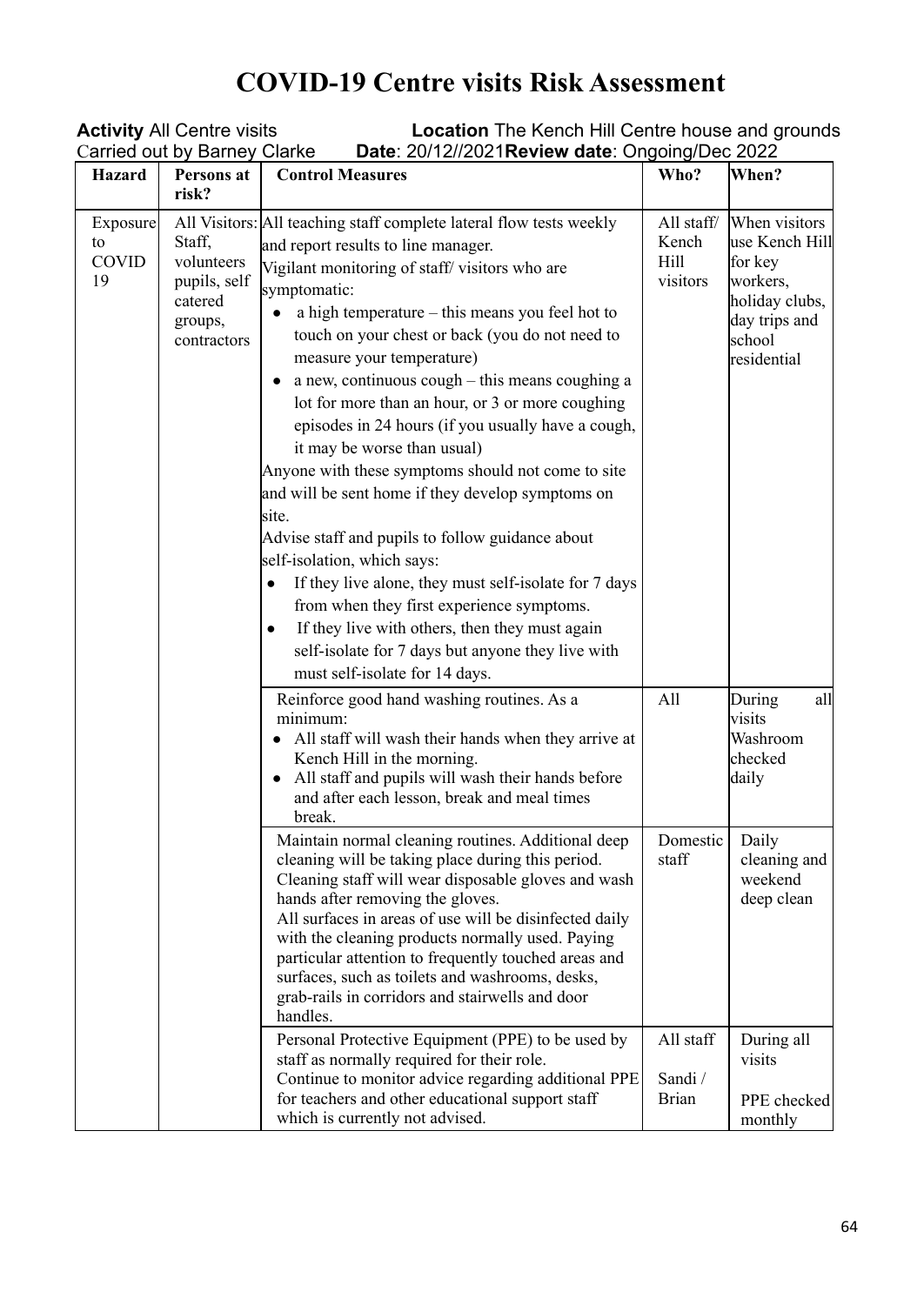# COVID-19 Centre visits Risk Assessment

**Activity** All Centre visits **Location** The Kench Hill Centre house and grounds
Carried out by Barney Clarke **Date**: 20/12//2021 **Review date**: Ongoing/Dec 2022

| Hazard | Persons at risk? | Control Measures | Who? | When? |
|---|---|---|---|---|
| Exposure to COVID 19 | All Visitors: Staff, volunteers pupils, self catered groups, contractors | All teaching staff complete lateral flow tests weekly and report results to line manager.<br>Vigilant monitoring of staff/ visitors who are symptomatic:<br>• a high temperature – this means you feel hot to touch on your chest or back (you do not need to measure your temperature)<br>• a new, continuous cough – this means coughing a lot for more than an hour, or 3 or more coughing episodes in 24 hours (if you usually have a cough, it may be worse than usual)<br>Anyone with these symptoms should not come to site and will be sent home if they develop symptoms on site.<br>Advise staff and pupils to follow guidance about self-isolation, which says:<br>• If they live alone, they must self-isolate for 7 days from when they first experience symptoms.<br>• If they live with others, then they must again self-isolate for 7 days but anyone they live with must self-isolate for 14 days. | All staff/ Kench Hill visitors | When visitors use Kench Hill for key workers, holiday clubs, day trips and school residential |
| | | Reinforce good hand washing routines. As a minimum:<br>• All staff will wash their hands when they arrive at Kench Hill in the morning.<br>• All staff and pupils will wash their hands before and after each lesson, break and meal times break. | All | During all visits<br>Washroom checked daily |
| | | Maintain normal cleaning routines. Additional deep cleaning will be taking place during this period. Cleaning staff will wear disposable gloves and wash hands after removing the gloves.<br>All surfaces in areas of use will be disinfected daily with the cleaning products normally used. Paying particular attention to frequently touched areas and surfaces, such as toilets and washrooms, desks, grab-rails in corridors and stairwells and door handles. | Domestic staff | Daily cleaning and weekend deep clean |
| | | Personal Protective Equipment (PPE) to be used by staff as normally required for their role.<br>Continue to monitor advice regarding additional PPE for teachers and other educational support staff which is currently not advised. | All staff<br><br>Sandi / Brian | During all visits<br><br>PPE checked monthly |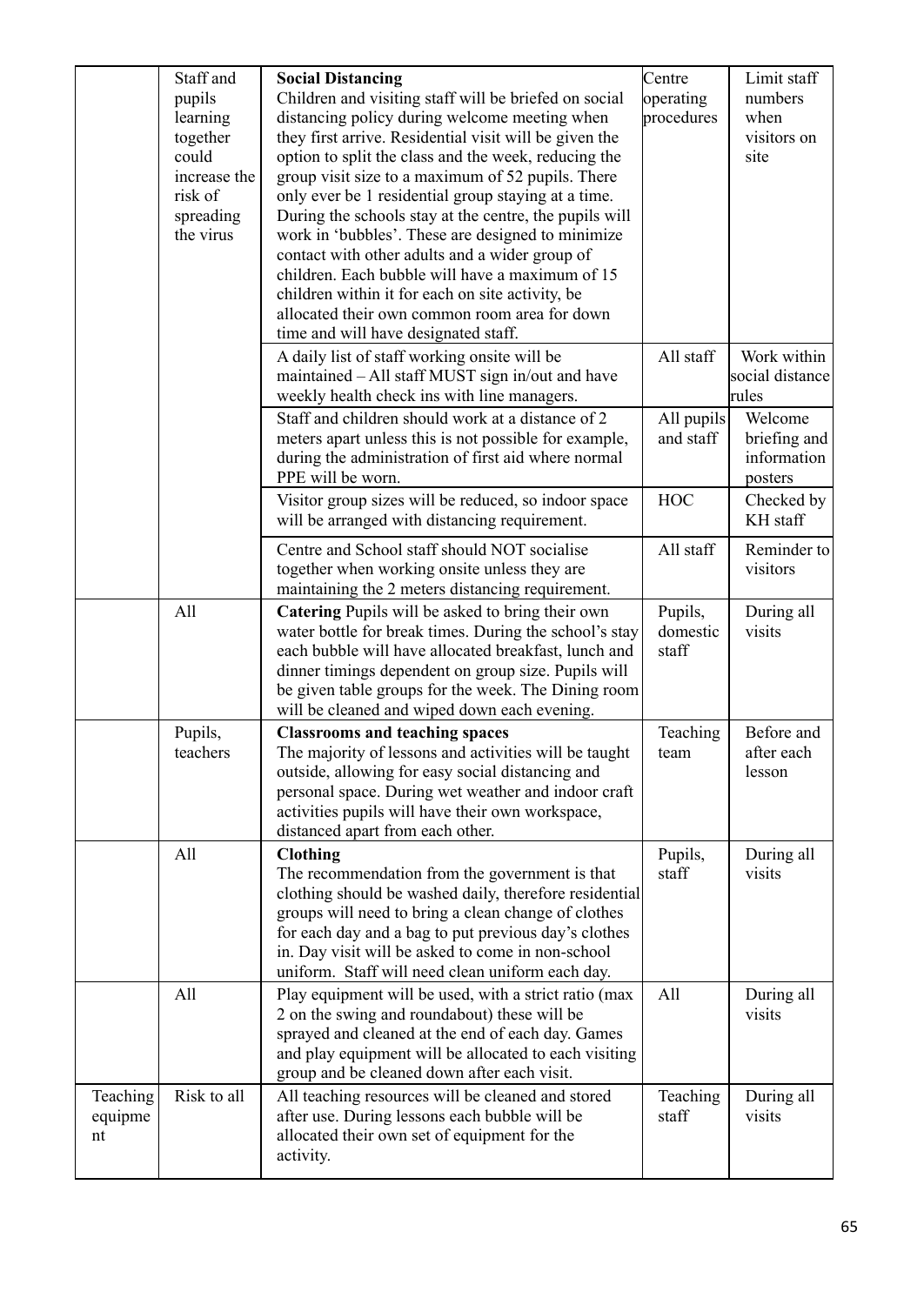| | | | | |
|---|---|---|---|---|
| | Staff and pupils learning together could increase the risk of spreading the virus | **Social Distancing** Children and visiting staff will be briefed on social distancing policy during welcome meeting when they first arrive. Residential visit will be given the option to split the class and the week, reducing the group visit size to a maximum of 52 pupils. There only ever be 1 residential group staying at a time. During the schools stay at the centre, the pupils will work in 'bubbles'. These are designed to minimize contact with other adults and a wider group of children. Each bubble will have a maximum of 15 children within it for each on site activity, be allocated their own common room area for down time and will have designated staff. | Centre operating procedures | Limit staff numbers when visitors on site |
| | | A daily list of staff working onsite will be maintained – All staff MUST sign in/out and have weekly health check ins with line managers. | All staff | Work within social distance rules |
| | | Staff and children should work at a distance of 2 meters apart unless this is not possible for example, during the administration of first aid where normal PPE will be worn. | All pupils and staff | Welcome briefing and information posters |
| | | Visitor group sizes will be reduced, so indoor space will be arranged with distancing requirement. | HOC | Checked by KH staff |
| | | Centre and School staff should NOT socialise together when working onsite unless they are maintaining the 2 meters distancing requirement. | All staff | Reminder to visitors |
| | All | **Catering** Pupils will be asked to bring their own water bottle for break times. During the school's stay each bubble will have allocated breakfast, lunch and dinner timings dependent on group size. Pupils will be given table groups for the week. The Dining room will be cleaned and wiped down each evening. | Pupils, domestic staff | During all visits |
| | Pupils, teachers | **Classrooms and teaching spaces** The majority of lessons and activities will be taught outside, allowing for easy social distancing and personal space. During wet weather and indoor craft activities pupils will have their own workspace, distanced apart from each other. | Teaching team | Before and after each lesson |
| | All | **Clothing** The recommendation from the government is that clothing should be washed daily, therefore residential groups will need to bring a clean change of clothes for each day and a bag to put previous day's clothes in. Day visit will be asked to come in non-school uniform. Staff will need clean uniform each day. | Pupils, staff | During all visits |
| | All | Play equipment will be used, with a strict ratio (max 2 on the swing and roundabout) these will be sprayed and cleaned at the end of each day. Games and play equipment will be allocated to each visiting group and be cleaned down after each visit. | All | During all visits |
| Teaching equipment | Risk to all | All teaching resources will be cleaned and stored after use. During lessons each bubble will be allocated their own set of equipment for the activity. | Teaching staff | During all visits |